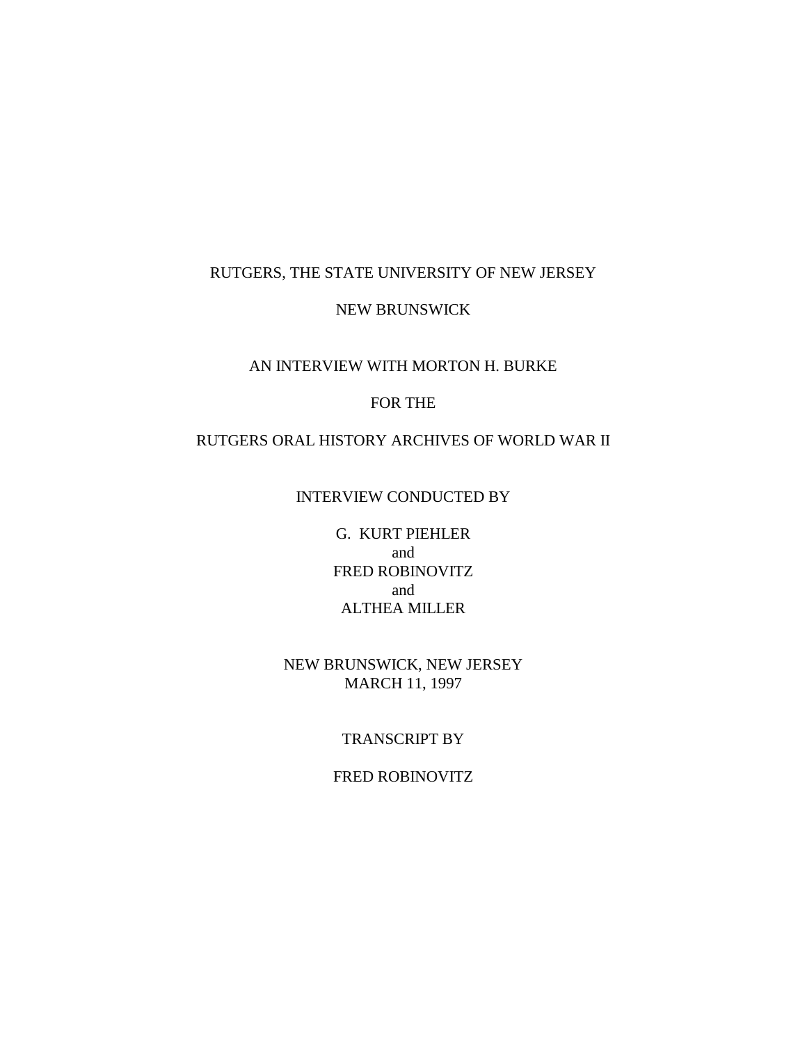RUTGERS, THE STATE UNIVERSITY OF NEW JERSEY

NEW BRUNSWICK

AN INTERVIEW WITH MORTON H. BURKE

FOR THE

RUTGERS ORAL HISTORY ARCHIVES OF WORLD WAR II

INTERVIEW CONDUCTED BY

G. KURT PIEHLER
and
FRED ROBINOVITZ
and
ALTHEA MILLER

NEW BRUNSWICK, NEW JERSEY
MARCH 11, 1997

TRANSCRIPT BY

FRED ROBINOVITZ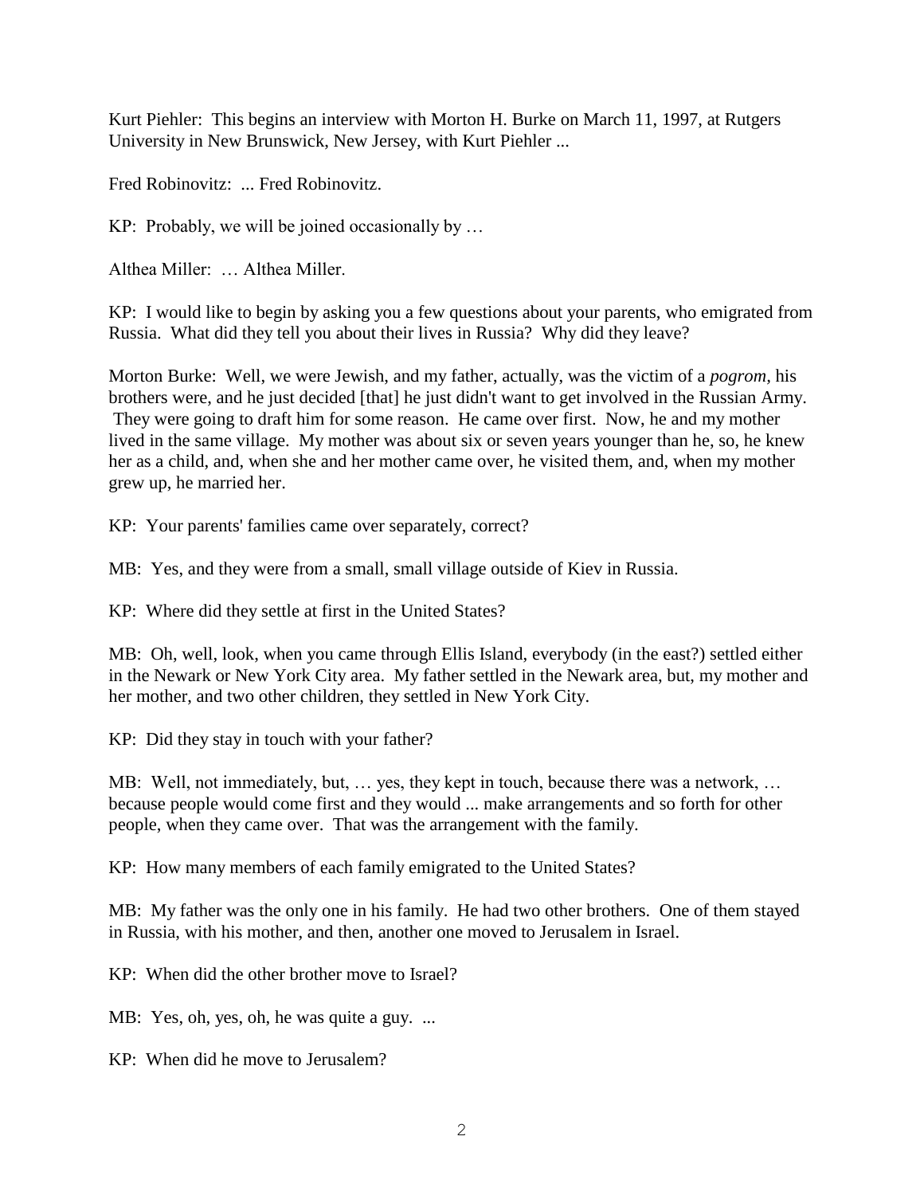Kurt Piehler: This begins an interview with Morton H. Burke on March 11, 1997, at Rutgers University in New Brunswick, New Jersey, with Kurt Piehler ...

Fred Robinovitz: ... Fred Robinovitz.

KP: Probably, we will be joined occasionally by …

Althea Miller: … Althea Miller.

KP: I would like to begin by asking you a few questions about your parents, who emigrated from Russia. What did they tell you about their lives in Russia? Why did they leave?

Morton Burke: Well, we were Jewish, and my father, actually, was the victim of a *pogrom*, his brothers were, and he just decided [that] he just didn't want to get involved in the Russian Army. They were going to draft him for some reason. He came over first. Now, he and my mother lived in the same village. My mother was about six or seven years younger than he, so, he knew her as a child, and, when she and her mother came over, he visited them, and, when my mother grew up, he married her.

KP: Your parents' families came over separately, correct?

MB: Yes, and they were from a small, small village outside of Kiev in Russia.

KP: Where did they settle at first in the United States?

MB: Oh, well, look, when you came through Ellis Island, everybody (in the east?) settled either in the Newark or New York City area. My father settled in the Newark area, but, my mother and her mother, and two other children, they settled in New York City.

KP: Did they stay in touch with your father?

MB: Well, not immediately, but, … yes, they kept in touch, because there was a network, … because people would come first and they would ... make arrangements and so forth for other people, when they came over. That was the arrangement with the family.

KP: How many members of each family emigrated to the United States?

MB: My father was the only one in his family. He had two other brothers. One of them stayed in Russia, with his mother, and then, another one moved to Jerusalem in Israel.

KP: When did the other brother move to Israel?

MB: Yes, oh, yes, oh, he was quite a guy. ...

KP: When did he move to Jerusalem?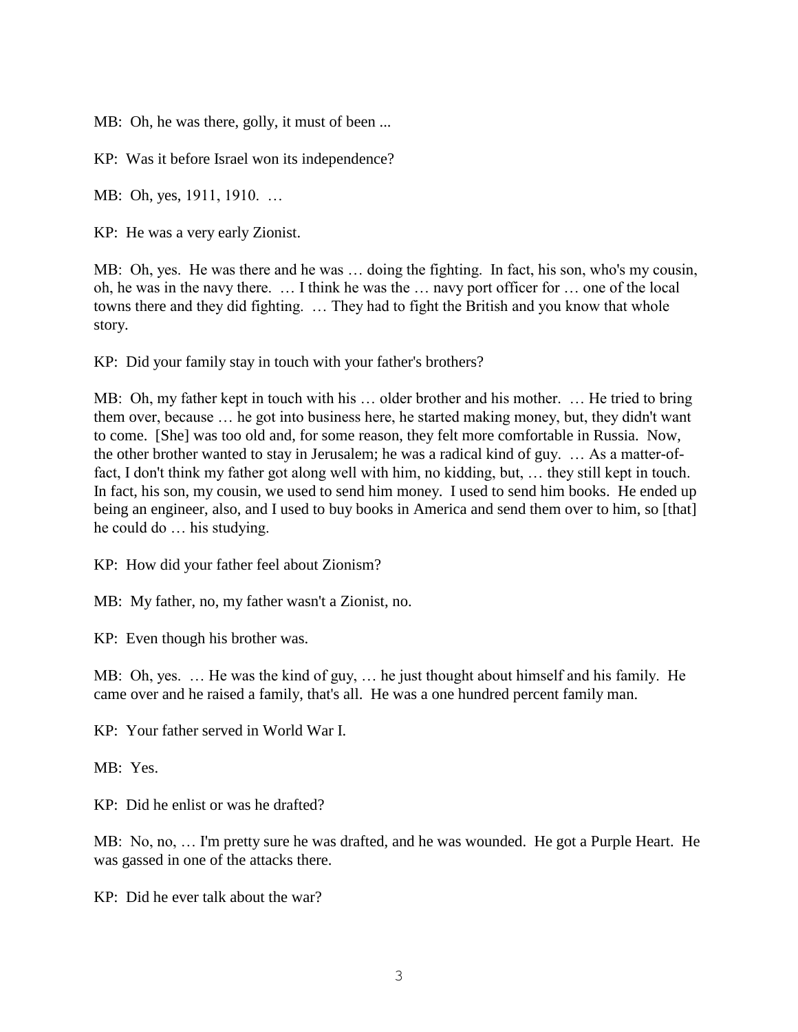MB: Oh, he was there, golly, it must of been ...

KP: Was it before Israel won its independence?

MB: Oh, yes, 1911, 1910. …

KP: He was a very early Zionist.

MB: Oh, yes. He was there and he was … doing the fighting. In fact, his son, who's my cousin, oh, he was in the navy there. … I think he was the … navy port officer for … one of the local towns there and they did fighting. … They had to fight the British and you know that whole story.

KP: Did your family stay in touch with your father's brothers?

MB: Oh, my father kept in touch with his … older brother and his mother. … He tried to bring them over, because … he got into business here, he started making money, but, they didn't want to come. [She] was too old and, for some reason, they felt more comfortable in Russia. Now, the other brother wanted to stay in Jerusalem; he was a radical kind of guy. … As a matter-of-fact, I don't think my father got along well with him, no kidding, but, … they still kept in touch. In fact, his son, my cousin, we used to send him money. I used to send him books. He ended up being an engineer, also, and I used to buy books in America and send them over to him, so [that] he could do … his studying.

KP: How did your father feel about Zionism?

MB: My father, no, my father wasn't a Zionist, no.

KP: Even though his brother was.

MB: Oh, yes. … He was the kind of guy, … he just thought about himself and his family. He came over and he raised a family, that's all. He was a one hundred percent family man.

KP: Your father served in World War I.

MB: Yes.

KP: Did he enlist or was he drafted?

MB: No, no, … I'm pretty sure he was drafted, and he was wounded. He got a Purple Heart. He was gassed in one of the attacks there.

KP: Did he ever talk about the war?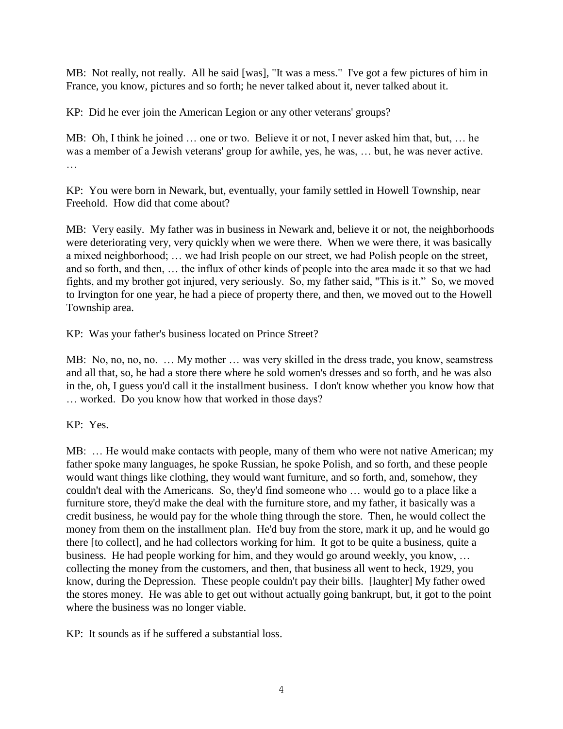MB: Not really, not really. All he said [was], "It was a mess." I've got a few pictures of him in France, you know, pictures and so forth; he never talked about it, never talked about it.

KP: Did he ever join the American Legion or any other veterans' groups?

MB: Oh, I think he joined … one or two. Believe it or not, I never asked him that, but, … he was a member of a Jewish veterans' group for awhile, yes, he was, … but, he was never active. …

KP: You were born in Newark, but, eventually, your family settled in Howell Township, near Freehold. How did that come about?

MB: Very easily. My father was in business in Newark and, believe it or not, the neighborhoods were deteriorating very, very quickly when we were there. When we were there, it was basically a mixed neighborhood; … we had Irish people on our street, we had Polish people on the street, and so forth, and then, … the influx of other kinds of people into the area made it so that we had fights, and my brother got injured, very seriously. So, my father said, "This is it." So, we moved to Irvington for one year, he had a piece of property there, and then, we moved out to the Howell Township area.

KP: Was your father's business located on Prince Street?

MB: No, no, no, no. … My mother … was very skilled in the dress trade, you know, seamstress and all that, so, he had a store there where he sold women's dresses and so forth, and he was also in the, oh, I guess you'd call it the installment business. I don't know whether you know how that … worked. Do you know how that worked in those days?

KP: Yes.

MB: … He would make contacts with people, many of them who were not native American; my father spoke many languages, he spoke Russian, he spoke Polish, and so forth, and these people would want things like clothing, they would want furniture, and so forth, and, somehow, they couldn't deal with the Americans. So, they'd find someone who … would go to a place like a furniture store, they'd make the deal with the furniture store, and my father, it basically was a credit business, he would pay for the whole thing through the store. Then, he would collect the money from them on the installment plan. He'd buy from the store, mark it up, and he would go there [to collect], and he had collectors working for him. It got to be quite a business, quite a business. He had people working for him, and they would go around weekly, you know, … collecting the money from the customers, and then, that business all went to heck, 1929, you know, during the Depression. These people couldn't pay their bills. [laughter] My father owed the stores money. He was able to get out without actually going bankrupt, but, it got to the point where the business was no longer viable.

KP: It sounds as if he suffered a substantial loss.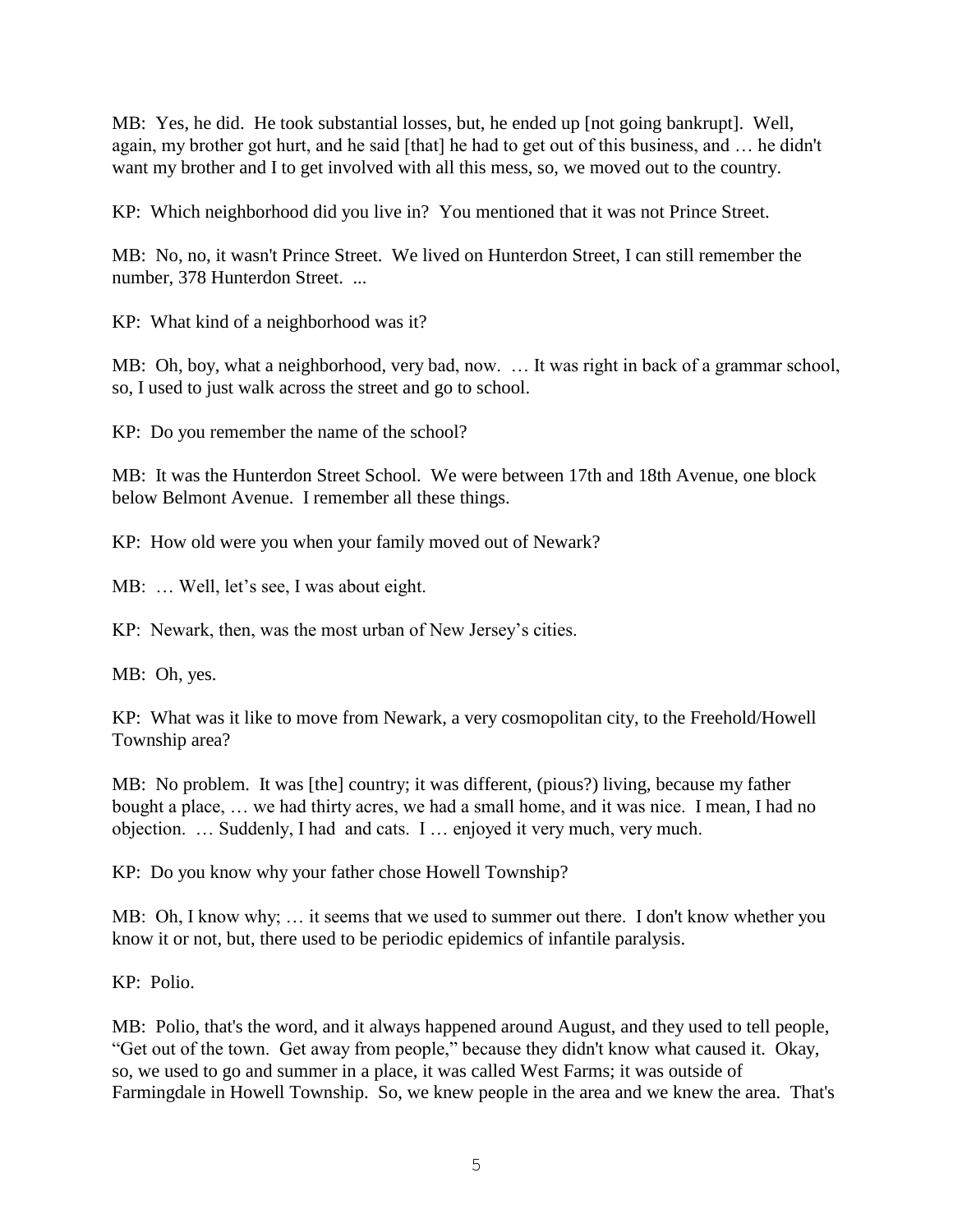MB: Yes, he did. He took substantial losses, but, he ended up [not going bankrupt]. Well, again, my brother got hurt, and he said [that] he had to get out of this business, and … he didn't want my brother and I to get involved with all this mess, so, we moved out to the country.

KP: Which neighborhood did you live in? You mentioned that it was not Prince Street.

MB: No, no, it wasn't Prince Street. We lived on Hunterdon Street, I can still remember the number, 378 Hunterdon Street. ...

KP: What kind of a neighborhood was it?

MB: Oh, boy, what a neighborhood, very bad, now. … It was right in back of a grammar school, so, I used to just walk across the street and go to school.

KP: Do you remember the name of the school?

MB: It was the Hunterdon Street School. We were between 17th and 18th Avenue, one block below Belmont Avenue. I remember all these things.

KP: How old were you when your family moved out of Newark?

MB: … Well, let's see, I was about eight.

KP: Newark, then, was the most urban of New Jersey's cities.

MB: Oh, yes.

KP: What was it like to move from Newark, a very cosmopolitan city, to the Freehold/Howell Township area?

MB: No problem. It was [the] country; it was different, (pious?) living, because my father bought a place, … we had thirty acres, we had a small home, and it was nice. I mean, I had no objection. … Suddenly, I had and cats. I … enjoyed it very much, very much.

KP: Do you know why your father chose Howell Township?

MB: Oh, I know why; … it seems that we used to summer out there. I don't know whether you know it or not, but, there used to be periodic epidemics of infantile paralysis.

KP: Polio.

MB: Polio, that's the word, and it always happened around August, and they used to tell people, "Get out of the town. Get away from people," because they didn't know what caused it. Okay, so, we used to go and summer in a place, it was called West Farms; it was outside of Farmingdale in Howell Township. So, we knew people in the area and we knew the area. That's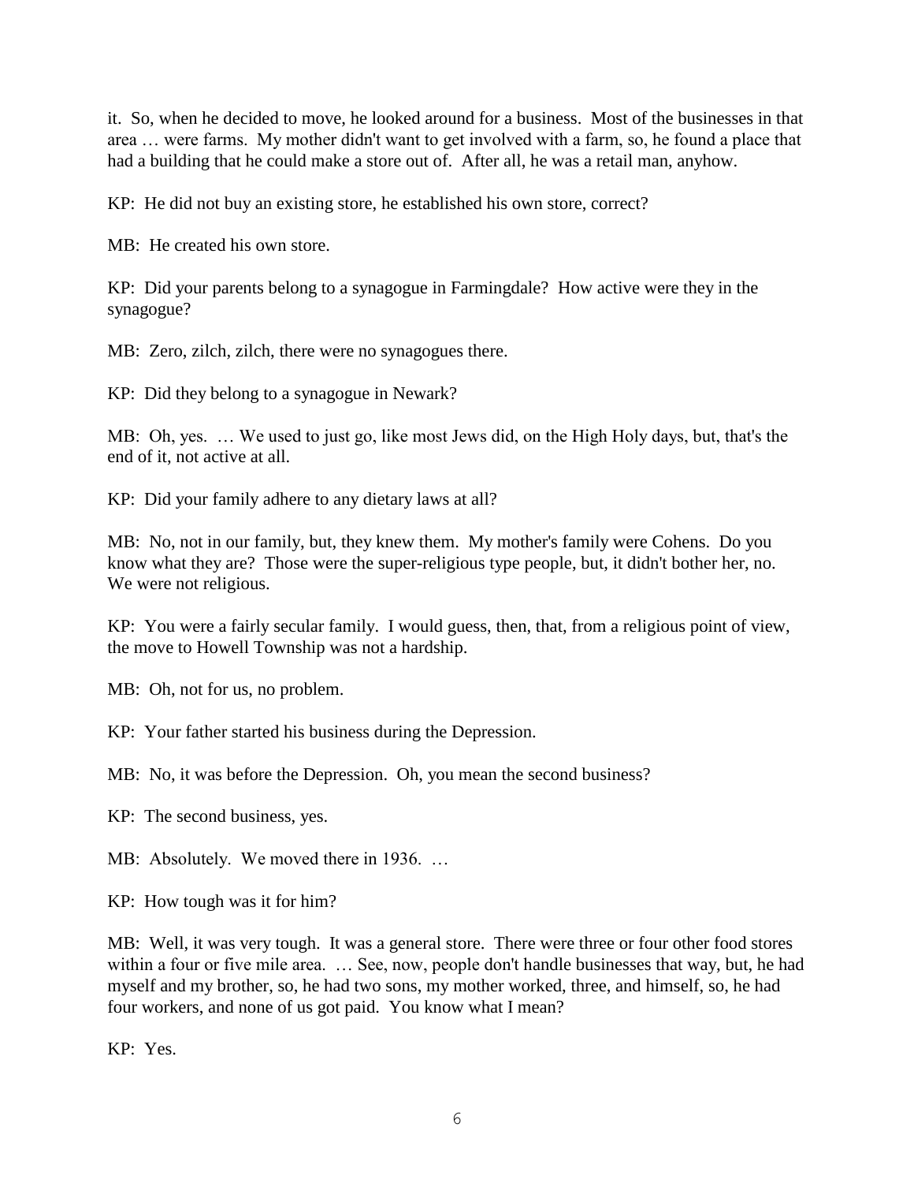it. So, when he decided to move, he looked around for a business. Most of the businesses in that area … were farms. My mother didn't want to get involved with a farm, so, he found a place that had a building that he could make a store out of. After all, he was a retail man, anyhow.

KP: He did not buy an existing store, he established his own store, correct?

MB: He created his own store.

KP: Did your parents belong to a synagogue in Farmingdale? How active were they in the synagogue?

MB: Zero, zilch, zilch, there were no synagogues there.

KP: Did they belong to a synagogue in Newark?

MB: Oh, yes. … We used to just go, like most Jews did, on the High Holy days, but, that's the end of it, not active at all.

KP: Did your family adhere to any dietary laws at all?

MB: No, not in our family, but, they knew them. My mother's family were Cohens. Do you know what they are? Those were the super-religious type people, but, it didn't bother her, no. We were not religious.

KP: You were a fairly secular family. I would guess, then, that, from a religious point of view, the move to Howell Township was not a hardship.

MB: Oh, not for us, no problem.

KP: Your father started his business during the Depression.

MB: No, it was before the Depression. Oh, you mean the second business?

KP: The second business, yes.

MB: Absolutely. We moved there in 1936. …

KP: How tough was it for him?

MB: Well, it was very tough. It was a general store. There were three or four other food stores within a four or five mile area. … See, now, people don't handle businesses that way, but, he had myself and my brother, so, he had two sons, my mother worked, three, and himself, so, he had four workers, and none of us got paid. You know what I mean?

KP: Yes.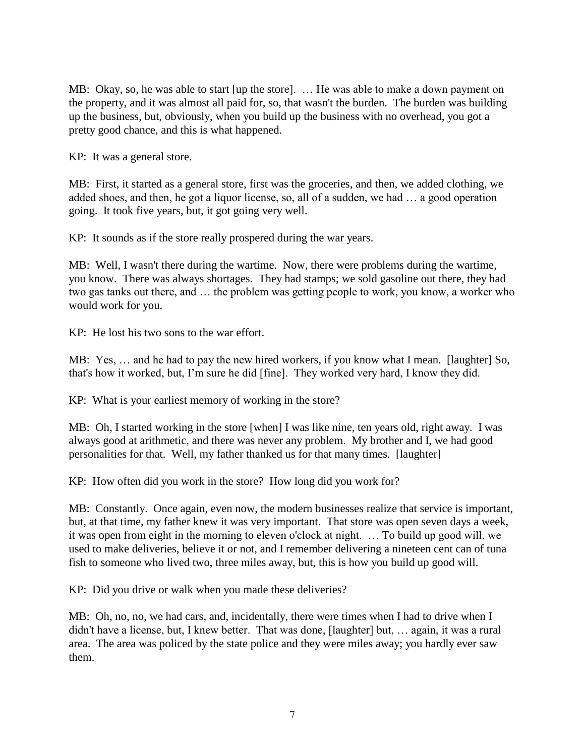MB: Okay, so, he was able to start [up the store]. … He was able to make a down payment on the property, and it was almost all paid for, so, that wasn't the burden. The burden was building up the business, but, obviously, when you build up the business with no overhead, you got a pretty good chance, and this is what happened.

KP: It was a general store.

MB: First, it started as a general store, first was the groceries, and then, we added clothing, we added shoes, and then, he got a liquor license, so, all of a sudden, we had … a good operation going. It took five years, but, it got going very well.

KP: It sounds as if the store really prospered during the war years.

MB: Well, I wasn't there during the wartime. Now, there were problems during the wartime, you know. There was always shortages. They had stamps; we sold gasoline out there, they had two gas tanks out there, and … the problem was getting people to work, you know, a worker who would work for you.

KP: He lost his two sons to the war effort.

MB: Yes, … and he had to pay the new hired workers, if you know what I mean. [laughter] So, that's how it worked, but, I'm sure he did [fine]. They worked very hard, I know they did.

KP: What is your earliest memory of working in the store?

MB: Oh, I started working in the store [when] I was like nine, ten years old, right away. I was always good at arithmetic, and there was never any problem. My brother and I, we had good personalities for that. Well, my father thanked us for that many times. [laughter]

KP: How often did you work in the store? How long did you work for?

MB: Constantly. Once again, even now, the modern businesses realize that service is important, but, at that time, my father knew it was very important. That store was open seven days a week, it was open from eight in the morning to eleven o'clock at night. … To build up good will, we used to make deliveries, believe it or not, and I remember delivering a nineteen cent can of tuna fish to someone who lived two, three miles away, but, this is how you build up good will.

KP: Did you drive or walk when you made these deliveries?

MB: Oh, no, no, we had cars, and, incidentally, there were times when I had to drive when I didn't have a license, but, I knew better. That was done, [laughter] but, … again, it was a rural area. The area was policed by the state police and they were miles away; you hardly ever saw them.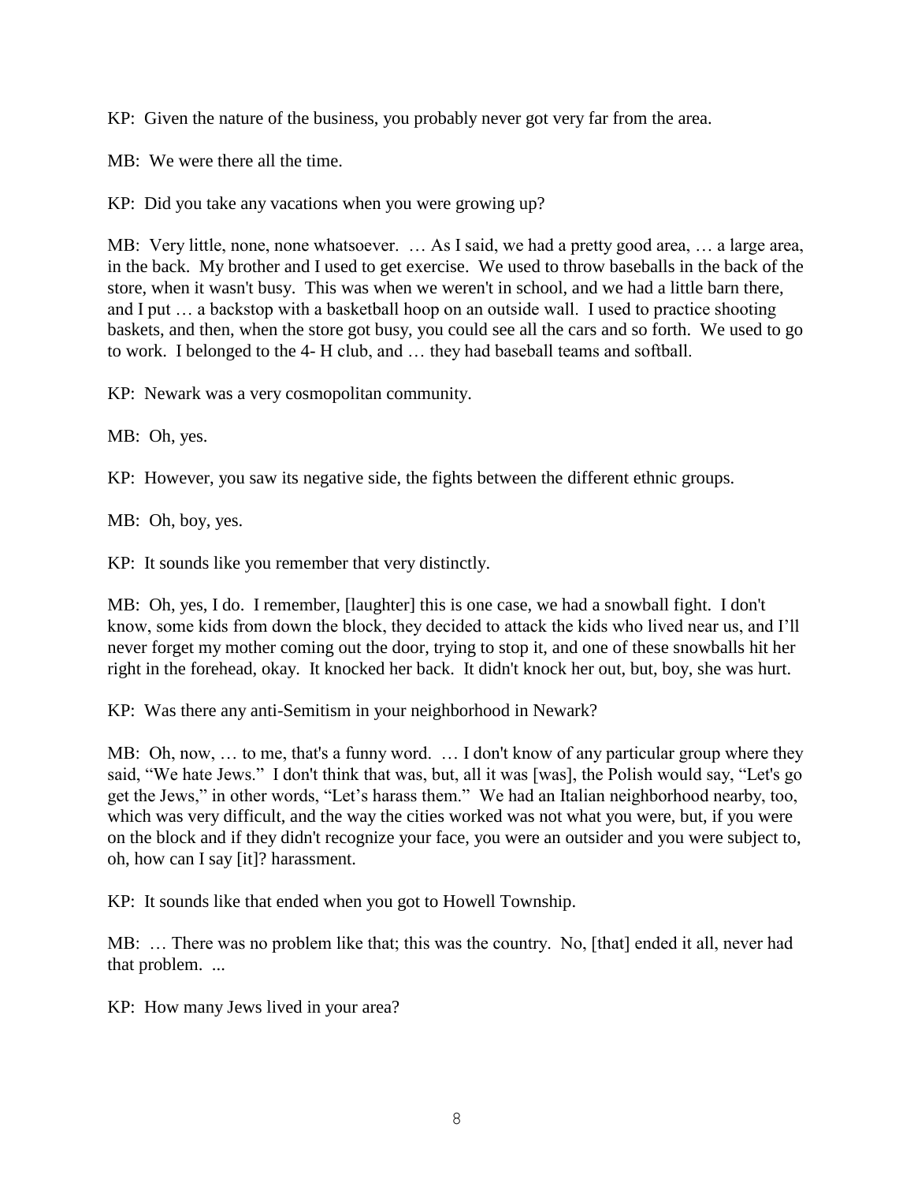KP: Given the nature of the business, you probably never got very far from the area.

MB: We were there all the time.

KP: Did you take any vacations when you were growing up?

MB: Very little, none, none whatsoever. … As I said, we had a pretty good area, … a large area, in the back. My brother and I used to get exercise. We used to throw baseballs in the back of the store, when it wasn't busy. This was when we weren't in school, and we had a little barn there, and I put … a backstop with a basketball hoop on an outside wall. I used to practice shooting baskets, and then, when the store got busy, you could see all the cars and so forth. We used to go to work. I belonged to the 4- H club, and … they had baseball teams and softball.

KP: Newark was a very cosmopolitan community.

MB: Oh, yes.

KP: However, you saw its negative side, the fights between the different ethnic groups.

MB: Oh, boy, yes.

KP: It sounds like you remember that very distinctly.

MB: Oh, yes, I do. I remember, [laughter] this is one case, we had a snowball fight. I don't know, some kids from down the block, they decided to attack the kids who lived near us, and I'll never forget my mother coming out the door, trying to stop it, and one of these snowballs hit her right in the forehead, okay. It knocked her back. It didn't knock her out, but, boy, she was hurt.

KP: Was there any anti-Semitism in your neighborhood in Newark?

MB: Oh, now, … to me, that's a funny word. … I don't know of any particular group where they said, "We hate Jews." I don't think that was, but, all it was [was], the Polish would say, "Let's go get the Jews," in other words, "Let's harass them." We had an Italian neighborhood nearby, too, which was very difficult, and the way the cities worked was not what you were, but, if you were on the block and if they didn't recognize your face, you were an outsider and you were subject to, oh, how can I say [it]? harassment.

KP: It sounds like that ended when you got to Howell Township.

MB: … There was no problem like that; this was the country. No, [that] ended it all, never had that problem. ...

KP: How many Jews lived in your area?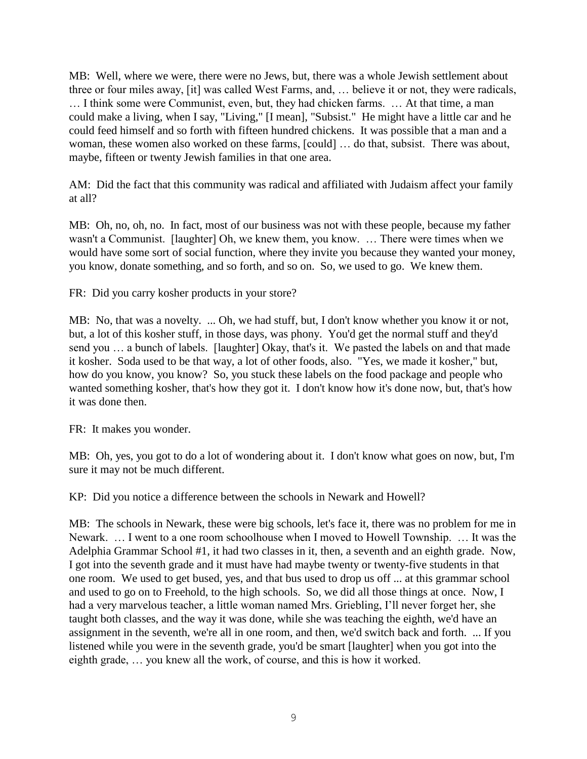MB: Well, where we were, there were no Jews, but, there was a whole Jewish settlement about three or four miles away, [it] was called West Farms, and, … believe it or not, they were radicals, … I think some were Communist, even, but, they had chicken farms. … At that time, a man could make a living, when I say, "Living," [I mean], "Subsist." He might have a little car and he could feed himself and so forth with fifteen hundred chickens. It was possible that a man and a woman, these women also worked on these farms, [could] … do that, subsist. There was about, maybe, fifteen or twenty Jewish families in that one area.

AM: Did the fact that this community was radical and affiliated with Judaism affect your family at all?

MB: Oh, no, oh, no. In fact, most of our business was not with these people, because my father wasn't a Communist. [laughter] Oh, we knew them, you know. … There were times when we would have some sort of social function, where they invite you because they wanted your money, you know, donate something, and so forth, and so on. So, we used to go. We knew them.

FR: Did you carry kosher products in your store?

MB: No, that was a novelty. ... Oh, we had stuff, but, I don't know whether you know it or not, but, a lot of this kosher stuff, in those days, was phony. You'd get the normal stuff and they'd send you … a bunch of labels. [laughter] Okay, that's it. We pasted the labels on and that made it kosher. Soda used to be that way, a lot of other foods, also. "Yes, we made it kosher," but, how do you know, you know? So, you stuck these labels on the food package and people who wanted something kosher, that's how they got it. I don't know how it's done now, but, that's how it was done then.

FR: It makes you wonder.

MB: Oh, yes, you got to do a lot of wondering about it. I don't know what goes on now, but, I'm sure it may not be much different.

KP: Did you notice a difference between the schools in Newark and Howell?

MB: The schools in Newark, these were big schools, let's face it, there was no problem for me in Newark. … I went to a one room schoolhouse when I moved to Howell Township. … It was the Adelphia Grammar School #1, it had two classes in it, then, a seventh and an eighth grade. Now, I got into the seventh grade and it must have had maybe twenty or twenty-five students in that one room. We used to get bused, yes, and that bus used to drop us off ... at this grammar school and used to go on to Freehold, to the high schools. So, we did all those things at once. Now, I had a very marvelous teacher, a little woman named Mrs. Griebling, I'll never forget her, she taught both classes, and the way it was done, while she was teaching the eighth, we'd have an assignment in the seventh, we're all in one room, and then, we'd switch back and forth. ... If you listened while you were in the seventh grade, you'd be smart [laughter] when you got into the eighth grade, … you knew all the work, of course, and this is how it worked.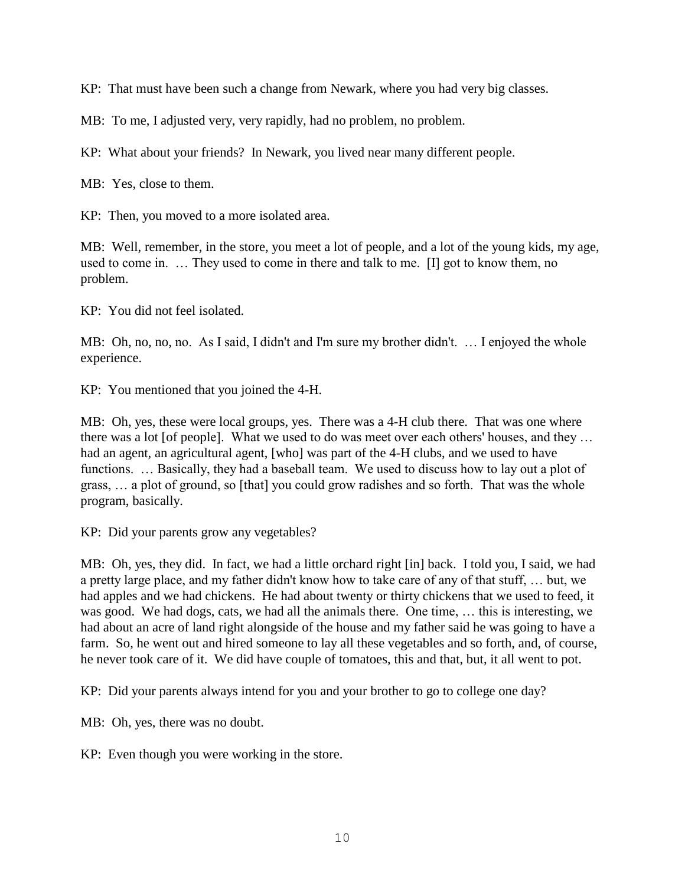KP: That must have been such a change from Newark, where you had very big classes.

MB: To me, I adjusted very, very rapidly, had no problem, no problem.

KP: What about your friends? In Newark, you lived near many different people.

MB: Yes, close to them.

KP: Then, you moved to a more isolated area.

MB: Well, remember, in the store, you meet a lot of people, and a lot of the young kids, my age, used to come in. … They used to come in there and talk to me. [I] got to know them, no problem.

KP: You did not feel isolated.

MB: Oh, no, no, no. As I said, I didn't and I'm sure my brother didn't. … I enjoyed the whole experience.

KP: You mentioned that you joined the 4-H.

MB: Oh, yes, these were local groups, yes. There was a 4-H club there. That was one where there was a lot [of people]. What we used to do was meet over each others' houses, and they … had an agent, an agricultural agent, [who] was part of the 4-H clubs, and we used to have functions. … Basically, they had a baseball team. We used to discuss how to lay out a plot of grass, … a plot of ground, so [that] you could grow radishes and so forth. That was the whole program, basically.

KP: Did your parents grow any vegetables?

MB: Oh, yes, they did. In fact, we had a little orchard right [in] back. I told you, I said, we had a pretty large place, and my father didn't know how to take care of any of that stuff, … but, we had apples and we had chickens. He had about twenty or thirty chickens that we used to feed, it was good. We had dogs, cats, we had all the animals there. One time, … this is interesting, we had about an acre of land right alongside of the house and my father said he was going to have a farm. So, he went out and hired someone to lay all these vegetables and so forth, and, of course, he never took care of it. We did have couple of tomatoes, this and that, but, it all went to pot.

KP: Did your parents always intend for you and your brother to go to college one day?

MB: Oh, yes, there was no doubt.

KP: Even though you were working in the store.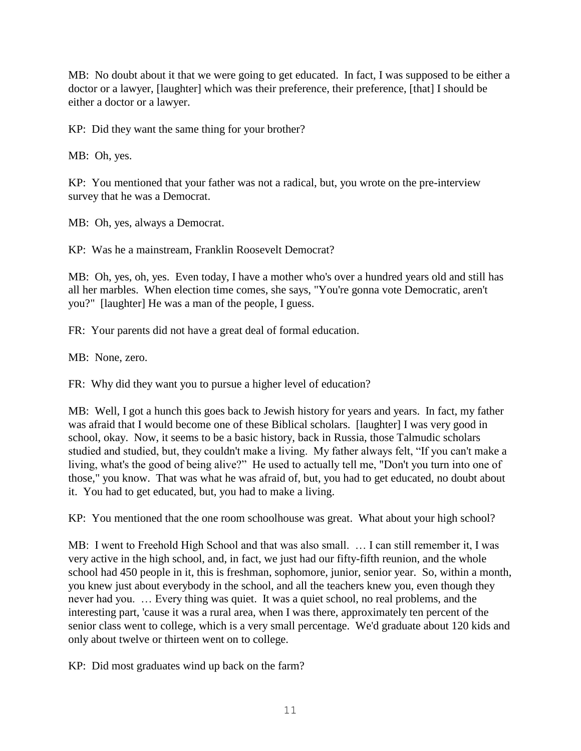MB: No doubt about it that we were going to get educated. In fact, I was supposed to be either a doctor or a lawyer, [laughter] which was their preference, their preference, [that] I should be either a doctor or a lawyer.

KP: Did they want the same thing for your brother?

MB: Oh, yes.

KP: You mentioned that your father was not a radical, but, you wrote on the pre-interview survey that he was a Democrat.

MB: Oh, yes, always a Democrat.

KP: Was he a mainstream, Franklin Roosevelt Democrat?

MB: Oh, yes, oh, yes. Even today, I have a mother who's over a hundred years old and still has all her marbles. When election time comes, she says, "You're gonna vote Democratic, aren't you?" [laughter] He was a man of the people, I guess.

FR: Your parents did not have a great deal of formal education.

MB: None, zero.

FR: Why did they want you to pursue a higher level of education?

MB: Well, I got a hunch this goes back to Jewish history for years and years. In fact, my father was afraid that I would become one of these Biblical scholars. [laughter] I was very good in school, okay. Now, it seems to be a basic history, back in Russia, those Talmudic scholars studied and studied, but, they couldn't make a living. My father always felt, "If you can't make a living, what's the good of being alive?" He used to actually tell me, "Don't you turn into one of those," you know. That was what he was afraid of, but, you had to get educated, no doubt about it. You had to get educated, but, you had to make a living.

KP: You mentioned that the one room schoolhouse was great. What about your high school?

MB: I went to Freehold High School and that was also small. … I can still remember it, I was very active in the high school, and, in fact, we just had our fifty-fifth reunion, and the whole school had 450 people in it, this is freshman, sophomore, junior, senior year. So, within a month, you knew just about everybody in the school, and all the teachers knew you, even though they never had you. … Every thing was quiet. It was a quiet school, no real problems, and the interesting part, 'cause it was a rural area, when I was there, approximately ten percent of the senior class went to college, which is a very small percentage. We'd graduate about 120 kids and only about twelve or thirteen went on to college.

KP: Did most graduates wind up back on the farm?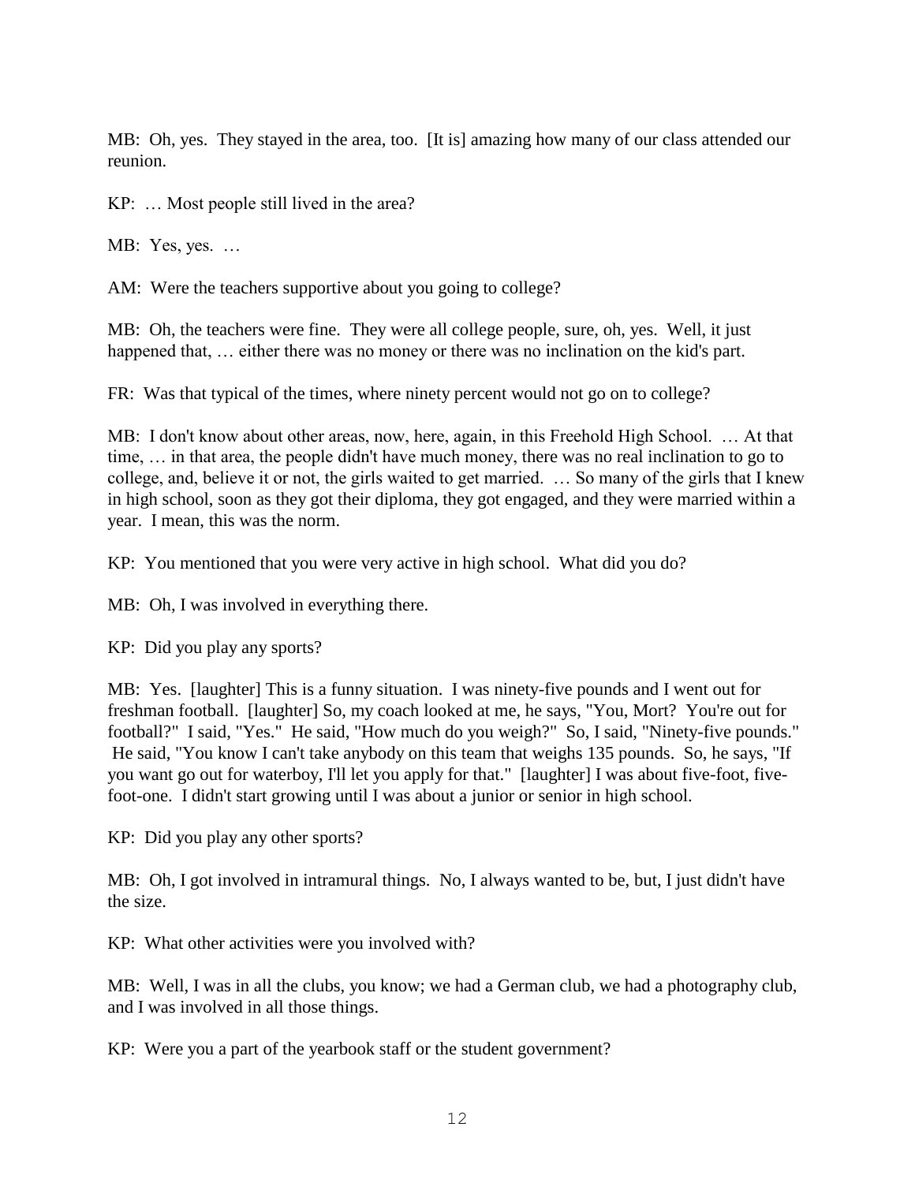MB: Oh, yes. They stayed in the area, too. [It is] amazing how many of our class attended our reunion.

KP: … Most people still lived in the area?

MB: Yes, yes. …

AM: Were the teachers supportive about you going to college?

MB: Oh, the teachers were fine. They were all college people, sure, oh, yes. Well, it just happened that, … either there was no money or there was no inclination on the kid's part.

FR: Was that typical of the times, where ninety percent would not go on to college?

MB: I don't know about other areas, now, here, again, in this Freehold High School. … At that time, … in that area, the people didn't have much money, there was no real inclination to go to college, and, believe it or not, the girls waited to get married. … So many of the girls that I knew in high school, soon as they got their diploma, they got engaged, and they were married within a year. I mean, this was the norm.

KP: You mentioned that you were very active in high school. What did you do?

MB: Oh, I was involved in everything there.

KP: Did you play any sports?

MB: Yes. [laughter] This is a funny situation. I was ninety-five pounds and I went out for freshman football. [laughter] So, my coach looked at me, he says, "You, Mort? You're out for football?" I said, "Yes." He said, "How much do you weigh?" So, I said, "Ninety-five pounds." He said, "You know I can't take anybody on this team that weighs 135 pounds. So, he says, "If you want go out for waterboy, I'll let you apply for that." [laughter] I was about five-foot, five-foot-one. I didn't start growing until I was about a junior or senior in high school.

KP: Did you play any other sports?

MB: Oh, I got involved in intramural things. No, I always wanted to be, but, I just didn't have the size.

KP: What other activities were you involved with?

MB: Well, I was in all the clubs, you know; we had a German club, we had a photography club, and I was involved in all those things.

KP: Were you a part of the yearbook staff or the student government?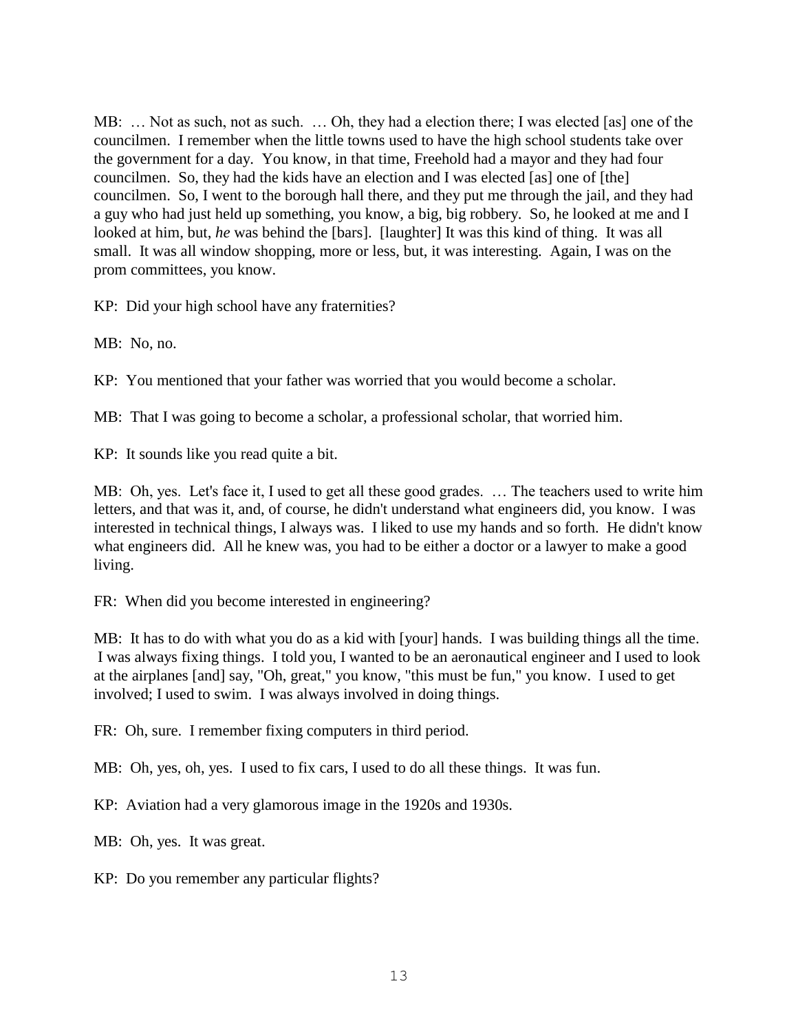MB: … Not as such, not as such. … Oh, they had a election there; I was elected [as] one of the councilmen. I remember when the little towns used to have the high school students take over the government for a day. You know, in that time, Freehold had a mayor and they had four councilmen. So, they had the kids have an election and I was elected [as] one of [the] councilmen. So, I went to the borough hall there, and they put me through the jail, and they had a guy who had just held up something, you know, a big, big robbery. So, he looked at me and I looked at him, but, *he* was behind the [bars]. [laughter] It was this kind of thing. It was all small. It was all window shopping, more or less, but, it was interesting. Again, I was on the prom committees, you know.

KP: Did your high school have any fraternities?

MB: No, no.

KP: You mentioned that your father was worried that you would become a scholar.

MB: That I was going to become a scholar, a professional scholar, that worried him.

KP: It sounds like you read quite a bit.

MB: Oh, yes. Let's face it, I used to get all these good grades. … The teachers used to write him letters, and that was it, and, of course, he didn't understand what engineers did, you know. I was interested in technical things, I always was. I liked to use my hands and so forth. He didn't know what engineers did. All he knew was, you had to be either a doctor or a lawyer to make a good living.

FR: When did you become interested in engineering?

MB: It has to do with what you do as a kid with [your] hands. I was building things all the time. I was always fixing things. I told you, I wanted to be an aeronautical engineer and I used to look at the airplanes [and] say, "Oh, great," you know, "this must be fun," you know. I used to get involved; I used to swim. I was always involved in doing things.

FR: Oh, sure. I remember fixing computers in third period.

MB: Oh, yes, oh, yes. I used to fix cars, I used to do all these things. It was fun.

KP: Aviation had a very glamorous image in the 1920s and 1930s.

MB: Oh, yes. It was great.

KP: Do you remember any particular flights?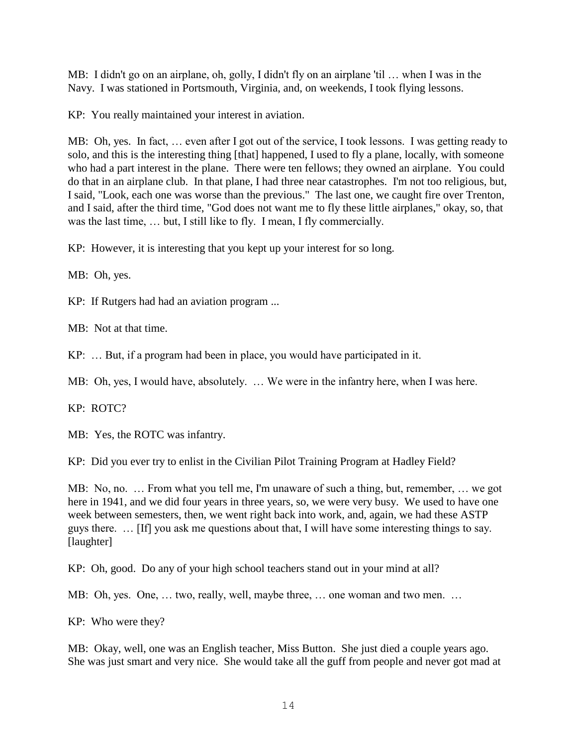MB: I didn't go on an airplane, oh, golly, I didn't fly on an airplane 'til … when I was in the Navy. I was stationed in Portsmouth, Virginia, and, on weekends, I took flying lessons.

KP: You really maintained your interest in aviation.

MB: Oh, yes. In fact, … even after I got out of the service, I took lessons. I was getting ready to solo, and this is the interesting thing [that] happened, I used to fly a plane, locally, with someone who had a part interest in the plane. There were ten fellows; they owned an airplane. You could do that in an airplane club. In that plane, I had three near catastrophes. I'm not too religious, but, I said, "Look, each one was worse than the previous." The last one, we caught fire over Trenton, and I said, after the third time, "God does not want me to fly these little airplanes," okay, so, that was the last time, … but, I still like to fly. I mean, I fly commercially.

KP: However, it is interesting that you kept up your interest for so long.

MB: Oh, yes.

KP: If Rutgers had had an aviation program ...

MB: Not at that time.

KP: … But, if a program had been in place, you would have participated in it.

MB: Oh, yes, I would have, absolutely. … We were in the infantry here, when I was here.

KP: ROTC?

MB: Yes, the ROTC was infantry.

KP: Did you ever try to enlist in the Civilian Pilot Training Program at Hadley Field?

MB: No, no. … From what you tell me, I'm unaware of such a thing, but, remember, … we got here in 1941, and we did four years in three years, so, we were very busy. We used to have one week between semesters, then, we went right back into work, and, again, we had these ASTP guys there. … [If] you ask me questions about that, I will have some interesting things to say. [laughter]

KP: Oh, good. Do any of your high school teachers stand out in your mind at all?

MB: Oh, yes. One, … two, really, well, maybe three, … one woman and two men. …

KP: Who were they?

MB: Okay, well, one was an English teacher, Miss Button. She just died a couple years ago. She was just smart and very nice. She would take all the guff from people and never got mad at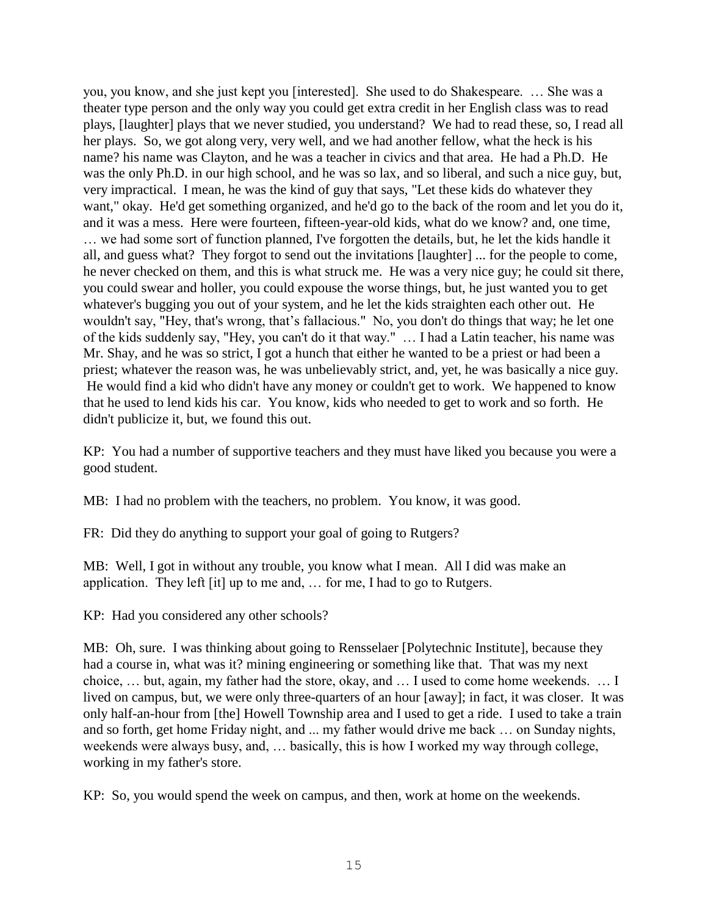you, you know, and she just kept you [interested]. She used to do Shakespeare. … She was a theater type person and the only way you could get extra credit in her English class was to read plays, [laughter] plays that we never studied, you understand? We had to read these, so, I read all her plays. So, we got along very, very well, and we had another fellow, what the heck is his name? his name was Clayton, and he was a teacher in civics and that area. He had a Ph.D. He was the only Ph.D. in our high school, and he was so lax, and so liberal, and such a nice guy, but, very impractical. I mean, he was the kind of guy that says, "Let these kids do whatever they want," okay. He'd get something organized, and he'd go to the back of the room and let you do it, and it was a mess. Here were fourteen, fifteen-year-old kids, what do we know? and, one time, … we had some sort of function planned, I've forgotten the details, but, he let the kids handle it all, and guess what? They forgot to send out the invitations [laughter] ... for the people to come, he never checked on them, and this is what struck me. He was a very nice guy; he could sit there, you could swear and holler, you could expouse the worse things, but, he just wanted you to get whatever's bugging you out of your system, and he let the kids straighten each other out. He wouldn't say, "Hey, that's wrong, that's fallacious." No, you don't do things that way; he let one of the kids suddenly say, "Hey, you can't do it that way." … I had a Latin teacher, his name was Mr. Shay, and he was so strict, I got a hunch that either he wanted to be a priest or had been a priest; whatever the reason was, he was unbelievably strict, and, yet, he was basically a nice guy. He would find a kid who didn't have any money or couldn't get to work. We happened to know that he used to lend kids his car. You know, kids who needed to get to work and so forth. He didn't publicize it, but, we found this out.

KP: You had a number of supportive teachers and they must have liked you because you were a good student.

MB: I had no problem with the teachers, no problem. You know, it was good.

FR: Did they do anything to support your goal of going to Rutgers?

MB: Well, I got in without any trouble, you know what I mean. All I did was make an application. They left [it] up to me and, … for me, I had to go to Rutgers.

KP: Had you considered any other schools?

MB: Oh, sure. I was thinking about going to Rensselaer [Polytechnic Institute], because they had a course in, what was it? mining engineering or something like that. That was my next choice, … but, again, my father had the store, okay, and … I used to come home weekends. … I lived on campus, but, we were only three-quarters of an hour [away]; in fact, it was closer. It was only half-an-hour from [the] Howell Township area and I used to get a ride. I used to take a train and so forth, get home Friday night, and ... my father would drive me back … on Sunday nights, weekends were always busy, and, … basically, this is how I worked my way through college, working in my father's store.

KP: So, you would spend the week on campus, and then, work at home on the weekends.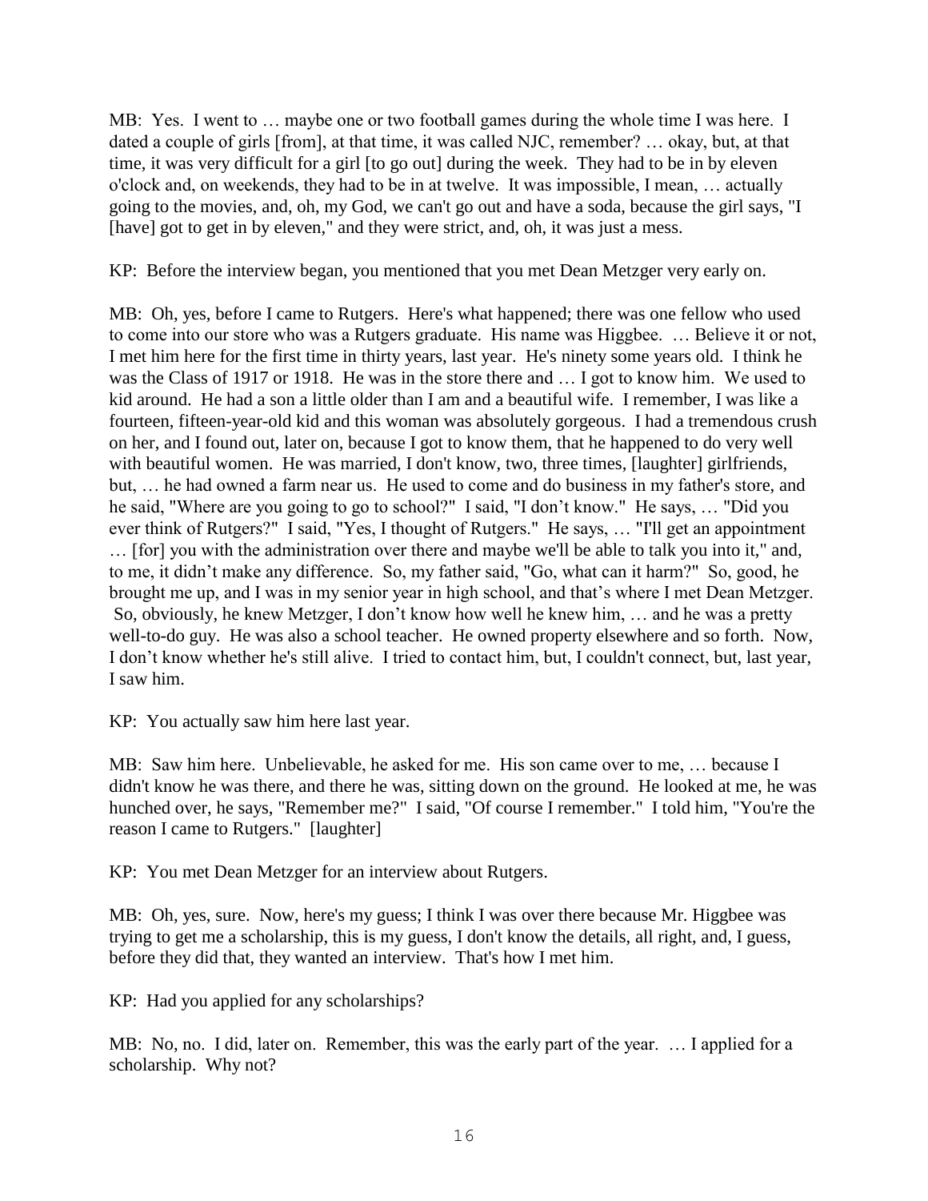MB: Yes. I went to … maybe one or two football games during the whole time I was here. I dated a couple of girls [from], at that time, it was called NJC, remember? … okay, but, at that time, it was very difficult for a girl [to go out] during the week. They had to be in by eleven o'clock and, on weekends, they had to be in at twelve. It was impossible, I mean, … actually going to the movies, and, oh, my God, we can't go out and have a soda, because the girl says, "I [have] got to get in by eleven," and they were strict, and, oh, it was just a mess.

KP: Before the interview began, you mentioned that you met Dean Metzger very early on.

MB: Oh, yes, before I came to Rutgers. Here's what happened; there was one fellow who used to come into our store who was a Rutgers graduate. His name was Higgbee. … Believe it or not, I met him here for the first time in thirty years, last year. He's ninety some years old. I think he was the Class of 1917 or 1918. He was in the store there and … I got to know him. We used to kid around. He had a son a little older than I am and a beautiful wife. I remember, I was like a fourteen, fifteen-year-old kid and this woman was absolutely gorgeous. I had a tremendous crush on her, and I found out, later on, because I got to know them, that he happened to do very well with beautiful women. He was married, I don't know, two, three times, [laughter] girlfriends, but, … he had owned a farm near us. He used to come and do business in my father's store, and he said, "Where are you going to go to school?" I said, "I don't know." He says, … "Did you ever think of Rutgers?" I said, "Yes, I thought of Rutgers." He says, … "I'll get an appointment … [for] you with the administration over there and maybe we'll be able to talk you into it," and, to me, it didn't make any difference. So, my father said, "Go, what can it harm?" So, good, he brought me up, and I was in my senior year in high school, and that's where I met Dean Metzger. So, obviously, he knew Metzger, I don't know how well he knew him, … and he was a pretty well-to-do guy. He was also a school teacher. He owned property elsewhere and so forth. Now, I don't know whether he's still alive. I tried to contact him, but, I couldn't connect, but, last year, I saw him.

KP: You actually saw him here last year.

MB: Saw him here. Unbelievable, he asked for me. His son came over to me, … because I didn't know he was there, and there he was, sitting down on the ground. He looked at me, he was hunched over, he says, "Remember me?" I said, "Of course I remember." I told him, "You're the reason I came to Rutgers." [laughter]

KP: You met Dean Metzger for an interview about Rutgers.

MB: Oh, yes, sure. Now, here's my guess; I think I was over there because Mr. Higgbee was trying to get me a scholarship, this is my guess, I don't know the details, all right, and, I guess, before they did that, they wanted an interview. That's how I met him.

KP: Had you applied for any scholarships?

MB: No, no. I did, later on. Remember, this was the early part of the year. … I applied for a scholarship. Why not?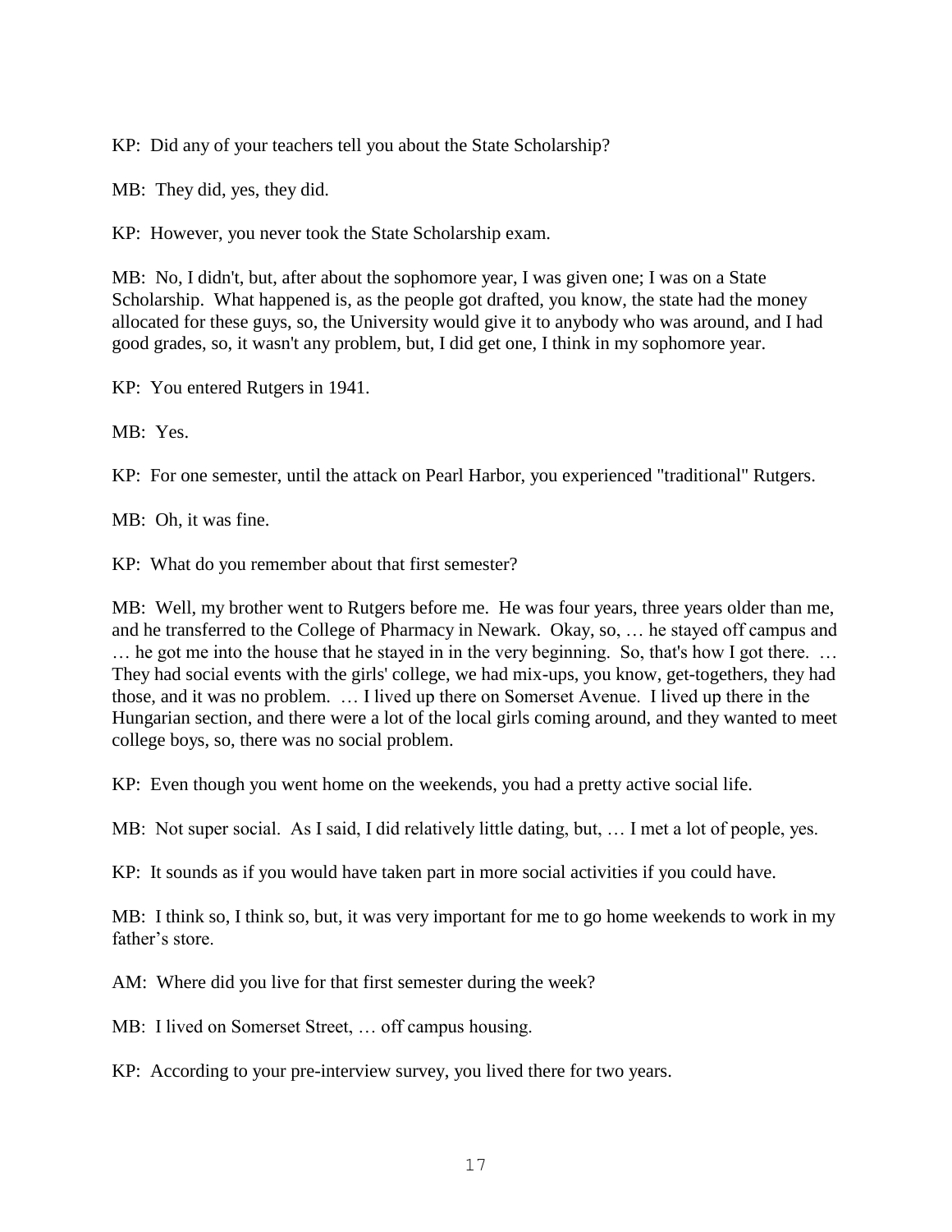KP: Did any of your teachers tell you about the State Scholarship?

MB: They did, yes, they did.

KP: However, you never took the State Scholarship exam.

MB: No, I didn't, but, after about the sophomore year, I was given one; I was on a State Scholarship. What happened is, as the people got drafted, you know, the state had the money allocated for these guys, so, the University would give it to anybody who was around, and I had good grades, so, it wasn't any problem, but, I did get one, I think in my sophomore year.

KP: You entered Rutgers in 1941.

MB: Yes.

KP: For one semester, until the attack on Pearl Harbor, you experienced "traditional" Rutgers.

MB: Oh, it was fine.

KP: What do you remember about that first semester?

MB: Well, my brother went to Rutgers before me. He was four years, three years older than me, and he transferred to the College of Pharmacy in Newark. Okay, so, … he stayed off campus and … he got me into the house that he stayed in in the very beginning. So, that's how I got there. … They had social events with the girls' college, we had mix-ups, you know, get-togethers, they had those, and it was no problem. … I lived up there on Somerset Avenue. I lived up there in the Hungarian section, and there were a lot of the local girls coming around, and they wanted to meet college boys, so, there was no social problem.

KP: Even though you went home on the weekends, you had a pretty active social life.

MB: Not super social. As I said, I did relatively little dating, but, … I met a lot of people, yes.

KP: It sounds as if you would have taken part in more social activities if you could have.

MB: I think so, I think so, but, it was very important for me to go home weekends to work in my father's store.

AM: Where did you live for that first semester during the week?

MB: I lived on Somerset Street, … off campus housing.

KP: According to your pre-interview survey, you lived there for two years.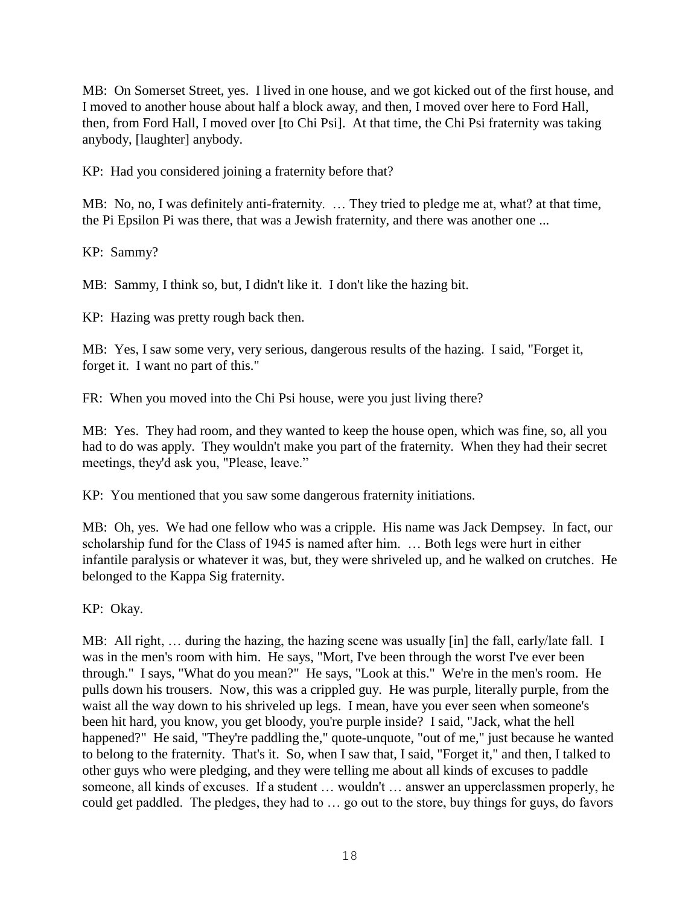MB: On Somerset Street, yes. I lived in one house, and we got kicked out of the first house, and I moved to another house about half a block away, and then, I moved over here to Ford Hall, then, from Ford Hall, I moved over [to Chi Psi]. At that time, the Chi Psi fraternity was taking anybody, [laughter] anybody.

KP: Had you considered joining a fraternity before that?

MB: No, no, I was definitely anti-fraternity. … They tried to pledge me at, what? at that time, the Pi Epsilon Pi was there, that was a Jewish fraternity, and there was another one ...

KP: Sammy?

MB: Sammy, I think so, but, I didn't like it. I don't like the hazing bit.

KP: Hazing was pretty rough back then.

MB: Yes, I saw some very, very serious, dangerous results of the hazing. I said, "Forget it, forget it. I want no part of this."

FR: When you moved into the Chi Psi house, were you just living there?

MB: Yes. They had room, and they wanted to keep the house open, which was fine, so, all you had to do was apply. They wouldn't make you part of the fraternity. When they had their secret meetings, they'd ask you, "Please, leave."

KP: You mentioned that you saw some dangerous fraternity initiations.

MB: Oh, yes. We had one fellow who was a cripple. His name was Jack Dempsey. In fact, our scholarship fund for the Class of 1945 is named after him. … Both legs were hurt in either infantile paralysis or whatever it was, but, they were shriveled up, and he walked on crutches. He belonged to the Kappa Sig fraternity.

KP: Okay.

MB: All right, … during the hazing, the hazing scene was usually [in] the fall, early/late fall. I was in the men's room with him. He says, "Mort, I've been through the worst I've ever been through." I says, "What do you mean?" He says, "Look at this." We're in the men's room. He pulls down his trousers. Now, this was a crippled guy. He was purple, literally purple, from the waist all the way down to his shriveled up legs. I mean, have you ever seen when someone's been hit hard, you know, you get bloody, you're purple inside? I said, "Jack, what the hell happened?" He said, "They're paddling the," quote-unquote, "out of me," just because he wanted to belong to the fraternity. That's it. So, when I saw that, I said, "Forget it," and then, I talked to other guys who were pledging, and they were telling me about all kinds of excuses to paddle someone, all kinds of excuses. If a student … wouldn't … answer an upperclassmen properly, he could get paddled. The pledges, they had to … go out to the store, buy things for guys, do favors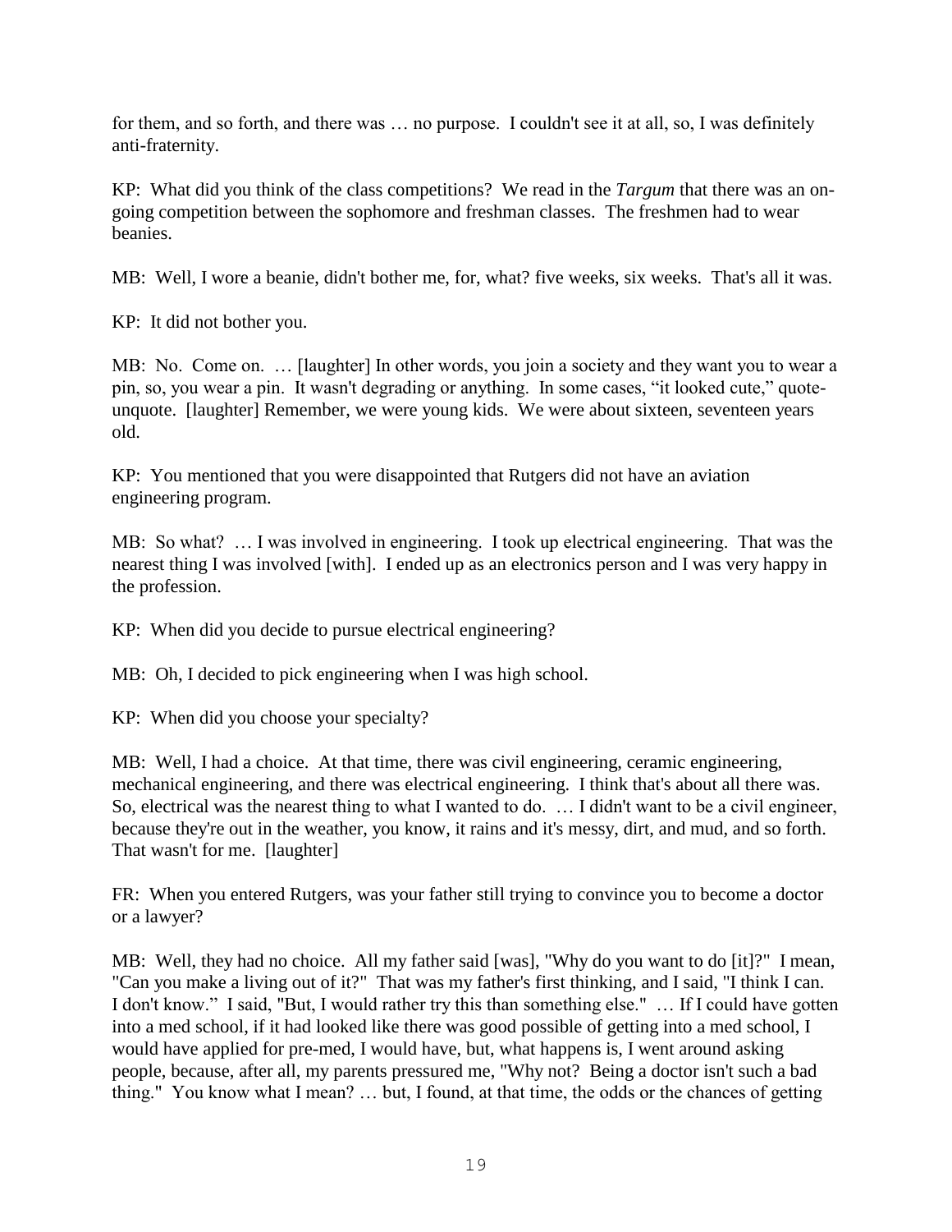for them, and so forth, and there was … no purpose. I couldn't see it at all, so, I was definitely anti-fraternity.

KP: What did you think of the class competitions? We read in the *Targum* that there was an on-going competition between the sophomore and freshman classes. The freshmen had to wear beanies.

MB: Well, I wore a beanie, didn't bother me, for, what? five weeks, six weeks. That's all it was.

KP: It did not bother you.

MB: No. Come on. … [laughter] In other words, you join a society and they want you to wear a pin, so, you wear a pin. It wasn't degrading or anything. In some cases, "it looked cute," quote-unquote. [laughter] Remember, we were young kids. We were about sixteen, seventeen years old.

KP: You mentioned that you were disappointed that Rutgers did not have an aviation engineering program.

MB: So what? … I was involved in engineering. I took up electrical engineering. That was the nearest thing I was involved [with]. I ended up as an electronics person and I was very happy in the profession.

KP: When did you decide to pursue electrical engineering?

MB: Oh, I decided to pick engineering when I was high school.

KP: When did you choose your specialty?

MB: Well, I had a choice. At that time, there was civil engineering, ceramic engineering, mechanical engineering, and there was electrical engineering. I think that's about all there was. So, electrical was the nearest thing to what I wanted to do. … I didn't want to be a civil engineer, because they're out in the weather, you know, it rains and it's messy, dirt, and mud, and so forth. That wasn't for me. [laughter]

FR: When you entered Rutgers, was your father still trying to convince you to become a doctor or a lawyer?

MB: Well, they had no choice. All my father said [was], "Why do you want to do [it]?" I mean, "Can you make a living out of it?" That was my father's first thinking, and I said, "I think I can. I don't know." I said, "But, I would rather try this than something else." … If I could have gotten into a med school, if it had looked like there was good possible of getting into a med school, I would have applied for pre-med, I would have, but, what happens is, I went around asking people, because, after all, my parents pressured me, "Why not? Being a doctor isn't such a bad thing." You know what I mean? … but, I found, at that time, the odds or the chances of getting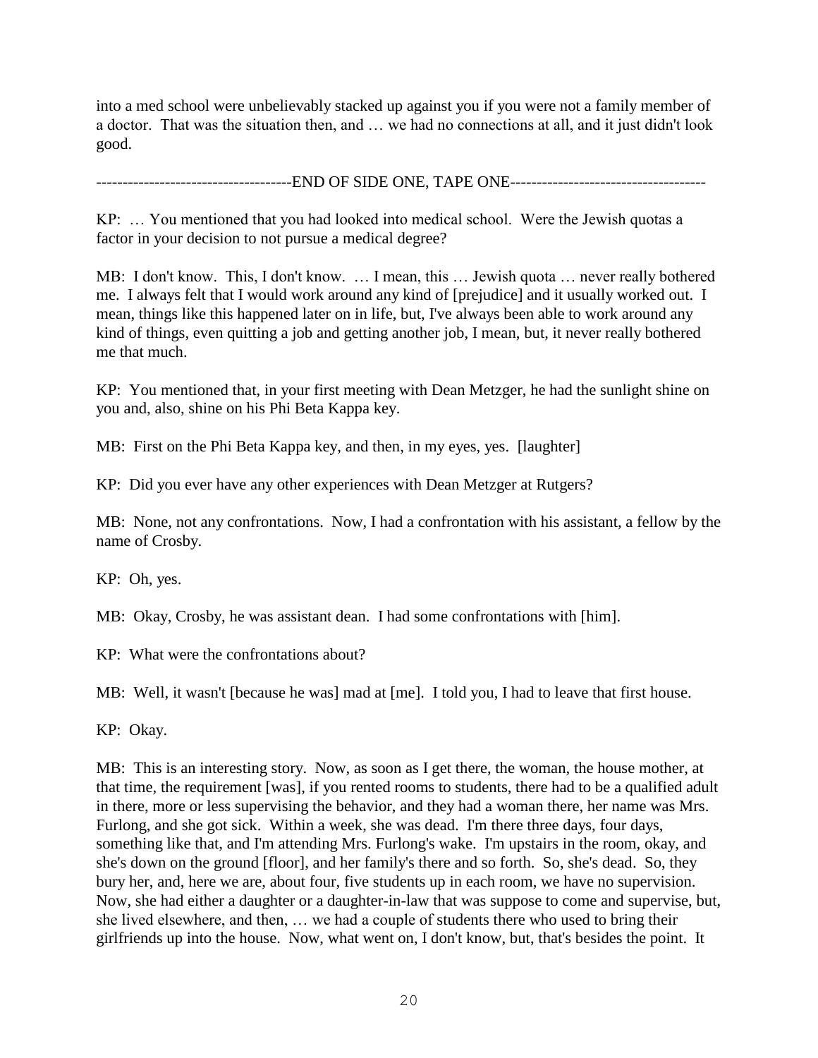into a med school were unbelievably stacked up against you if you were not a family member of a doctor. That was the situation then, and … we had no connections at all, and it just didn't look good.

------------------------------------END OF SIDE ONE, TAPE ONE-------------------------------------

KP: … You mentioned that you had looked into medical school. Were the Jewish quotas a factor in your decision to not pursue a medical degree?

MB: I don't know. This, I don't know. … I mean, this … Jewish quota … never really bothered me. I always felt that I would work around any kind of [prejudice] and it usually worked out. I mean, things like this happened later on in life, but, I've always been able to work around any kind of things, even quitting a job and getting another job, I mean, but, it never really bothered me that much.

KP: You mentioned that, in your first meeting with Dean Metzger, he had the sunlight shine on you and, also, shine on his Phi Beta Kappa key.

MB: First on the Phi Beta Kappa key, and then, in my eyes, yes. [laughter]

KP: Did you ever have any other experiences with Dean Metzger at Rutgers?

MB: None, not any confrontations. Now, I had a confrontation with his assistant, a fellow by the name of Crosby.

KP: Oh, yes.

MB: Okay, Crosby, he was assistant dean. I had some confrontations with [him].

KP: What were the confrontations about?

MB: Well, it wasn't [because he was] mad at [me]. I told you, I had to leave that first house.

KP: Okay.

MB: This is an interesting story. Now, as soon as I get there, the woman, the house mother, at that time, the requirement [was], if you rented rooms to students, there had to be a qualified adult in there, more or less supervising the behavior, and they had a woman there, her name was Mrs. Furlong, and she got sick. Within a week, she was dead. I'm there three days, four days, something like that, and I'm attending Mrs. Furlong's wake. I'm upstairs in the room, okay, and she's down on the ground [floor], and her family's there and so forth. So, she's dead. So, they bury her, and, here we are, about four, five students up in each room, we have no supervision. Now, she had either a daughter or a daughter-in-law that was suppose to come and supervise, but, she lived elsewhere, and then, … we had a couple of students there who used to bring their girlfriends up into the house. Now, what went on, I don't know, but, that's besides the point. It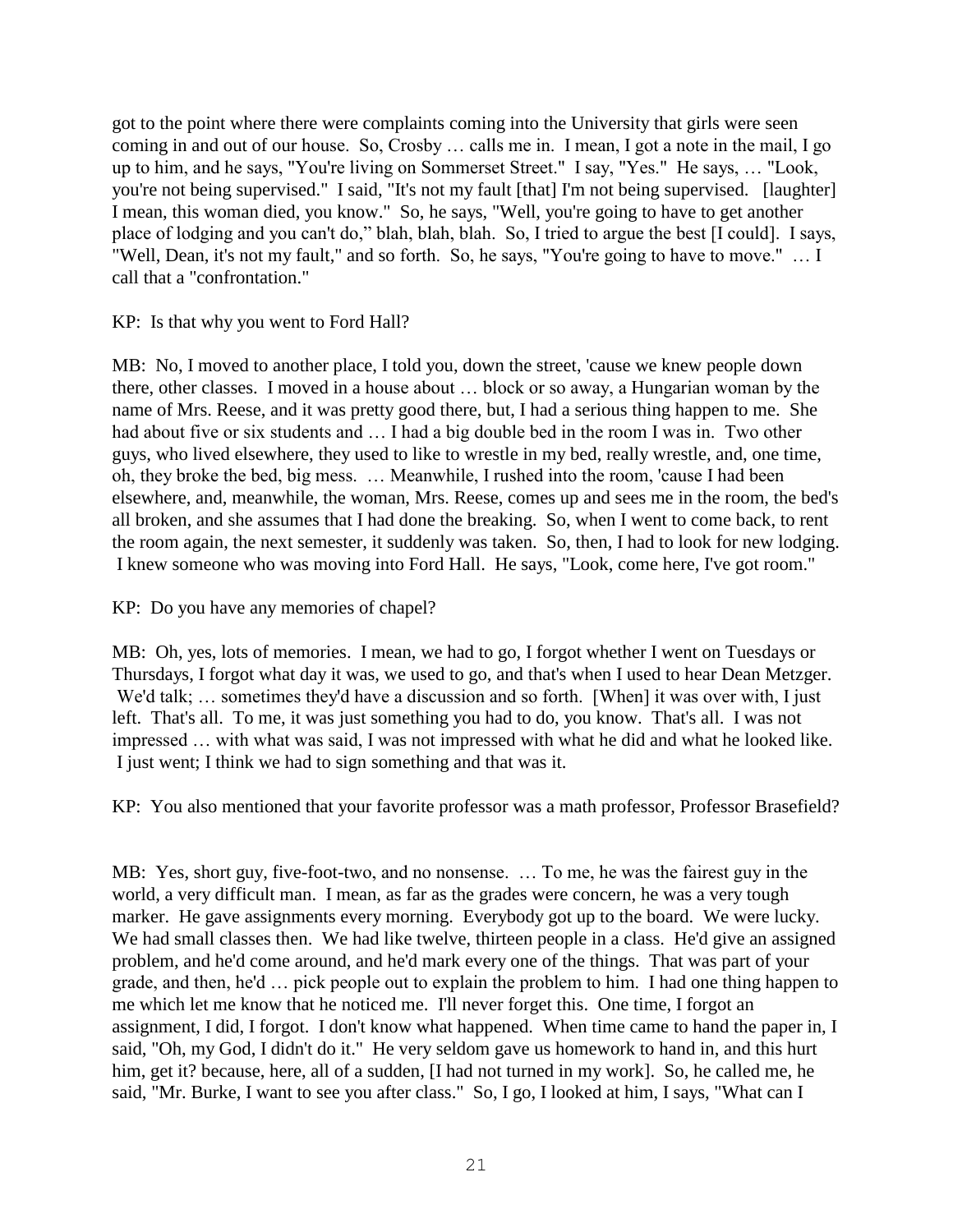got to the point where there were complaints coming into the University that girls were seen coming in and out of our house. So, Crosby … calls me in. I mean, I got a note in the mail, I go up to him, and he says, "You're living on Sommerset Street." I say, "Yes." He says, … "Look, you're not being supervised." I said, "It's not my fault [that] I'm not being supervised. [laughter] I mean, this woman died, you know." So, he says, "Well, you're going to have to get another place of lodging and you can't do," blah, blah, blah. So, I tried to argue the best [I could]. I says, "Well, Dean, it's not my fault," and so forth. So, he says, "You're going to have to move." … I call that a "confrontation."

KP: Is that why you went to Ford Hall?

MB: No, I moved to another place, I told you, down the street, 'cause we knew people down there, other classes. I moved in a house about … block or so away, a Hungarian woman by the name of Mrs. Reese, and it was pretty good there, but, I had a serious thing happen to me. She had about five or six students and … I had a big double bed in the room I was in. Two other guys, who lived elsewhere, they used to like to wrestle in my bed, really wrestle, and, one time, oh, they broke the bed, big mess. … Meanwhile, I rushed into the room, 'cause I had been elsewhere, and, meanwhile, the woman, Mrs. Reese, comes up and sees me in the room, the bed's all broken, and she assumes that I had done the breaking. So, when I went to come back, to rent the room again, the next semester, it suddenly was taken. So, then, I had to look for new lodging. I knew someone who was moving into Ford Hall. He says, "Look, come here, I've got room."

KP: Do you have any memories of chapel?

MB: Oh, yes, lots of memories. I mean, we had to go, I forgot whether I went on Tuesdays or Thursdays, I forgot what day it was, we used to go, and that's when I used to hear Dean Metzger. We'd talk; … sometimes they'd have a discussion and so forth. [When] it was over with, I just left. That's all. To me, it was just something you had to do, you know. That's all. I was not impressed … with what was said, I was not impressed with what he did and what he looked like. I just went; I think we had to sign something and that was it.

KP: You also mentioned that your favorite professor was a math professor, Professor Brasefield?

MB: Yes, short guy, five-foot-two, and no nonsense. … To me, he was the fairest guy in the world, a very difficult man. I mean, as far as the grades were concern, he was a very tough marker. He gave assignments every morning. Everybody got up to the board. We were lucky. We had small classes then. We had like twelve, thirteen people in a class. He'd give an assigned problem, and he'd come around, and he'd mark every one of the things. That was part of your grade, and then, he'd … pick people out to explain the problem to him. I had one thing happen to me which let me know that he noticed me. I'll never forget this. One time, I forgot an assignment, I did, I forgot. I don't know what happened. When time came to hand the paper in, I said, "Oh, my God, I didn't do it." He very seldom gave us homework to hand in, and this hurt him, get it? because, here, all of a sudden, [I had not turned in my work]. So, he called me, he said, "Mr. Burke, I want to see you after class." So, I go, I looked at him, I says, "What can I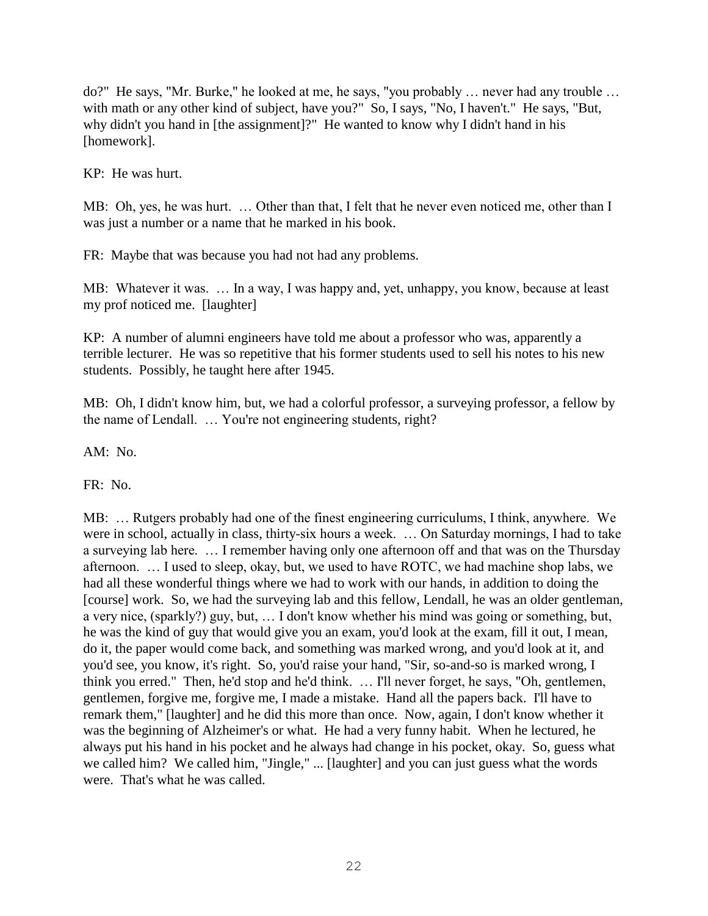do?" He says, "Mr. Burke," he looked at me, he says, "you probably … never had any trouble … with math or any other kind of subject, have you?" So, I says, "No, I haven't." He says, "But, why didn't you hand in [the assignment]?" He wanted to know why I didn't hand in his [homework].

KP: He was hurt.

MB: Oh, yes, he was hurt. … Other than that, I felt that he never even noticed me, other than I was just a number or a name that he marked in his book.

FR: Maybe that was because you had not had any problems.

MB: Whatever it was. … In a way, I was happy and, yet, unhappy, you know, because at least my prof noticed me. [laughter]

KP: A number of alumni engineers have told me about a professor who was, apparently a terrible lecturer. He was so repetitive that his former students used to sell his notes to his new students. Possibly, he taught here after 1945.

MB: Oh, I didn't know him, but, we had a colorful professor, a surveying professor, a fellow by the name of Lendall. … You're not engineering students, right?

AM: No.

FR: No.

MB: … Rutgers probably had one of the finest engineering curriculums, I think, anywhere. We were in school, actually in class, thirty-six hours a week. … On Saturday mornings, I had to take a surveying lab here. … I remember having only one afternoon off and that was on the Thursday afternoon. … I used to sleep, okay, but, we used to have ROTC, we had machine shop labs, we had all these wonderful things where we had to work with our hands, in addition to doing the [course] work. So, we had the surveying lab and this fellow, Lendall, he was an older gentleman, a very nice, (sparkly?) guy, but, … I don't know whether his mind was going or something, but, he was the kind of guy that would give you an exam, you'd look at the exam, fill it out, I mean, do it, the paper would come back, and something was marked wrong, and you'd look at it, and you'd see, you know, it's right. So, you'd raise your hand, "Sir, so-and-so is marked wrong, I think you erred." Then, he'd stop and he'd think. … I'll never forget, he says, "Oh, gentlemen, gentlemen, forgive me, forgive me, I made a mistake. Hand all the papers back. I'll have to remark them," [laughter] and he did this more than once. Now, again, I don't know whether it was the beginning of Alzheimer's or what. He had a very funny habit. When he lectured, he always put his hand in his pocket and he always had change in his pocket, okay. So, guess what we called him? We called him, "Jingle," ... [laughter] and you can just guess what the words were. That's what he was called.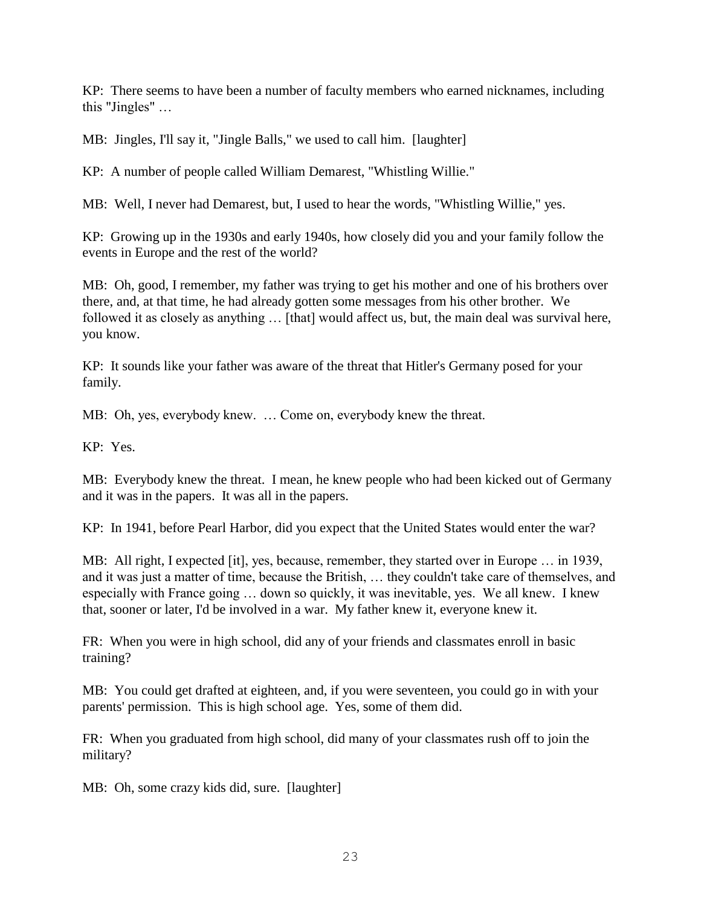KP: There seems to have been a number of faculty members who earned nicknames, including this "Jingles" …

MB: Jingles, I'll say it, "Jingle Balls," we used to call him. [laughter]

KP: A number of people called William Demarest, "Whistling Willie."

MB: Well, I never had Demarest, but, I used to hear the words, "Whistling Willie," yes.

KP: Growing up in the 1930s and early 1940s, how closely did you and your family follow the events in Europe and the rest of the world?

MB: Oh, good, I remember, my father was trying to get his mother and one of his brothers over there, and, at that time, he had already gotten some messages from his other brother. We followed it as closely as anything … [that] would affect us, but, the main deal was survival here, you know.

KP: It sounds like your father was aware of the threat that Hitler's Germany posed for your family.

MB: Oh, yes, everybody knew. … Come on, everybody knew the threat.

KP: Yes.

MB: Everybody knew the threat. I mean, he knew people who had been kicked out of Germany and it was in the papers. It was all in the papers.

KP: In 1941, before Pearl Harbor, did you expect that the United States would enter the war?

MB: All right, I expected [it], yes, because, remember, they started over in Europe … in 1939, and it was just a matter of time, because the British, … they couldn't take care of themselves, and especially with France going … down so quickly, it was inevitable, yes. We all knew. I knew that, sooner or later, I'd be involved in a war. My father knew it, everyone knew it.

FR: When you were in high school, did any of your friends and classmates enroll in basic training?

MB: You could get drafted at eighteen, and, if you were seventeen, you could go in with your parents' permission. This is high school age. Yes, some of them did.

FR: When you graduated from high school, did many of your classmates rush off to join the military?

MB: Oh, some crazy kids did, sure. [laughter]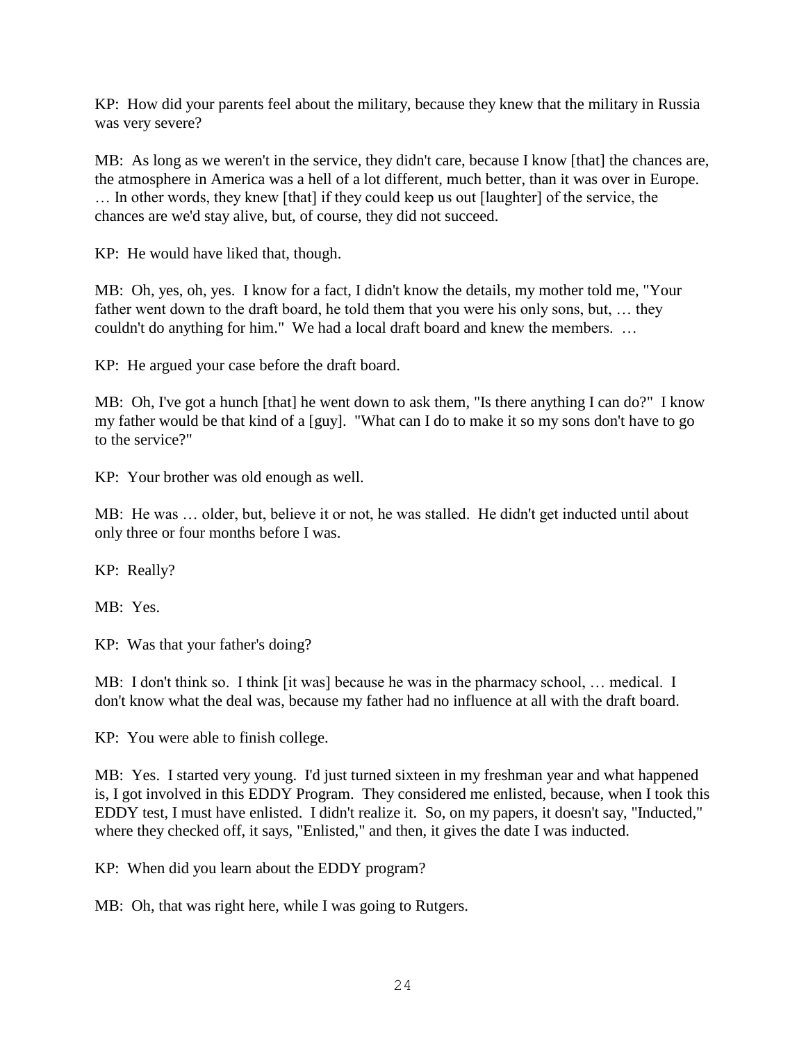KP: How did your parents feel about the military, because they knew that the military in Russia was very severe?

MB: As long as we weren't in the service, they didn't care, because I know [that] the chances are, the atmosphere in America was a hell of a lot different, much better, than it was over in Europe. … In other words, they knew [that] if they could keep us out [laughter] of the service, the chances are we'd stay alive, but, of course, they did not succeed.

KP: He would have liked that, though.

MB: Oh, yes, oh, yes. I know for a fact, I didn't know the details, my mother told me, "Your father went down to the draft board, he told them that you were his only sons, but, … they couldn't do anything for him." We had a local draft board and knew the members. …

KP: He argued your case before the draft board.

MB: Oh, I've got a hunch [that] he went down to ask them, "Is there anything I can do?" I know my father would be that kind of a [guy]. "What can I do to make it so my sons don't have to go to the service?"

KP: Your brother was old enough as well.

MB: He was … older, but, believe it or not, he was stalled. He didn't get inducted until about only three or four months before I was.

KP: Really?

MB: Yes.

KP: Was that your father's doing?

MB: I don't think so. I think [it was] because he was in the pharmacy school, … medical. I don't know what the deal was, because my father had no influence at all with the draft board.

KP: You were able to finish college.

MB: Yes. I started very young. I'd just turned sixteen in my freshman year and what happened is, I got involved in this EDDY Program. They considered me enlisted, because, when I took this EDDY test, I must have enlisted. I didn't realize it. So, on my papers, it doesn't say, "Inducted," where they checked off, it says, "Enlisted," and then, it gives the date I was inducted.

KP: When did you learn about the EDDY program?

MB: Oh, that was right here, while I was going to Rutgers.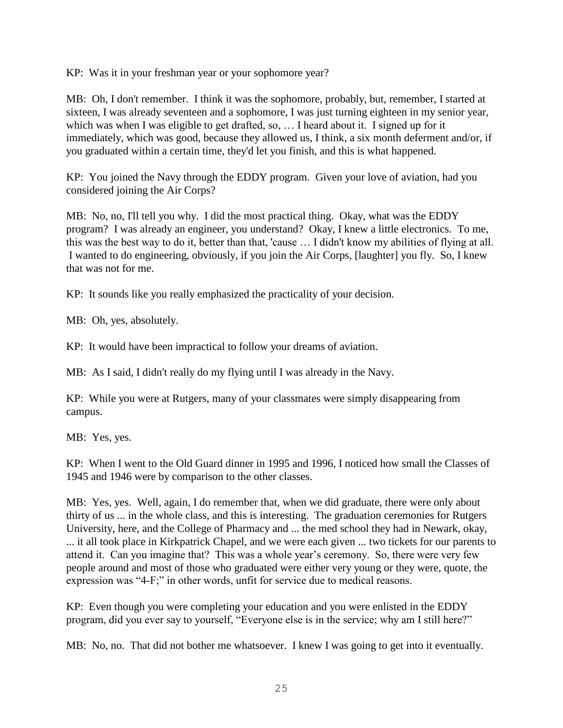KP: Was it in your freshman year or your sophomore year?

MB: Oh, I don't remember. I think it was the sophomore, probably, but, remember, I started at sixteen, I was already seventeen and a sophomore, I was just turning eighteen in my senior year, which was when I was eligible to get drafted, so, … I heard about it. I signed up for it immediately, which was good, because they allowed us, I think, a six month deferment and/or, if you graduated within a certain time, they'd let you finish, and this is what happened.

KP: You joined the Navy through the EDDY program. Given your love of aviation, had you considered joining the Air Corps?

MB: No, no, I'll tell you why. I did the most practical thing. Okay, what was the EDDY program? I was already an engineer, you understand? Okay, I knew a little electronics. To me, this was the best way to do it, better than that, 'cause … I didn't know my abilities of flying at all. I wanted to do engineering, obviously, if you join the Air Corps, [laughter] you fly. So, I knew that was not for me.

KP: It sounds like you really emphasized the practicality of your decision.

MB: Oh, yes, absolutely.

KP: It would have been impractical to follow your dreams of aviation.

MB: As I said, I didn't really do my flying until I was already in the Navy.

KP: While you were at Rutgers, many of your classmates were simply disappearing from campus.

MB: Yes, yes.

KP: When I went to the Old Guard dinner in 1995 and 1996, I noticed how small the Classes of 1945 and 1946 were by comparison to the other classes.

MB: Yes, yes. Well, again, I do remember that, when we did graduate, there were only about thirty of us ... in the whole class, and this is interesting. The graduation ceremonies for Rutgers University, here, and the College of Pharmacy and ... the med school they had in Newark, okay, ... it all took place in Kirkpatrick Chapel, and we were each given ... two tickets for our parents to attend it. Can you imagine that? This was a whole year's ceremony. So, there were very few people around and most of those who graduated were either very young or they were, quote, the expression was "4-F;" in other words, unfit for service due to medical reasons.

KP: Even though you were completing your education and you were enlisted in the EDDY program, did you ever say to yourself, "Everyone else is in the service; why am I still here?"

MB: No, no. That did not bother me whatsoever. I knew I was going to get into it eventually.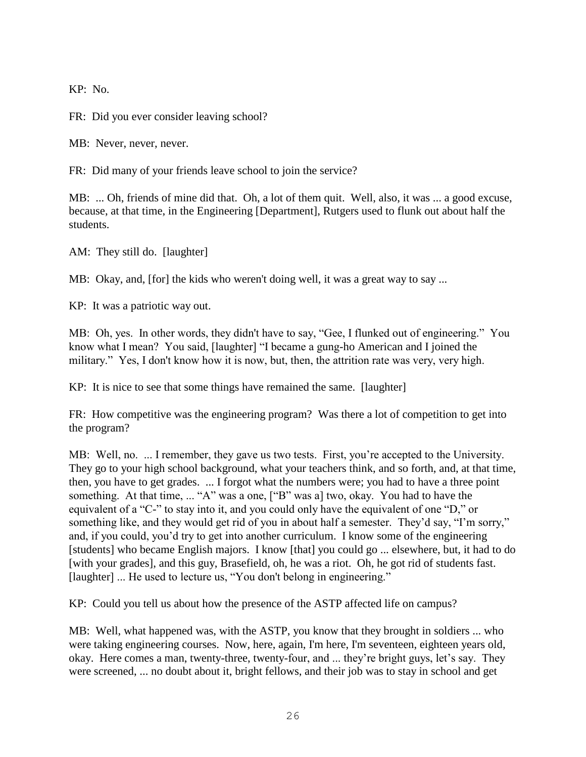KP: No.

FR: Did you ever consider leaving school?

MB: Never, never, never.

FR: Did many of your friends leave school to join the service?

MB: ... Oh, friends of mine did that. Oh, a lot of them quit. Well, also, it was ... a good excuse, because, at that time, in the Engineering [Department], Rutgers used to flunk out about half the students.

AM: They still do. [laughter]

MB: Okay, and, [for] the kids who weren't doing well, it was a great way to say ...

KP: It was a patriotic way out.

MB: Oh, yes. In other words, they didn't have to say, "Gee, I flunked out of engineering." You know what I mean? You said, [laughter] "I became a gung-ho American and I joined the military." Yes, I don't know how it is now, but, then, the attrition rate was very, very high.

KP: It is nice to see that some things have remained the same. [laughter]

FR: How competitive was the engineering program? Was there a lot of competition to get into the program?

MB: Well, no. ... I remember, they gave us two tests. First, you're accepted to the University. They go to your high school background, what your teachers think, and so forth, and, at that time, then, you have to get grades. ... I forgot what the numbers were; you had to have a three point something. At that time, ... "A" was a one, ["B" was a] two, okay. You had to have the equivalent of a "C-" to stay into it, and you could only have the equivalent of one "D," or something like, and they would get rid of you in about half a semester. They'd say, "I'm sorry," and, if you could, you'd try to get into another curriculum. I know some of the engineering [students] who became English majors. I know [that] you could go ... elsewhere, but, it had to do [with your grades], and this guy, Brasefield, oh, he was a riot. Oh, he got rid of students fast. [laughter] ... He used to lecture us, "You don't belong in engineering."

KP: Could you tell us about how the presence of the ASTP affected life on campus?

MB: Well, what happened was, with the ASTP, you know that they brought in soldiers ... who were taking engineering courses. Now, here, again, I'm here, I'm seventeen, eighteen years old, okay. Here comes a man, twenty-three, twenty-four, and ... they're bright guys, let's say. They were screened, ... no doubt about it, bright fellows, and their job was to stay in school and get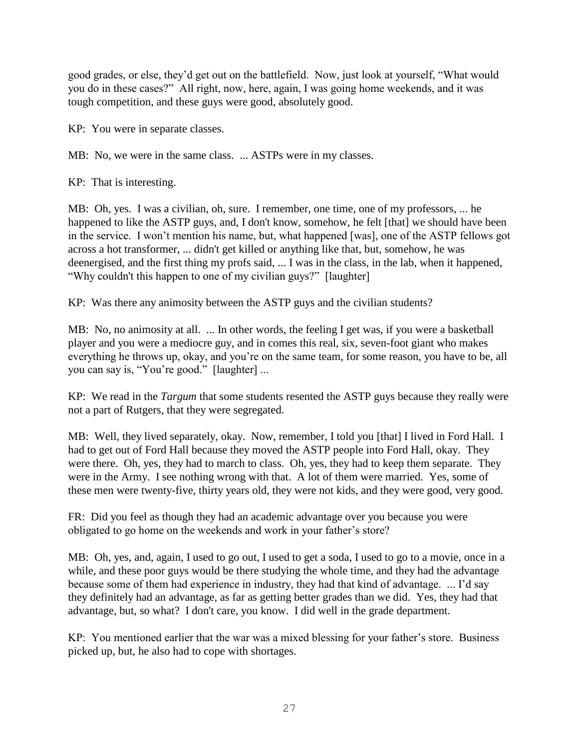good grades, or else, they'd get out on the battlefield. Now, just look at yourself, "What would you do in these cases?" All right, now, here, again, I was going home weekends, and it was tough competition, and these guys were good, absolutely good.

KP: You were in separate classes.

MB: No, we were in the same class. ... ASTPs were in my classes.

KP: That is interesting.

MB: Oh, yes. I was a civilian, oh, sure. I remember, one time, one of my professors, ... he happened to like the ASTP guys, and, I don't know, somehow, he felt [that] we should have been in the service. I won't mention his name, but, what happened [was], one of the ASTP fellows got across a hot transformer, ... didn't get killed or anything like that, but, somehow, he was deenergised, and the first thing my profs said, ... I was in the class, in the lab, when it happened, "Why couldn't this happen to one of my civilian guys?" [laughter]

KP: Was there any animosity between the ASTP guys and the civilian students?

MB: No, no animosity at all. ... In other words, the feeling I get was, if you were a basketball player and you were a mediocre guy, and in comes this real, six, seven-foot giant who makes everything he throws up, okay, and you're on the same team, for some reason, you have to be, all you can say is, "You're good." [laughter] ...

KP: We read in the *Targum* that some students resented the ASTP guys because they really were not a part of Rutgers, that they were segregated.

MB: Well, they lived separately, okay. Now, remember, I told you [that] I lived in Ford Hall. I had to get out of Ford Hall because they moved the ASTP people into Ford Hall, okay. They were there. Oh, yes, they had to march to class. Oh, yes, they had to keep them separate. They were in the Army. I see nothing wrong with that. A lot of them were married. Yes, some of these men were twenty-five, thirty years old, they were not kids, and they were good, very good.

FR: Did you feel as though they had an academic advantage over you because you were obligated to go home on the weekends and work in your father's store?

MB: Oh, yes, and, again, I used to go out, I used to get a soda, I used to go to a movie, once in a while, and these poor guys would be there studying the whole time, and they had the advantage because some of them had experience in industry, they had that kind of advantage. ... I'd say they definitely had an advantage, as far as getting better grades than we did. Yes, they had that advantage, but, so what? I don't care, you know. I did well in the grade department.

KP: You mentioned earlier that the war was a mixed blessing for your father's store. Business picked up, but, he also had to cope with shortages.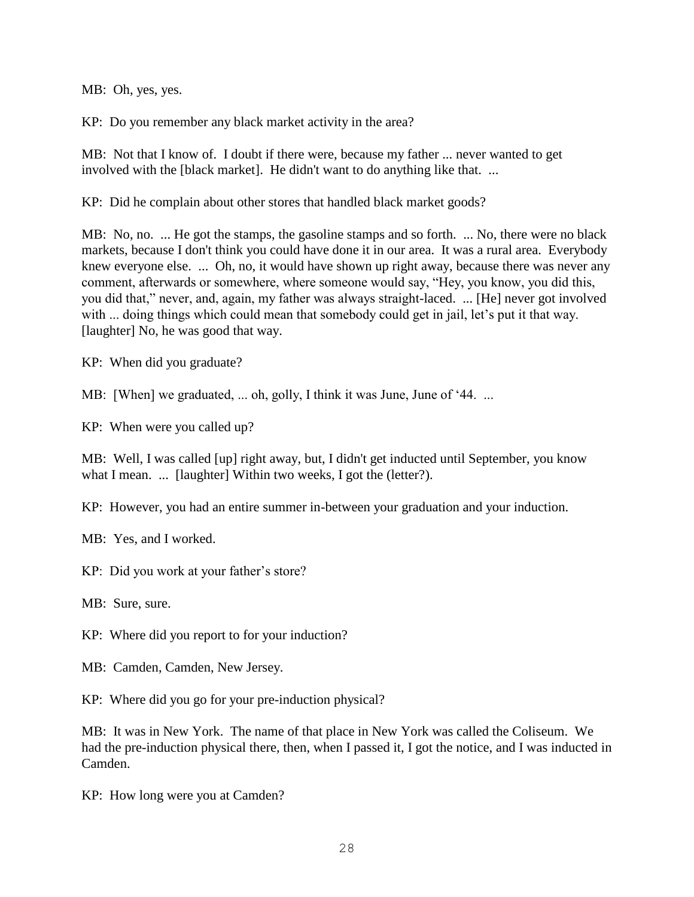MB: Oh, yes, yes.

KP: Do you remember any black market activity in the area?

MB: Not that I know of. I doubt if there were, because my father ... never wanted to get involved with the [black market]. He didn't want to do anything like that. ...

KP: Did he complain about other stores that handled black market goods?

MB: No, no. ... He got the stamps, the gasoline stamps and so forth. ... No, there were no black markets, because I don't think you could have done it in our area. It was a rural area. Everybody knew everyone else. ... Oh, no, it would have shown up right away, because there was never any comment, afterwards or somewhere, where someone would say, "Hey, you know, you did this, you did that," never, and, again, my father was always straight-laced. ... [He] never got involved with ... doing things which could mean that somebody could get in jail, let's put it that way. [laughter] No, he was good that way.

KP: When did you graduate?

MB: [When] we graduated, ... oh, golly, I think it was June, June of '44. ...

KP: When were you called up?

MB: Well, I was called [up] right away, but, I didn't get inducted until September, you know what I mean. ... [laughter] Within two weeks, I got the (letter?).

KP: However, you had an entire summer in-between your graduation and your induction.

MB: Yes, and I worked.

KP: Did you work at your father's store?

MB: Sure, sure.

KP: Where did you report to for your induction?

MB: Camden, Camden, New Jersey.

KP: Where did you go for your pre-induction physical?

MB: It was in New York. The name of that place in New York was called the Coliseum. We had the pre-induction physical there, then, when I passed it, I got the notice, and I was inducted in Camden.

KP: How long were you at Camden?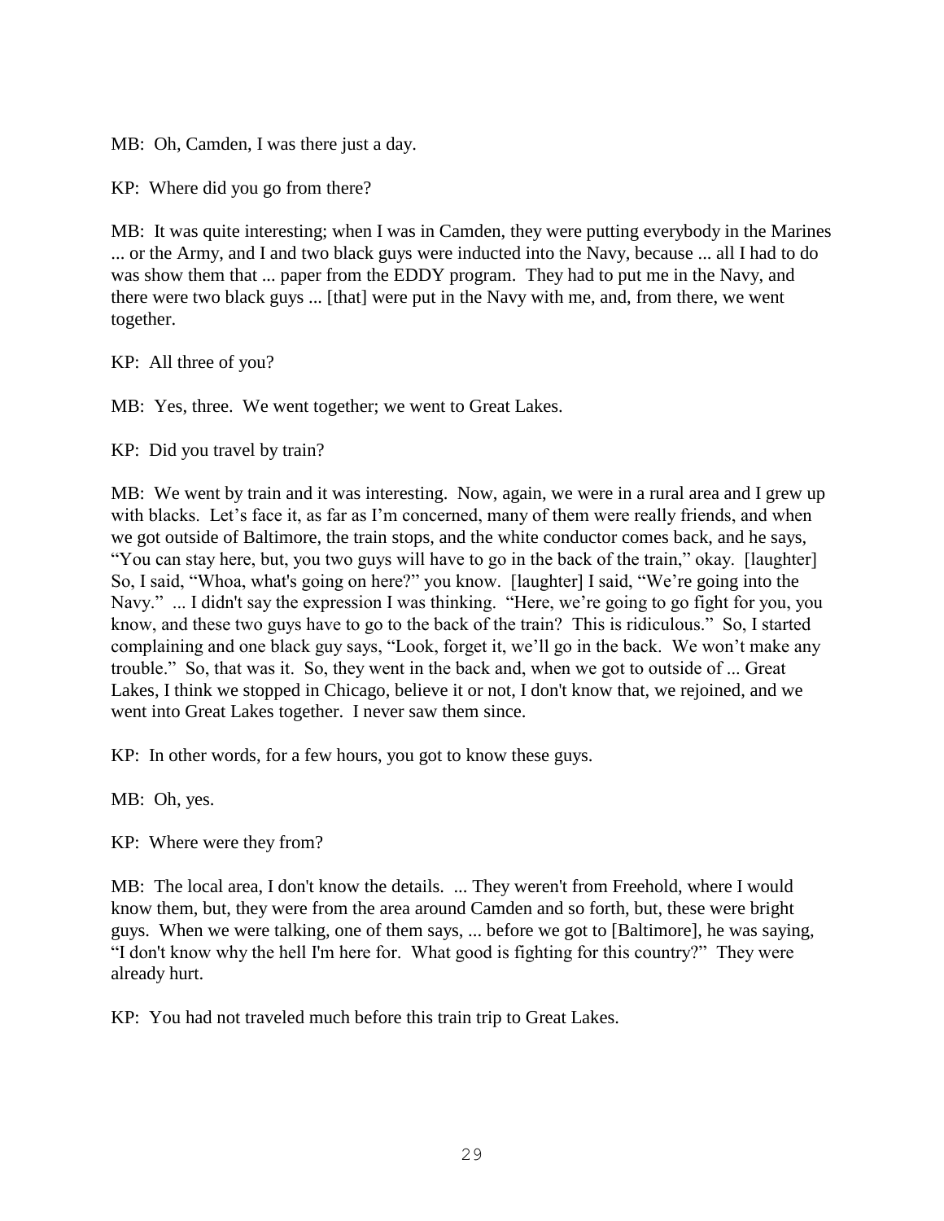MB: Oh, Camden, I was there just a day.

KP: Where did you go from there?

MB: It was quite interesting; when I was in Camden, they were putting everybody in the Marines ... or the Army, and I and two black guys were inducted into the Navy, because ... all I had to do was show them that ... paper from the EDDY program. They had to put me in the Navy, and there were two black guys ... [that] were put in the Navy with me, and, from there, we went together.

KP: All three of you?

MB: Yes, three. We went together; we went to Great Lakes.

KP: Did you travel by train?

MB: We went by train and it was interesting. Now, again, we were in a rural area and I grew up with blacks. Let's face it, as far as I'm concerned, many of them were really friends, and when we got outside of Baltimore, the train stops, and the white conductor comes back, and he says, "You can stay here, but, you two guys will have to go in the back of the train," okay. [laughter] So, I said, "Whoa, what's going on here?" you know. [laughter] I said, "We're going into the Navy." ... I didn't say the expression I was thinking. "Here, we're going to go fight for you, you know, and these two guys have to go to the back of the train? This is ridiculous." So, I started complaining and one black guy says, "Look, forget it, we'll go in the back. We won't make any trouble." So, that was it. So, they went in the back and, when we got to outside of ... Great Lakes, I think we stopped in Chicago, believe it or not, I don't know that, we rejoined, and we went into Great Lakes together. I never saw them since.

KP: In other words, for a few hours, you got to know these guys.

MB: Oh, yes.

KP: Where were they from?

MB: The local area, I don't know the details. ... They weren't from Freehold, where I would know them, but, they were from the area around Camden and so forth, but, these were bright guys. When we were talking, one of them says, ... before we got to [Baltimore], he was saying, "I don't know why the hell I'm here for. What good is fighting for this country?" They were already hurt.

KP: You had not traveled much before this train trip to Great Lakes.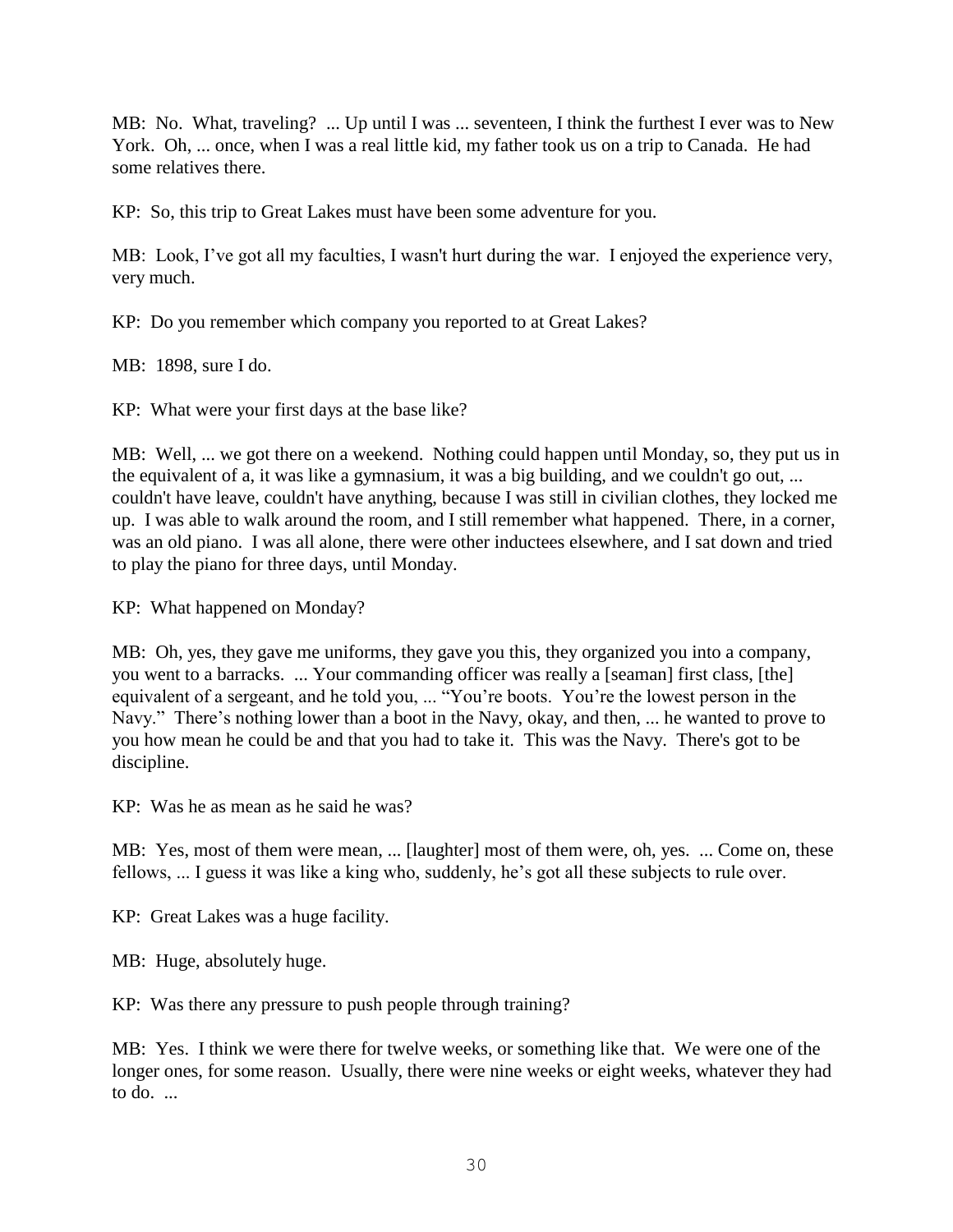MB: No. What, traveling? ... Up until I was ... seventeen, I think the furthest I ever was to New York. Oh, ... once, when I was a real little kid, my father took us on a trip to Canada. He had some relatives there.

KP: So, this trip to Great Lakes must have been some adventure for you.

MB: Look, I've got all my faculties, I wasn't hurt during the war. I enjoyed the experience very, very much.

KP: Do you remember which company you reported to at Great Lakes?

MB: 1898, sure I do.

KP: What were your first days at the base like?

MB: Well, ... we got there on a weekend. Nothing could happen until Monday, so, they put us in the equivalent of a, it was like a gymnasium, it was a big building, and we couldn't go out, ... couldn't have leave, couldn't have anything, because I was still in civilian clothes, they locked me up. I was able to walk around the room, and I still remember what happened. There, in a corner, was an old piano. I was all alone, there were other inductees elsewhere, and I sat down and tried to play the piano for three days, until Monday.

KP: What happened on Monday?

MB: Oh, yes, they gave me uniforms, they gave you this, they organized you into a company, you went to a barracks. ... Your commanding officer was really a [seaman] first class, [the] equivalent of a sergeant, and he told you, ... "You're boots. You're the lowest person in the Navy." There's nothing lower than a boot in the Navy, okay, and then, ... he wanted to prove to you how mean he could be and that you had to take it. This was the Navy. There's got to be discipline.

KP: Was he as mean as he said he was?

MB: Yes, most of them were mean, ... [laughter] most of them were, oh, yes. ... Come on, these fellows, ... I guess it was like a king who, suddenly, he's got all these subjects to rule over.

KP: Great Lakes was a huge facility.

MB: Huge, absolutely huge.

KP: Was there any pressure to push people through training?

MB: Yes. I think we were there for twelve weeks, or something like that. We were one of the longer ones, for some reason. Usually, there were nine weeks or eight weeks, whatever they had to do. ...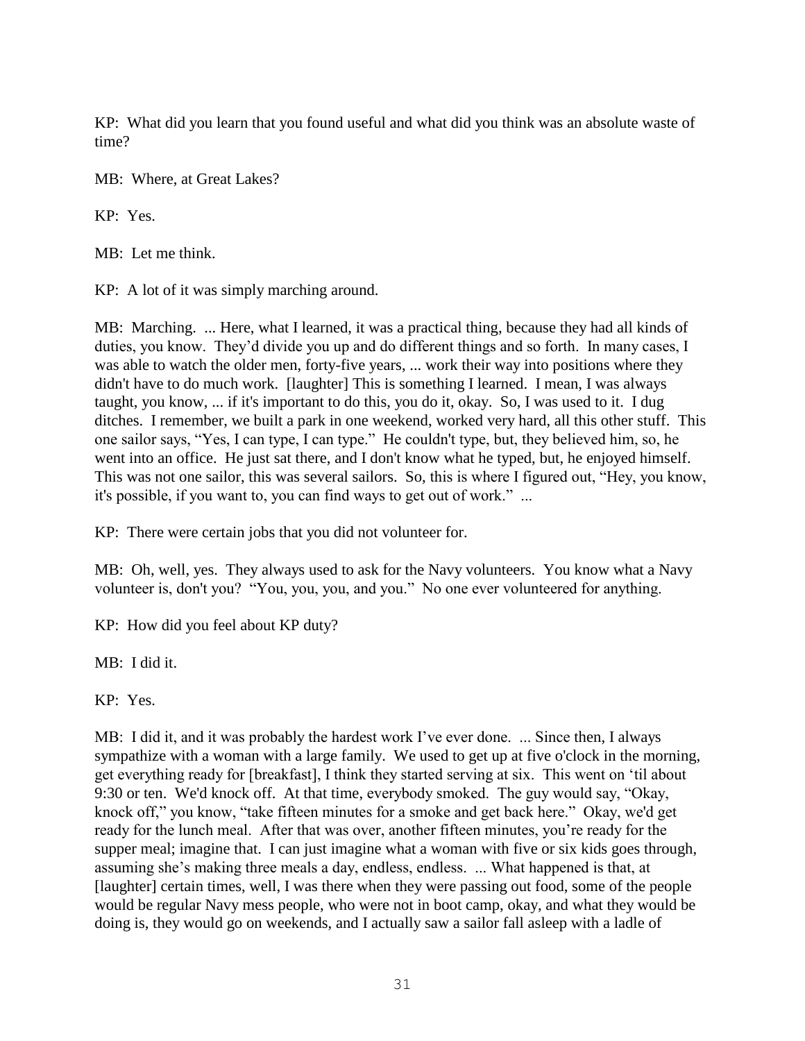KP: What did you learn that you found useful and what did you think was an absolute waste of time?

MB: Where, at Great Lakes?

KP: Yes.

MB: Let me think.

KP: A lot of it was simply marching around.

MB: Marching. ... Here, what I learned, it was a practical thing, because they had all kinds of duties, you know. They'd divide you up and do different things and so forth. In many cases, I was able to watch the older men, forty-five years, ... work their way into positions where they didn't have to do much work. [laughter] This is something I learned. I mean, I was always taught, you know, ... if it's important to do this, you do it, okay. So, I was used to it. I dug ditches. I remember, we built a park in one weekend, worked very hard, all this other stuff. This one sailor says, "Yes, I can type, I can type." He couldn't type, but, they believed him, so, he went into an office. He just sat there, and I don't know what he typed, but, he enjoyed himself. This was not one sailor, this was several sailors. So, this is where I figured out, "Hey, you know, it's possible, if you want to, you can find ways to get out of work." ...

KP: There were certain jobs that you did not volunteer for.

MB: Oh, well, yes. They always used to ask for the Navy volunteers. You know what a Navy volunteer is, don't you? "You, you, you, and you." No one ever volunteered for anything.

KP: How did you feel about KP duty?

MB: I did it.

KP: Yes.

MB: I did it, and it was probably the hardest work I've ever done. ... Since then, I always sympathize with a woman with a large family. We used to get up at five o'clock in the morning, get everything ready for [breakfast], I think they started serving at six. This went on 'til about 9:30 or ten. We'd knock off. At that time, everybody smoked. The guy would say, "Okay, knock off," you know, "take fifteen minutes for a smoke and get back here." Okay, we'd get ready for the lunch meal. After that was over, another fifteen minutes, you're ready for the supper meal; imagine that. I can just imagine what a woman with five or six kids goes through, assuming she's making three meals a day, endless, endless. ... What happened is that, at [laughter] certain times, well, I was there when they were passing out food, some of the people would be regular Navy mess people, who were not in boot camp, okay, and what they would be doing is, they would go on weekends, and I actually saw a sailor fall asleep with a ladle of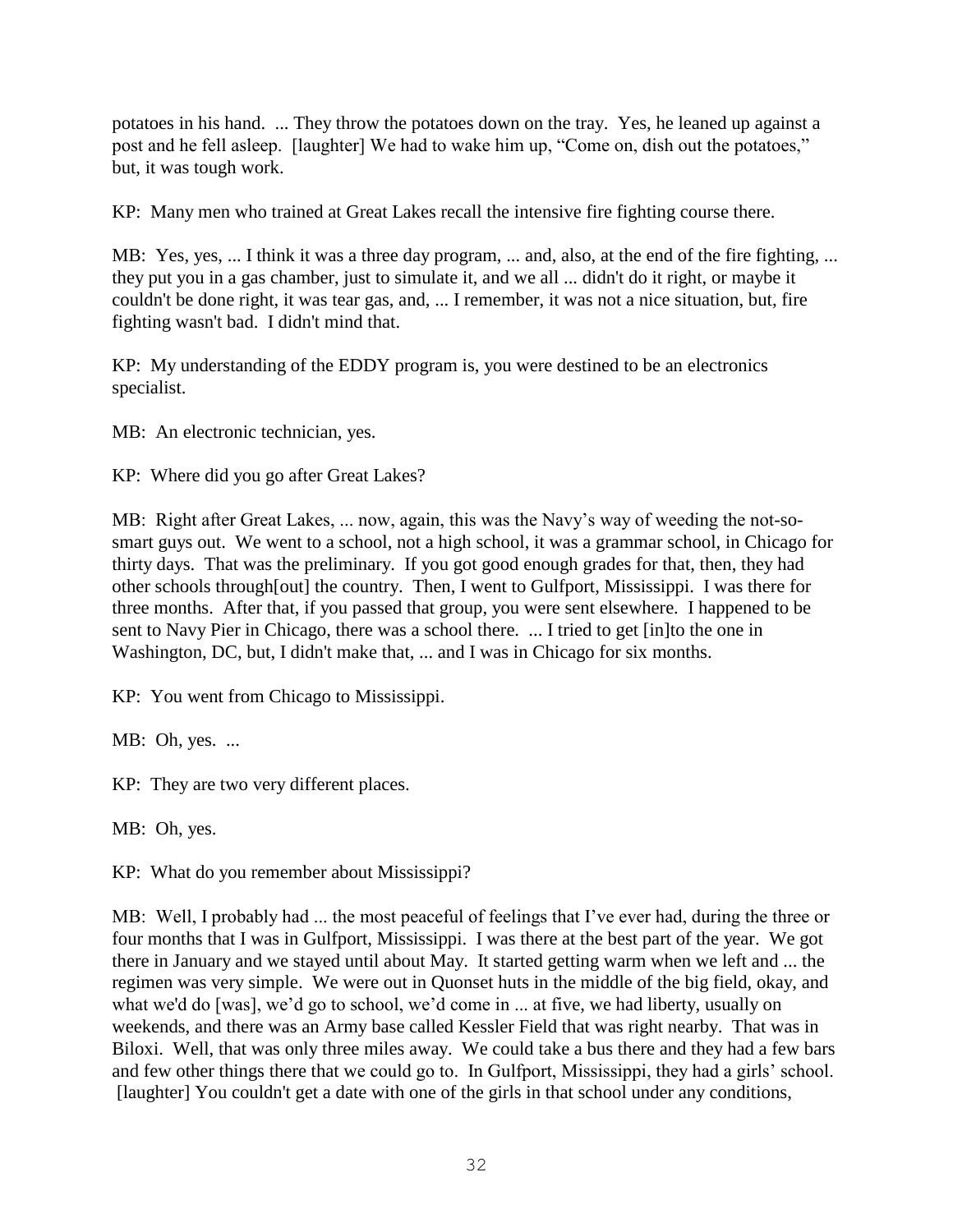potatoes in his hand. ... They throw the potatoes down on the tray. Yes, he leaned up against a post and he fell asleep. [laughter] We had to wake him up, "Come on, dish out the potatoes," but, it was tough work.

KP: Many men who trained at Great Lakes recall the intensive fire fighting course there.

MB: Yes, yes, ... I think it was a three day program, ... and, also, at the end of the fire fighting, ... they put you in a gas chamber, just to simulate it, and we all ... didn't do it right, or maybe it couldn't be done right, it was tear gas, and, ... I remember, it was not a nice situation, but, fire fighting wasn't bad. I didn't mind that.

KP: My understanding of the EDDY program is, you were destined to be an electronics specialist.

MB: An electronic technician, yes.

KP: Where did you go after Great Lakes?

MB: Right after Great Lakes, ... now, again, this was the Navy's way of weeding the not-so-smart guys out. We went to a school, not a high school, it was a grammar school, in Chicago for thirty days. That was the preliminary. If you got good enough grades for that, then, they had other schools through[out] the country. Then, I went to Gulfport, Mississippi. I was there for three months. After that, if you passed that group, you were sent elsewhere. I happened to be sent to Navy Pier in Chicago, there was a school there. ... I tried to get [in]to the one in Washington, DC, but, I didn't make that, ... and I was in Chicago for six months.

KP: You went from Chicago to Mississippi.

MB: Oh, yes. ...

KP: They are two very different places.

MB: Oh, yes.

KP: What do you remember about Mississippi?

MB: Well, I probably had ... the most peaceful of feelings that I've ever had, during the three or four months that I was in Gulfport, Mississippi. I was there at the best part of the year. We got there in January and we stayed until about May. It started getting warm when we left and ... the regimen was very simple. We were out in Quonset huts in the middle of the big field, okay, and what we'd do [was], we'd go to school, we'd come in ... at five, we had liberty, usually on weekends, and there was an Army base called Kessler Field that was right nearby. That was in Biloxi. Well, that was only three miles away. We could take a bus there and they had a few bars and few other things there that we could go to. In Gulfport, Mississippi, they had a girls' school. [laughter] You couldn't get a date with one of the girls in that school under any conditions,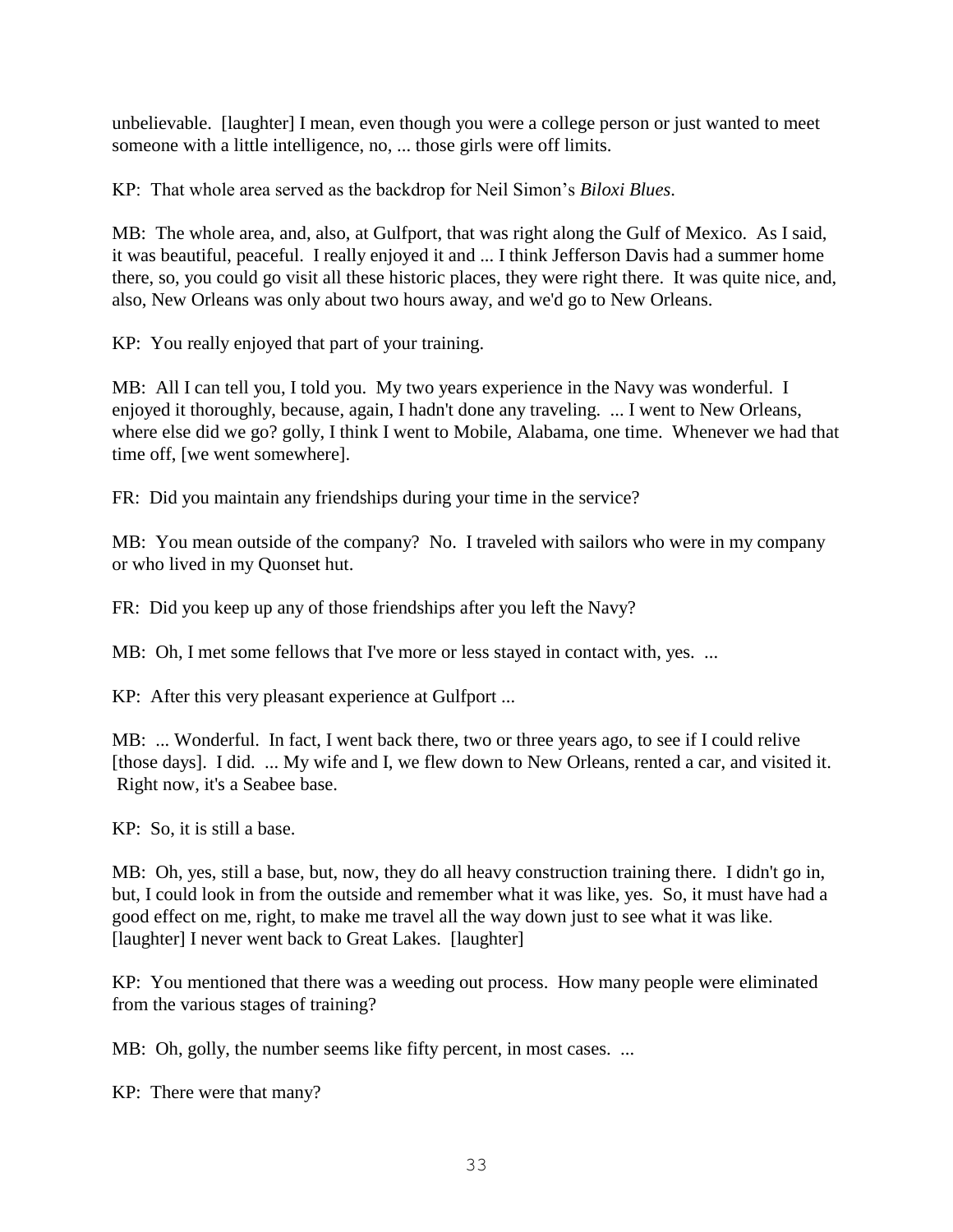unbelievable. [laughter] I mean, even though you were a college person or just wanted to meet someone with a little intelligence, no, ... those girls were off limits.

KP: That whole area served as the backdrop for Neil Simon's *Biloxi Blues*.

MB: The whole area, and, also, at Gulfport, that was right along the Gulf of Mexico. As I said, it was beautiful, peaceful. I really enjoyed it and ... I think Jefferson Davis had a summer home there, so, you could go visit all these historic places, they were right there. It was quite nice, and, also, New Orleans was only about two hours away, and we'd go to New Orleans.

KP: You really enjoyed that part of your training.

MB: All I can tell you, I told you. My two years experience in the Navy was wonderful. I enjoyed it thoroughly, because, again, I hadn't done any traveling. ... I went to New Orleans, where else did we go? golly, I think I went to Mobile, Alabama, one time. Whenever we had that time off, [we went somewhere].

FR: Did you maintain any friendships during your time in the service?

MB: You mean outside of the company? No. I traveled with sailors who were in my company or who lived in my Quonset hut.

FR: Did you keep up any of those friendships after you left the Navy?

MB: Oh, I met some fellows that I've more or less stayed in contact with, yes. ...

KP: After this very pleasant experience at Gulfport ...

MB: ... Wonderful. In fact, I went back there, two or three years ago, to see if I could relive [those days]. I did. ... My wife and I, we flew down to New Orleans, rented a car, and visited it. Right now, it's a Seabee base.

KP: So, it is still a base.

MB: Oh, yes, still a base, but, now, they do all heavy construction training there. I didn't go in, but, I could look in from the outside and remember what it was like, yes. So, it must have had a good effect on me, right, to make me travel all the way down just to see what it was like. [laughter] I never went back to Great Lakes. [laughter]

KP: You mentioned that there was a weeding out process. How many people were eliminated from the various stages of training?

MB: Oh, golly, the number seems like fifty percent, in most cases. ...

KP: There were that many?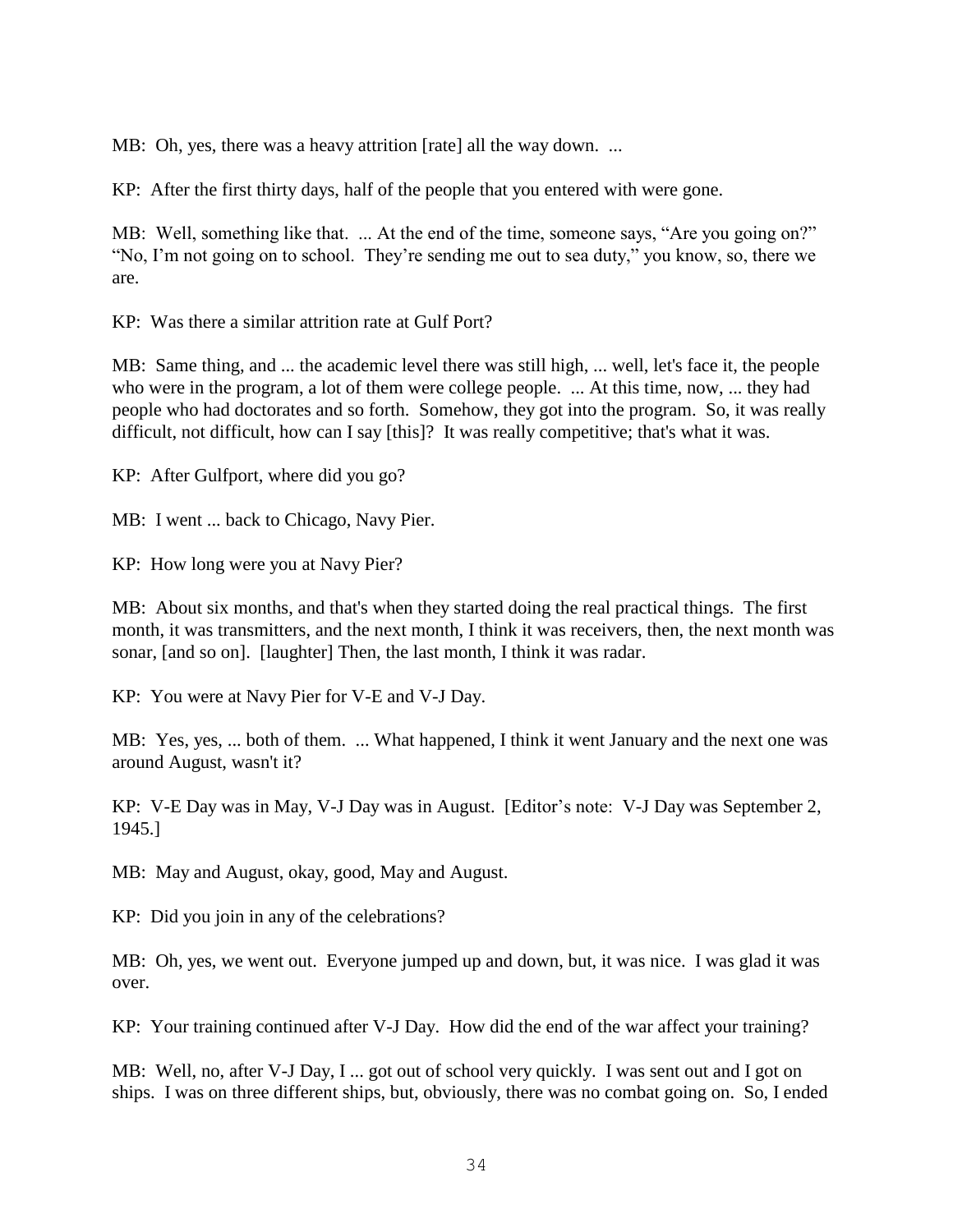MB: Oh, yes, there was a heavy attrition [rate] all the way down. ...

KP: After the first thirty days, half of the people that you entered with were gone.

MB: Well, something like that. ... At the end of the time, someone says, "Are you going on?" "No, I'm not going on to school. They're sending me out to sea duty," you know, so, there we are.

KP: Was there a similar attrition rate at Gulf Port?

MB: Same thing, and ... the academic level there was still high, ... well, let's face it, the people who were in the program, a lot of them were college people. ... At this time, now, ... they had people who had doctorates and so forth. Somehow, they got into the program. So, it was really difficult, not difficult, how can I say [this]? It was really competitive; that's what it was.

KP: After Gulfport, where did you go?

MB: I went ... back to Chicago, Navy Pier.

KP: How long were you at Navy Pier?

MB: About six months, and that's when they started doing the real practical things. The first month, it was transmitters, and the next month, I think it was receivers, then, the next month was sonar, [and so on]. [laughter] Then, the last month, I think it was radar.

KP: You were at Navy Pier for V-E and V-J Day.

MB: Yes, yes, ... both of them. ... What happened, I think it went January and the next one was around August, wasn't it?

KP: V-E Day was in May, V-J Day was in August. [Editor's note: V-J Day was September 2, 1945.]

MB: May and August, okay, good, May and August.

KP: Did you join in any of the celebrations?

MB: Oh, yes, we went out. Everyone jumped up and down, but, it was nice. I was glad it was over.

KP: Your training continued after V-J Day. How did the end of the war affect your training?

MB: Well, no, after V-J Day, I ... got out of school very quickly. I was sent out and I got on ships. I was on three different ships, but, obviously, there was no combat going on. So, I ended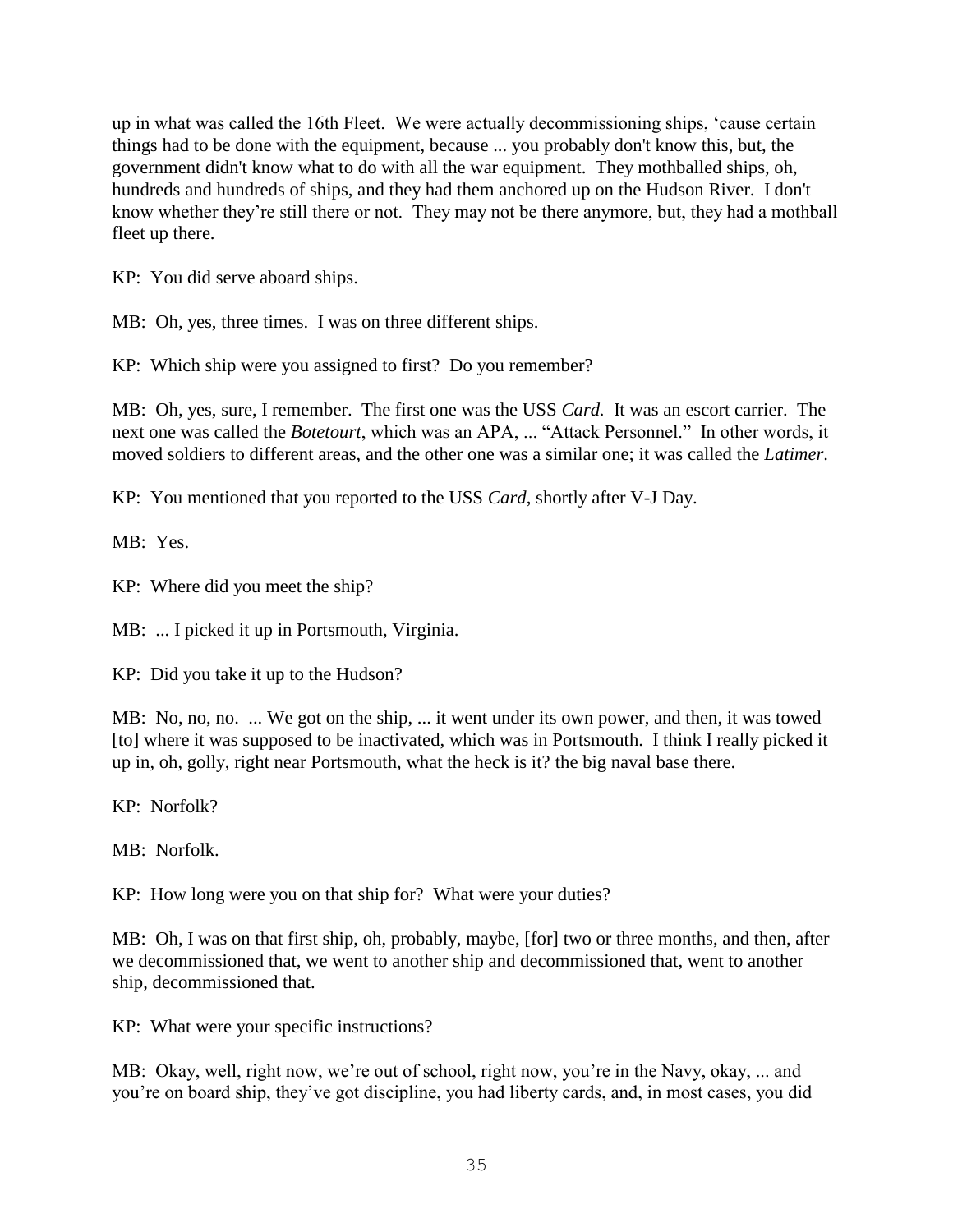up in what was called the 16th Fleet. We were actually decommissioning ships, 'cause certain things had to be done with the equipment, because ... you probably don't know this, but, the government didn't know what to do with all the war equipment. They mothballed ships, oh, hundreds and hundreds of ships, and they had them anchored up on the Hudson River. I don't know whether they're still there or not. They may not be there anymore, but, they had a mothball fleet up there.

KP: You did serve aboard ships.

MB: Oh, yes, three times. I was on three different ships.

KP: Which ship were you assigned to first? Do you remember?

MB: Oh, yes, sure, I remember. The first one was the USS *Card*. It was an escort carrier. The next one was called the *Botetourt*, which was an APA, ... "Attack Personnel." In other words, it moved soldiers to different areas, and the other one was a similar one; it was called the *Latimer*.

KP: You mentioned that you reported to the USS *Card*, shortly after V-J Day.

MB: Yes.

KP: Where did you meet the ship?

MB: ... I picked it up in Portsmouth, Virginia.

KP: Did you take it up to the Hudson?

MB: No, no, no. ... We got on the ship, ... it went under its own power, and then, it was towed [to] where it was supposed to be inactivated, which was in Portsmouth. I think I really picked it up in, oh, golly, right near Portsmouth, what the heck is it? the big naval base there.

KP: Norfolk?

MB: Norfolk.

KP: How long were you on that ship for? What were your duties?

MB: Oh, I was on that first ship, oh, probably, maybe, [for] two or three months, and then, after we decommissioned that, we went to another ship and decommissioned that, went to another ship, decommissioned that.

KP: What were your specific instructions?

MB: Okay, well, right now, we're out of school, right now, you're in the Navy, okay, ... and you're on board ship, they've got discipline, you had liberty cards, and, in most cases, you did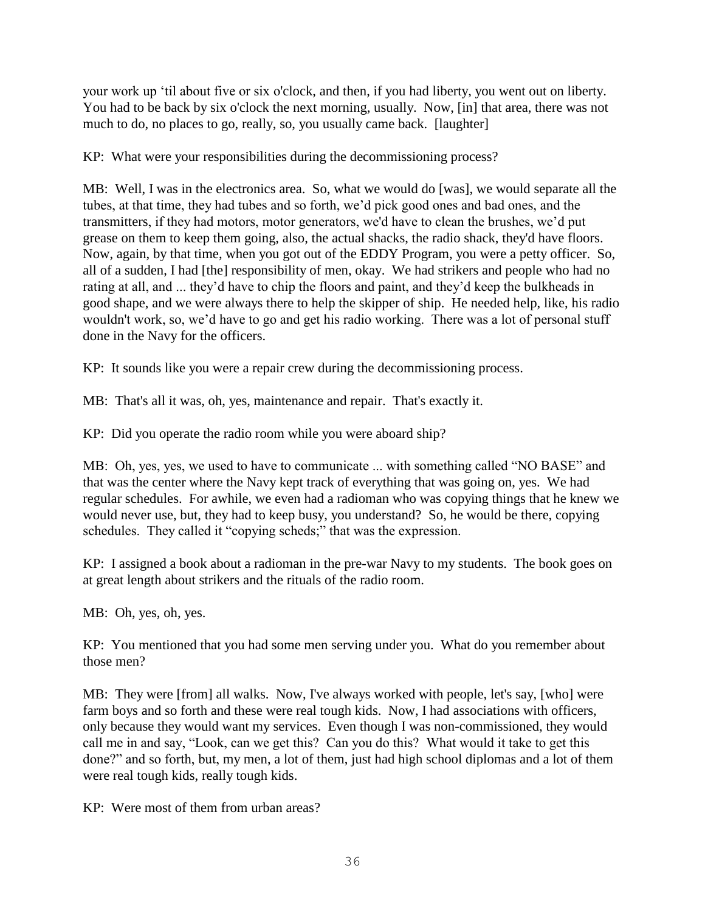your work up 'til about five or six o'clock, and then, if you had liberty, you went out on liberty. You had to be back by six o'clock the next morning, usually. Now, [in] that area, there was not much to do, no places to go, really, so, you usually came back. [laughter]

KP: What were your responsibilities during the decommissioning process?

MB: Well, I was in the electronics area. So, what we would do [was], we would separate all the tubes, at that time, they had tubes and so forth, we'd pick good ones and bad ones, and the transmitters, if they had motors, motor generators, we'd have to clean the brushes, we'd put grease on them to keep them going, also, the actual shacks, the radio shack, they'd have floors. Now, again, by that time, when you got out of the EDDY Program, you were a petty officer. So, all of a sudden, I had [the] responsibility of men, okay. We had strikers and people who had no rating at all, and ... they'd have to chip the floors and paint, and they'd keep the bulkheads in good shape, and we were always there to help the skipper of ship. He needed help, like, his radio wouldn't work, so, we'd have to go and get his radio working. There was a lot of personal stuff done in the Navy for the officers.

KP: It sounds like you were a repair crew during the decommissioning process.

MB: That's all it was, oh, yes, maintenance and repair. That's exactly it.

KP: Did you operate the radio room while you were aboard ship?

MB: Oh, yes, yes, we used to have to communicate ... with something called "NO BASE" and that was the center where the Navy kept track of everything that was going on, yes. We had regular schedules. For awhile, we even had a radioman who was copying things that he knew we would never use, but, they had to keep busy, you understand? So, he would be there, copying schedules. They called it "copying scheds;" that was the expression.

KP: I assigned a book about a radioman in the pre-war Navy to my students. The book goes on at great length about strikers and the rituals of the radio room.

MB: Oh, yes, oh, yes.

KP: You mentioned that you had some men serving under you. What do you remember about those men?

MB: They were [from] all walks. Now, I've always worked with people, let's say, [who] were farm boys and so forth and these were real tough kids. Now, I had associations with officers, only because they would want my services. Even though I was non-commissioned, they would call me in and say, "Look, can we get this? Can you do this? What would it take to get this done?" and so forth, but, my men, a lot of them, just had high school diplomas and a lot of them were real tough kids, really tough kids.

KP: Were most of them from urban areas?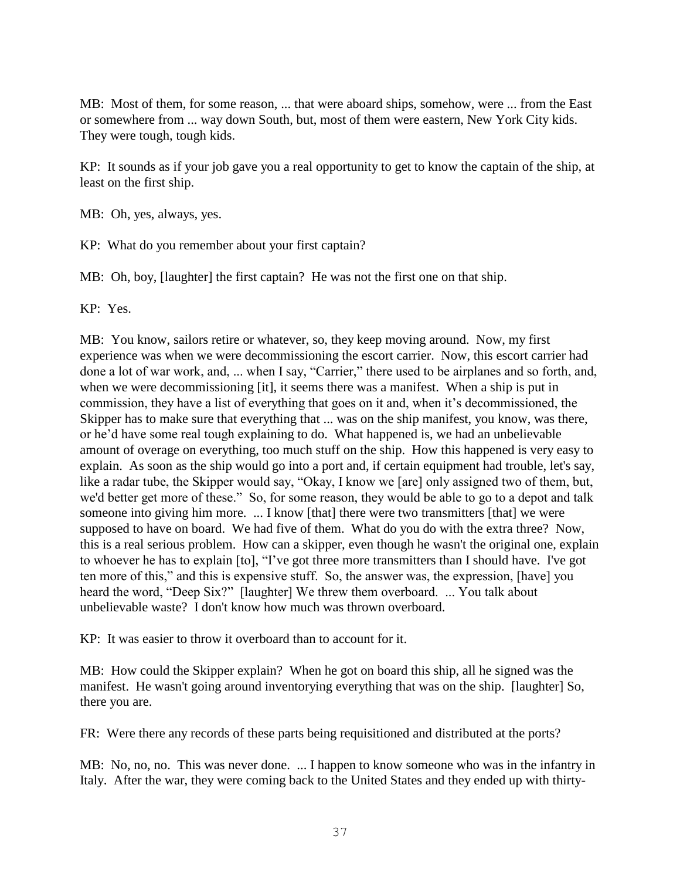MB: Most of them, for some reason, ... that were aboard ships, somehow, were ... from the East or somewhere from ... way down South, but, most of them were eastern, New York City kids. They were tough, tough kids.

KP: It sounds as if your job gave you a real opportunity to get to know the captain of the ship, at least on the first ship.

MB: Oh, yes, always, yes.

KP: What do you remember about your first captain?

MB: Oh, boy, [laughter] the first captain? He was not the first one on that ship.

KP: Yes.

MB: You know, sailors retire or whatever, so, they keep moving around. Now, my first experience was when we were decommissioning the escort carrier. Now, this escort carrier had done a lot of war work, and, ... when I say, "Carrier," there used to be airplanes and so forth, and, when we were decommissioning [it], it seems there was a manifest. When a ship is put in commission, they have a list of everything that goes on it and, when it's decommissioned, the Skipper has to make sure that everything that ... was on the ship manifest, you know, was there, or he'd have some real tough explaining to do. What happened is, we had an unbelievable amount of overage on everything, too much stuff on the ship. How this happened is very easy to explain. As soon as the ship would go into a port and, if certain equipment had trouble, let's say, like a radar tube, the Skipper would say, "Okay, I know we [are] only assigned two of them, but, we'd better get more of these." So, for some reason, they would be able to go to a depot and talk someone into giving him more. ... I know [that] there were two transmitters [that] we were supposed to have on board. We had five of them. What do you do with the extra three? Now, this is a real serious problem. How can a skipper, even though he wasn't the original one, explain to whoever he has to explain [to], "I've got three more transmitters than I should have. I've got ten more of this," and this is expensive stuff. So, the answer was, the expression, [have] you heard the word, "Deep Six?" [laughter] We threw them overboard. ... You talk about unbelievable waste? I don't know how much was thrown overboard.

KP: It was easier to throw it overboard than to account for it.

MB: How could the Skipper explain? When he got on board this ship, all he signed was the manifest. He wasn't going around inventorying everything that was on the ship. [laughter] So, there you are.

FR: Were there any records of these parts being requisitioned and distributed at the ports?

MB: No, no, no. This was never done. ... I happen to know someone who was in the infantry in Italy. After the war, they were coming back to the United States and they ended up with thirty-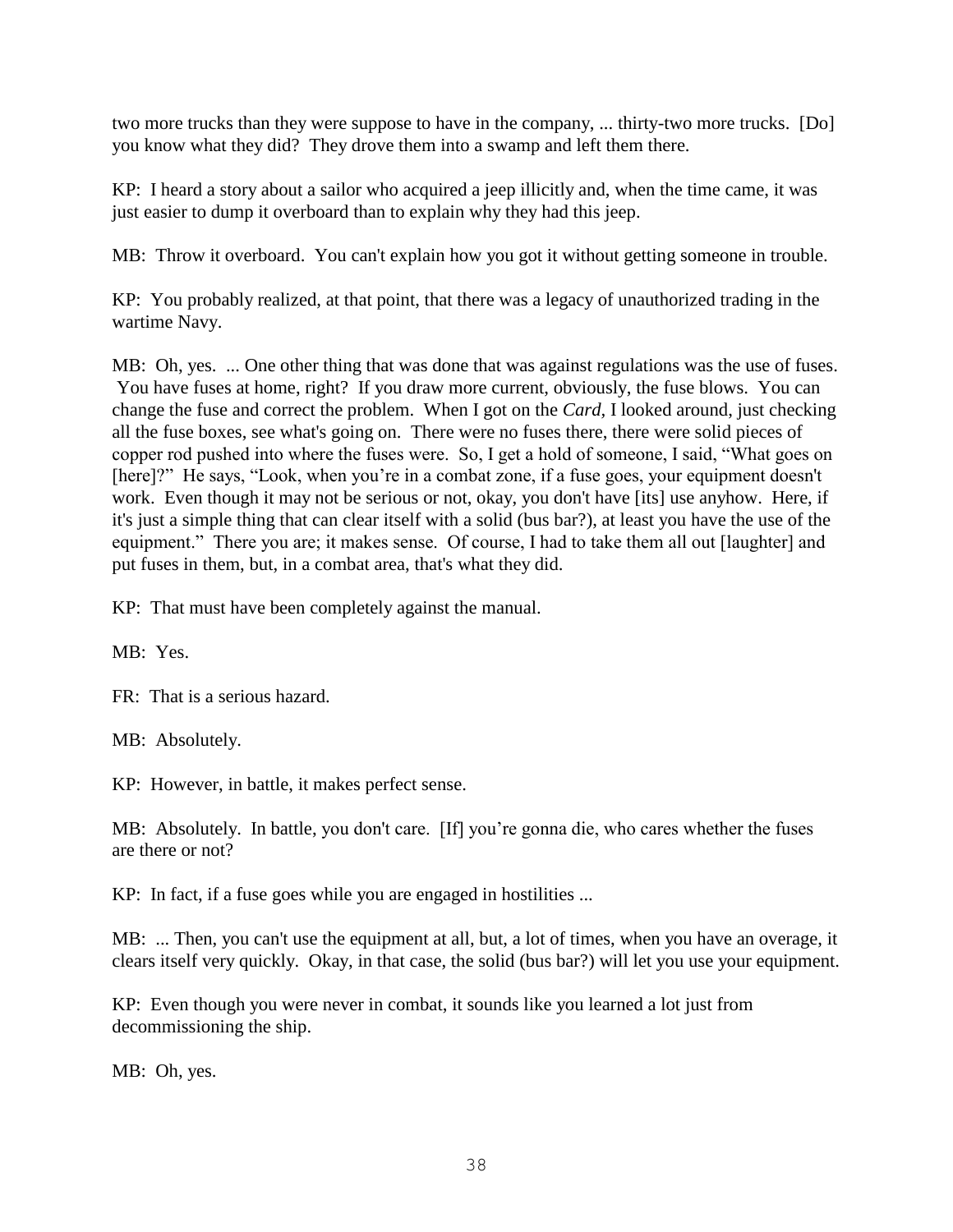two more trucks than they were suppose to have in the company, ... thirty-two more trucks. [Do] you know what they did? They drove them into a swamp and left them there.

KP: I heard a story about a sailor who acquired a jeep illicitly and, when the time came, it was just easier to dump it overboard than to explain why they had this jeep.

MB: Throw it overboard. You can't explain how you got it without getting someone in trouble.

KP: You probably realized, at that point, that there was a legacy of unauthorized trading in the wartime Navy.

MB: Oh, yes. ... One other thing that was done that was against regulations was the use of fuses. You have fuses at home, right? If you draw more current, obviously, the fuse blows. You can change the fuse and correct the problem. When I got on the *Card*, I looked around, just checking all the fuse boxes, see what's going on. There were no fuses there, there were solid pieces of copper rod pushed into where the fuses were. So, I get a hold of someone, I said, "What goes on [here]?" He says, "Look, when you're in a combat zone, if a fuse goes, your equipment doesn't work. Even though it may not be serious or not, okay, you don't have [its] use anyhow. Here, if it's just a simple thing that can clear itself with a solid (bus bar?), at least you have the use of the equipment." There you are; it makes sense. Of course, I had to take them all out [laughter] and put fuses in them, but, in a combat area, that's what they did.

KP: That must have been completely against the manual.

MB: Yes.

FR: That is a serious hazard.

MB: Absolutely.

KP: However, in battle, it makes perfect sense.

MB: Absolutely. In battle, you don't care. [If] you're gonna die, who cares whether the fuses are there or not?

KP: In fact, if a fuse goes while you are engaged in hostilities ...

MB: ... Then, you can't use the equipment at all, but, a lot of times, when you have an overage, it clears itself very quickly. Okay, in that case, the solid (bus bar?) will let you use your equipment.

KP: Even though you were never in combat, it sounds like you learned a lot just from decommissioning the ship.

MB: Oh, yes.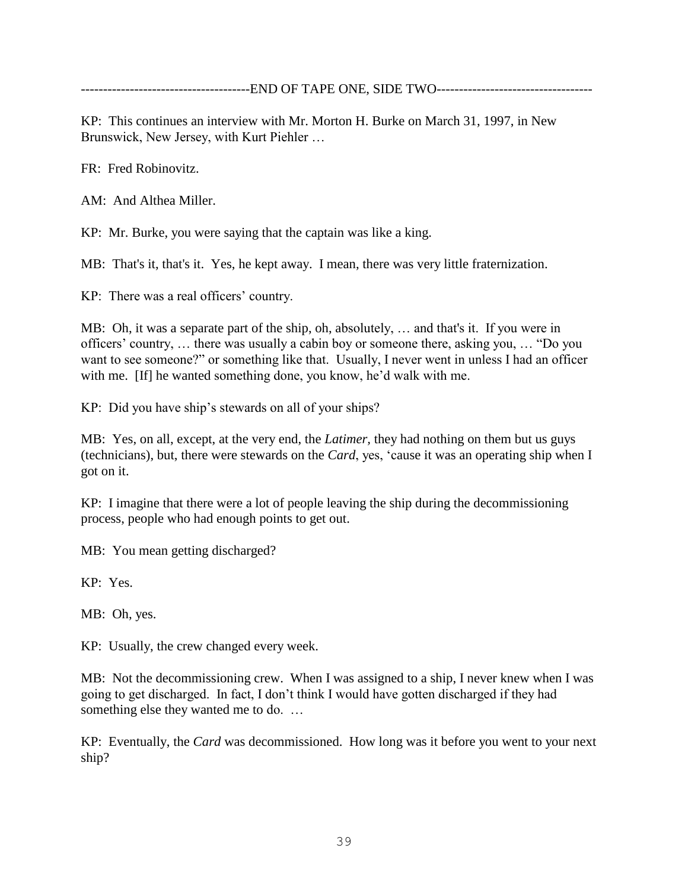--------------------------------------END OF TAPE ONE, SIDE TWO-----------------------------------

KP: This continues an interview with Mr. Morton H. Burke on March 31, 1997, in New Brunswick, New Jersey, with Kurt Piehler …

FR: Fred Robinovitz.

AM: And Althea Miller.

KP: Mr. Burke, you were saying that the captain was like a king.

MB: That's it, that's it. Yes, he kept away. I mean, there was very little fraternization.

KP: There was a real officers' country.

MB: Oh, it was a separate part of the ship, oh, absolutely, … and that's it. If you were in officers' country, … there was usually a cabin boy or someone there, asking you, … "Do you want to see someone?" or something like that. Usually, I never went in unless I had an officer with me. [If] he wanted something done, you know, he'd walk with me.

KP: Did you have ship's stewards on all of your ships?

MB: Yes, on all, except, at the very end, the *Latimer,* they had nothing on them but us guys (technicians), but, there were stewards on the *Card*, yes, 'cause it was an operating ship when I got on it.

KP: I imagine that there were a lot of people leaving the ship during the decommissioning process, people who had enough points to get out.

MB: You mean getting discharged?

KP: Yes.

MB: Oh, yes.

KP: Usually, the crew changed every week.

MB: Not the decommissioning crew. When I was assigned to a ship, I never knew when I was going to get discharged. In fact, I don't think I would have gotten discharged if they had something else they wanted me to do. …

KP: Eventually, the *Card* was decommissioned. How long was it before you went to your next ship?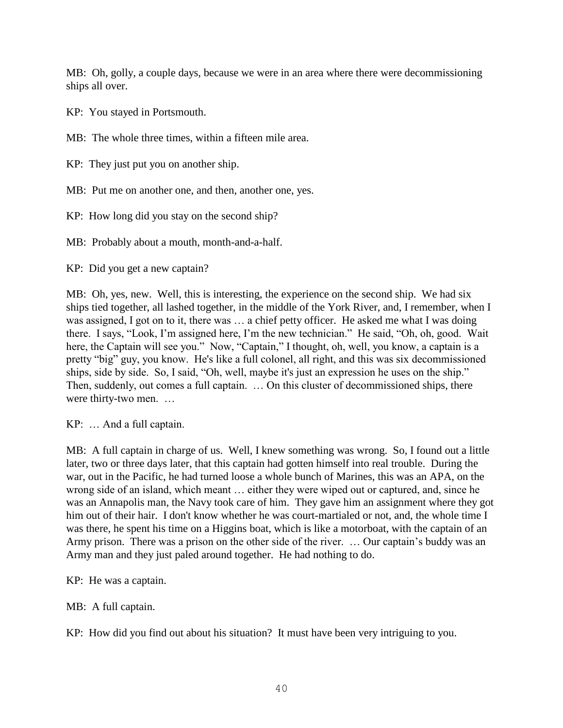MB: Oh, golly, a couple days, because we were in an area where there were decommissioning ships all over.

KP: You stayed in Portsmouth.

MB: The whole three times, within a fifteen mile area.

KP: They just put you on another ship.

MB: Put me on another one, and then, another one, yes.

KP: How long did you stay on the second ship?

MB: Probably about a mouth, month-and-a-half.

KP: Did you get a new captain?

MB: Oh, yes, new. Well, this is interesting, the experience on the second ship. We had six ships tied together, all lashed together, in the middle of the York River, and, I remember, when I was assigned, I got on to it, there was … a chief petty officer. He asked me what I was doing there. I says, "Look, I'm assigned here, I'm the new technician." He said, "Oh, oh, good. Wait here, the Captain will see you." Now, "Captain," I thought, oh, well, you know, a captain is a pretty "big" guy, you know. He's like a full colonel, all right, and this was six decommissioned ships, side by side. So, I said, "Oh, well, maybe it's just an expression he uses on the ship." Then, suddenly, out comes a full captain. … On this cluster of decommissioned ships, there were thirty-two men. …

KP: … And a full captain.

MB: A full captain in charge of us. Well, I knew something was wrong. So, I found out a little later, two or three days later, that this captain had gotten himself into real trouble. During the war, out in the Pacific, he had turned loose a whole bunch of Marines, this was an APA, on the wrong side of an island, which meant … either they were wiped out or captured, and, since he was an Annapolis man, the Navy took care of him. They gave him an assignment where they got him out of their hair. I don't know whether he was court-martialed or not, and, the whole time I was there, he spent his time on a Higgins boat, which is like a motorboat, with the captain of an Army prison. There was a prison on the other side of the river. … Our captain's buddy was an Army man and they just paled around together. He had nothing to do.

KP: He was a captain.

MB: A full captain.

KP: How did you find out about his situation? It must have been very intriguing to you.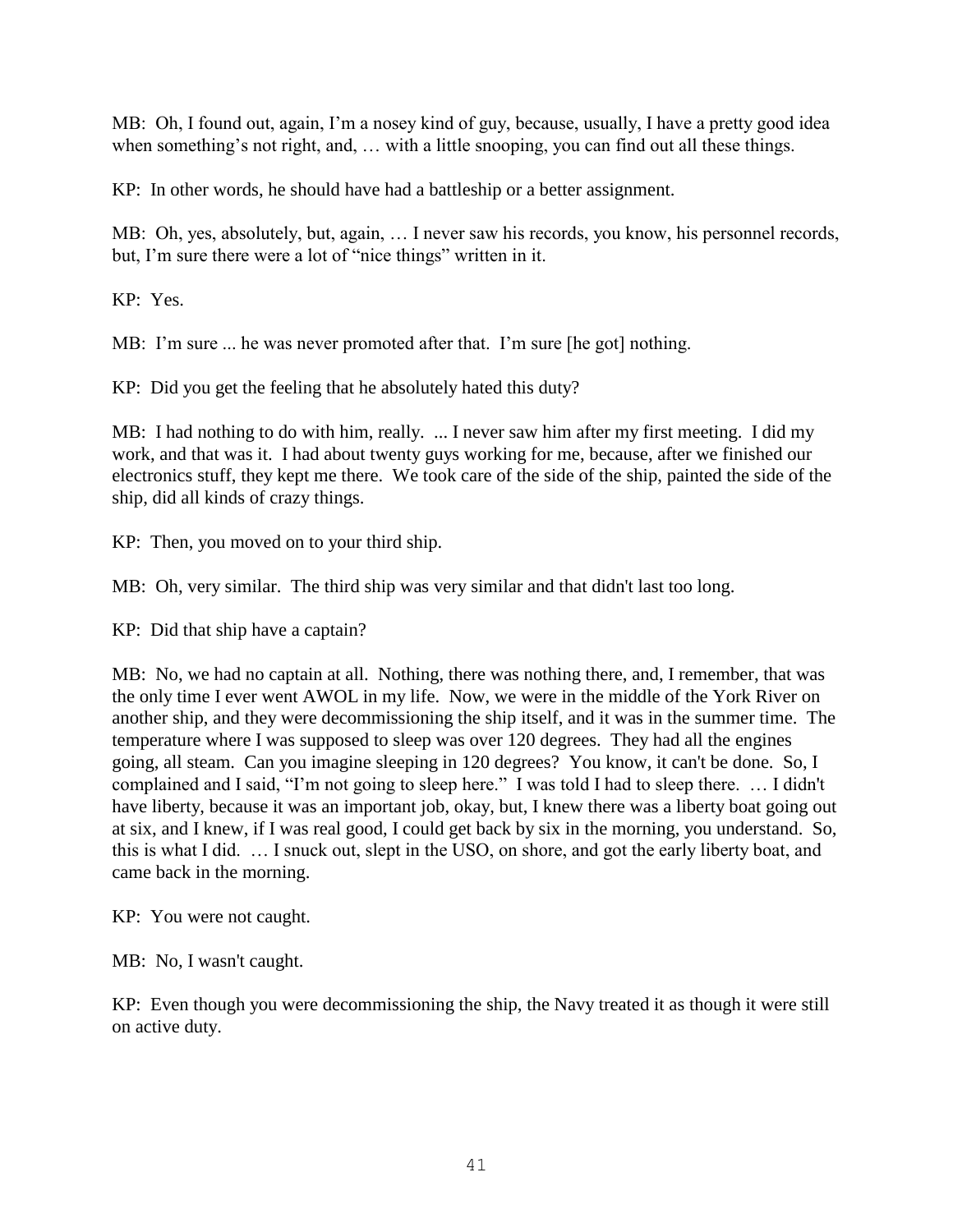MB: Oh, I found out, again, I'm a nosey kind of guy, because, usually, I have a pretty good idea when something's not right, and, … with a little snooping, you can find out all these things.

KP: In other words, he should have had a battleship or a better assignment.

MB: Oh, yes, absolutely, but, again, … I never saw his records, you know, his personnel records, but, I'm sure there were a lot of "nice things" written in it.

KP: Yes.

MB: I'm sure ... he was never promoted after that. I'm sure [he got] nothing.

KP: Did you get the feeling that he absolutely hated this duty?

MB: I had nothing to do with him, really. ... I never saw him after my first meeting. I did my work, and that was it. I had about twenty guys working for me, because, after we finished our electronics stuff, they kept me there. We took care of the side of the ship, painted the side of the ship, did all kinds of crazy things.

KP: Then, you moved on to your third ship.

MB: Oh, very similar. The third ship was very similar and that didn't last too long.

KP: Did that ship have a captain?

MB: No, we had no captain at all. Nothing, there was nothing there, and, I remember, that was the only time I ever went AWOL in my life. Now, we were in the middle of the York River on another ship, and they were decommissioning the ship itself, and it was in the summer time. The temperature where I was supposed to sleep was over 120 degrees. They had all the engines going, all steam. Can you imagine sleeping in 120 degrees? You know, it can't be done. So, I complained and I said, "I'm not going to sleep here." I was told I had to sleep there. … I didn't have liberty, because it was an important job, okay, but, I knew there was a liberty boat going out at six, and I knew, if I was real good, I could get back by six in the morning, you understand. So, this is what I did. … I snuck out, slept in the USO, on shore, and got the early liberty boat, and came back in the morning.

KP: You were not caught.

MB: No, I wasn't caught.

KP: Even though you were decommissioning the ship, the Navy treated it as though it were still on active duty.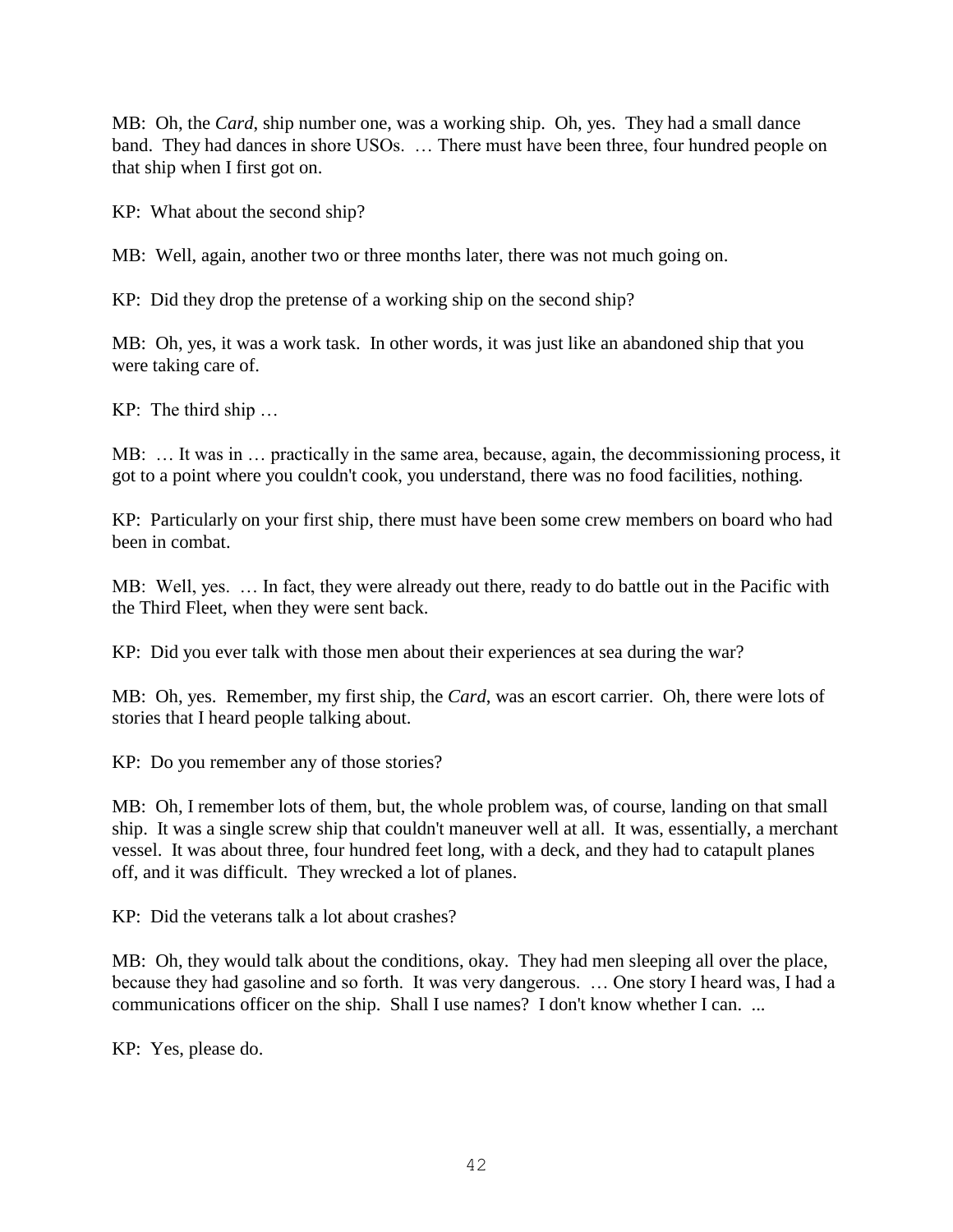MB: Oh, the *Card*, ship number one, was a working ship. Oh, yes. They had a small dance band. They had dances in shore USOs. … There must have been three, four hundred people on that ship when I first got on.

KP: What about the second ship?

MB: Well, again, another two or three months later, there was not much going on.

KP: Did they drop the pretense of a working ship on the second ship?

MB: Oh, yes, it was a work task. In other words, it was just like an abandoned ship that you were taking care of.

KP: The third ship …

MB: … It was in … practically in the same area, because, again, the decommissioning process, it got to a point where you couldn't cook, you understand, there was no food facilities, nothing.

KP: Particularly on your first ship, there must have been some crew members on board who had been in combat.

MB: Well, yes. … In fact, they were already out there, ready to do battle out in the Pacific with the Third Fleet, when they were sent back.

KP: Did you ever talk with those men about their experiences at sea during the war?

MB: Oh, yes. Remember, my first ship, the *Card*, was an escort carrier. Oh, there were lots of stories that I heard people talking about.

KP: Do you remember any of those stories?

MB: Oh, I remember lots of them, but, the whole problem was, of course, landing on that small ship. It was a single screw ship that couldn't maneuver well at all. It was, essentially, a merchant vessel. It was about three, four hundred feet long, with a deck, and they had to catapult planes off, and it was difficult. They wrecked a lot of planes.

KP: Did the veterans talk a lot about crashes?

MB: Oh, they would talk about the conditions, okay. They had men sleeping all over the place, because they had gasoline and so forth. It was very dangerous. … One story I heard was, I had a communications officer on the ship. Shall I use names? I don't know whether I can. ...

KP: Yes, please do.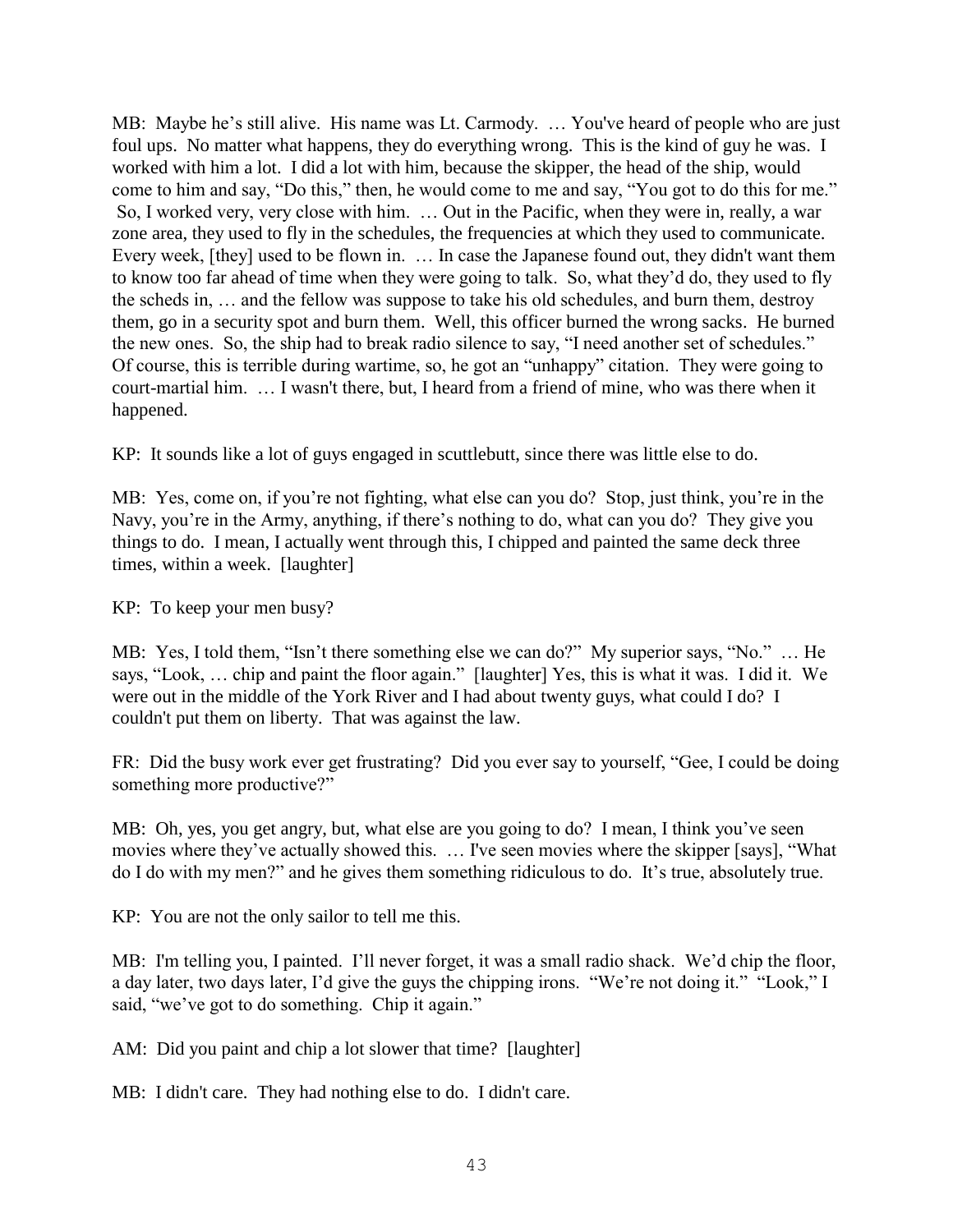MB: Maybe he's still alive. His name was Lt. Carmody. … You've heard of people who are just foul ups. No matter what happens, they do everything wrong. This is the kind of guy he was. I worked with him a lot. I did a lot with him, because the skipper, the head of the ship, would come to him and say, "Do this," then, he would come to me and say, "You got to do this for me." So, I worked very, very close with him. … Out in the Pacific, when they were in, really, a war zone area, they used to fly in the schedules, the frequencies at which they used to communicate. Every week, [they] used to be flown in. … In case the Japanese found out, they didn't want them to know too far ahead of time when they were going to talk. So, what they'd do, they used to fly the scheds in, … and the fellow was suppose to take his old schedules, and burn them, destroy them, go in a security spot and burn them. Well, this officer burned the wrong sacks. He burned the new ones. So, the ship had to break radio silence to say, "I need another set of schedules." Of course, this is terrible during wartime, so, he got an "unhappy" citation. They were going to court-martial him. … I wasn't there, but, I heard from a friend of mine, who was there when it happened.

KP: It sounds like a lot of guys engaged in scuttlebutt, since there was little else to do.

MB: Yes, come on, if you're not fighting, what else can you do? Stop, just think, you're in the Navy, you're in the Army, anything, if there's nothing to do, what can you do? They give you things to do. I mean, I actually went through this, I chipped and painted the same deck three times, within a week. [laughter]

KP: To keep your men busy?

MB: Yes, I told them, "Isn't there something else we can do?" My superior says, "No." … He says, "Look, … chip and paint the floor again." [laughter] Yes, this is what it was. I did it. We were out in the middle of the York River and I had about twenty guys, what could I do? I couldn't put them on liberty. That was against the law.

FR: Did the busy work ever get frustrating? Did you ever say to yourself, "Gee, I could be doing something more productive?"

MB: Oh, yes, you get angry, but, what else are you going to do? I mean, I think you've seen movies where they've actually showed this. … I've seen movies where the skipper [says], "What do I do with my men?" and he gives them something ridiculous to do. It's true, absolutely true.

KP: You are not the only sailor to tell me this.

MB: I'm telling you, I painted. I'll never forget, it was a small radio shack. We'd chip the floor, a day later, two days later, I'd give the guys the chipping irons. "We're not doing it." "Look," I said, "we've got to do something. Chip it again."

AM: Did you paint and chip a lot slower that time? [laughter]

MB: I didn't care. They had nothing else to do. I didn't care.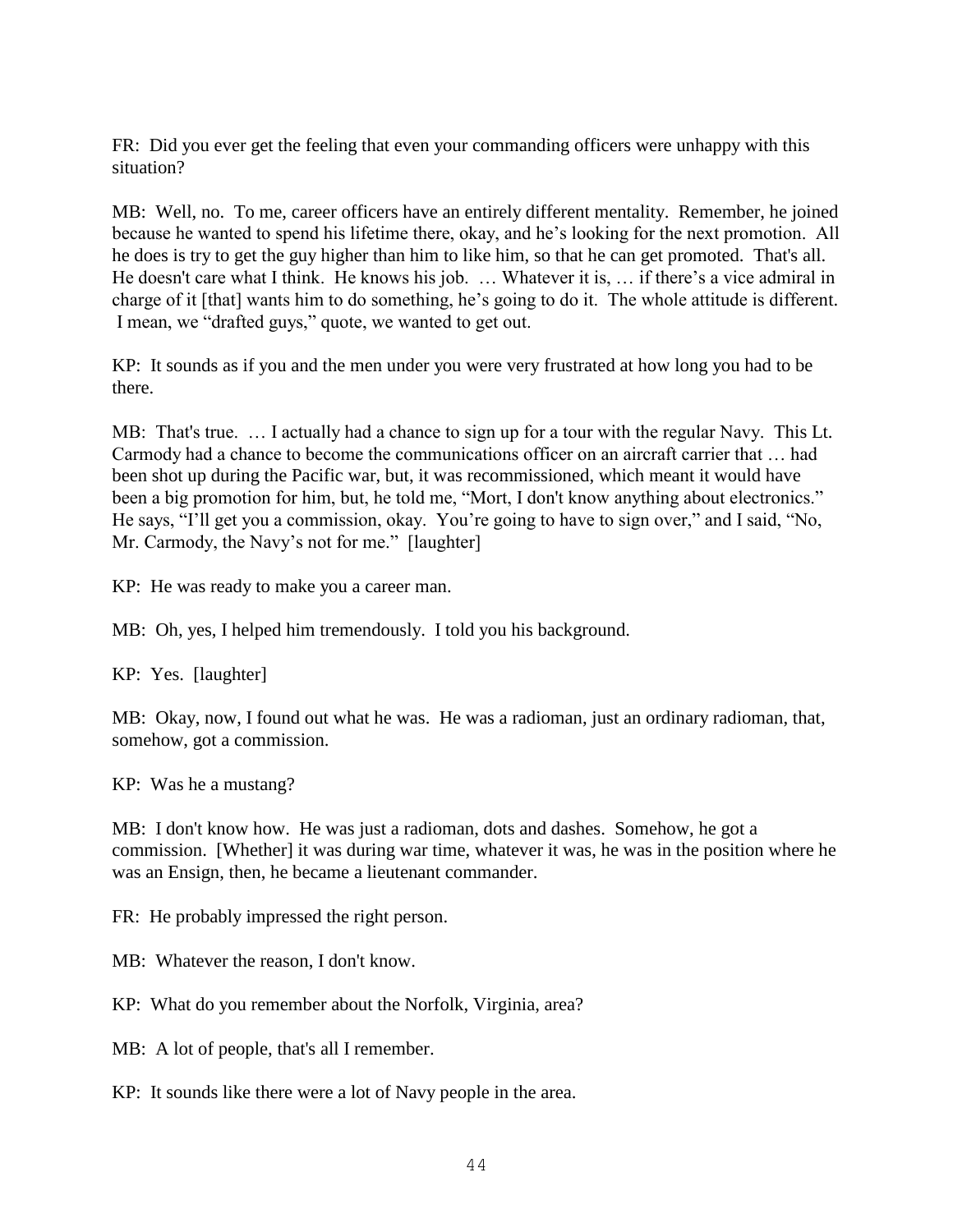FR: Did you ever get the feeling that even your commanding officers were unhappy with this situation?

MB: Well, no. To me, career officers have an entirely different mentality. Remember, he joined because he wanted to spend his lifetime there, okay, and he's looking for the next promotion. All he does is try to get the guy higher than him to like him, so that he can get promoted. That's all. He doesn't care what I think. He knows his job. … Whatever it is, … if there's a vice admiral in charge of it [that] wants him to do something, he's going to do it. The whole attitude is different. I mean, we "drafted guys," quote, we wanted to get out.

KP: It sounds as if you and the men under you were very frustrated at how long you had to be there.

MB: That's true. … I actually had a chance to sign up for a tour with the regular Navy. This Lt. Carmody had a chance to become the communications officer on an aircraft carrier that … had been shot up during the Pacific war, but, it was recommissioned, which meant it would have been a big promotion for him, but, he told me, "Mort, I don't know anything about electronics." He says, "I'll get you a commission, okay. You're going to have to sign over," and I said, "No, Mr. Carmody, the Navy's not for me." [laughter]

KP: He was ready to make you a career man.

MB: Oh, yes, I helped him tremendously. I told you his background.

KP: Yes. [laughter]

MB: Okay, now, I found out what he was. He was a radioman, just an ordinary radioman, that, somehow, got a commission.

KP: Was he a mustang?

MB: I don't know how. He was just a radioman, dots and dashes. Somehow, he got a commission. [Whether] it was during war time, whatever it was, he was in the position where he was an Ensign, then, he became a lieutenant commander.

FR: He probably impressed the right person.

MB: Whatever the reason, I don't know.

KP: What do you remember about the Norfolk, Virginia, area?

MB: A lot of people, that's all I remember.

KP: It sounds like there were a lot of Navy people in the area.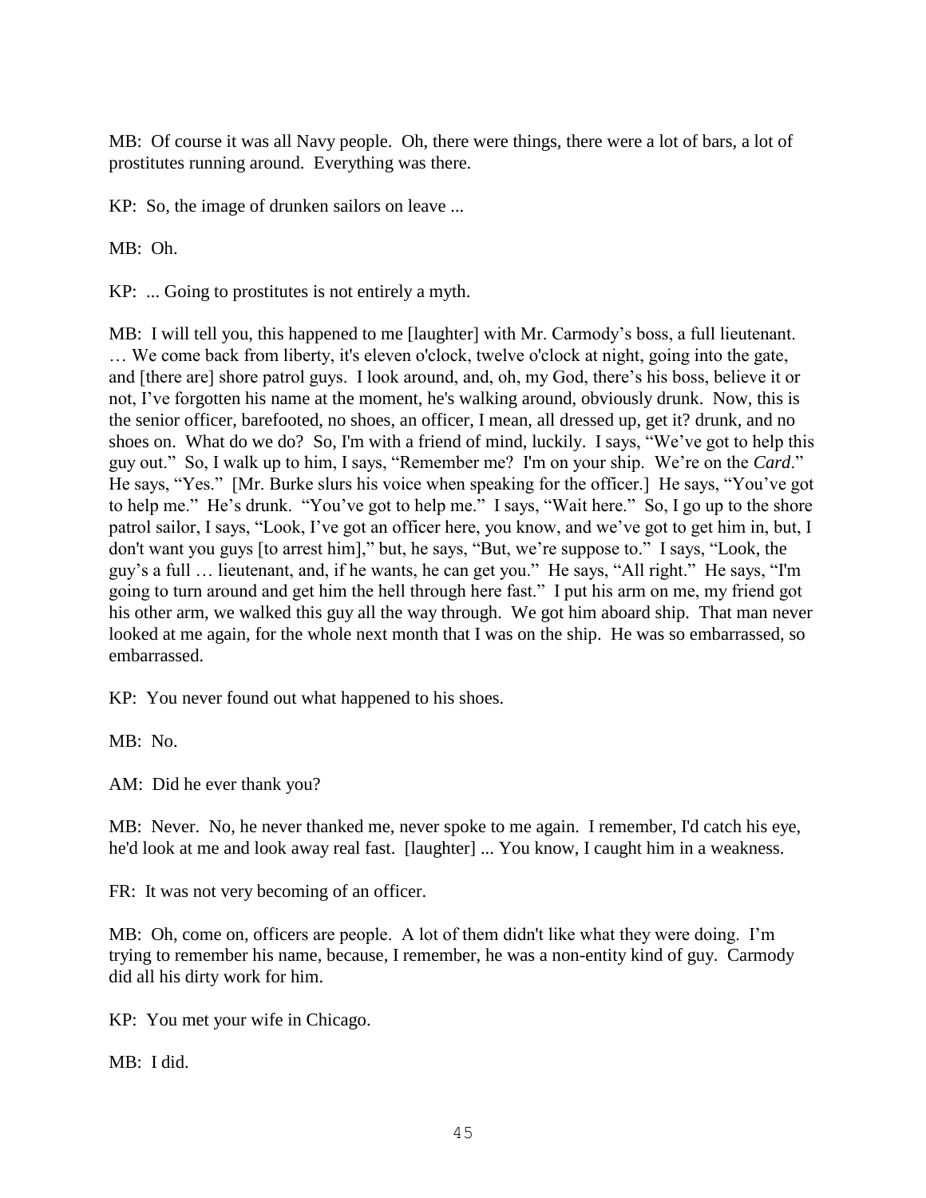MB: Of course it was all Navy people. Oh, there were things, there were a lot of bars, a lot of prostitutes running around. Everything was there.

KP: So, the image of drunken sailors on leave ...

MB: Oh.

KP: ... Going to prostitutes is not entirely a myth.

MB: I will tell you, this happened to me [laughter] with Mr. Carmody's boss, a full lieutenant. … We come back from liberty, it's eleven o'clock, twelve o'clock at night, going into the gate, and [there are] shore patrol guys. I look around, and, oh, my God, there's his boss, believe it or not, I've forgotten his name at the moment, he's walking around, obviously drunk. Now, this is the senior officer, barefooted, no shoes, an officer, I mean, all dressed up, get it? drunk, and no shoes on. What do we do? So, I'm with a friend of mind, luckily. I says, "We've got to help this guy out." So, I walk up to him, I says, "Remember me? I'm on your ship. We're on the *Card*." He says, "Yes." [Mr. Burke slurs his voice when speaking for the officer.] He says, "You've got to help me." He's drunk. "You've got to help me." I says, "Wait here." So, I go up to the shore patrol sailor, I says, "Look, I've got an officer here, you know, and we've got to get him in, but, I don't want you guys [to arrest him]," but, he says, "But, we're suppose to." I says, "Look, the guy's a full … lieutenant, and, if he wants, he can get you." He says, "All right." He says, "I'm going to turn around and get him the hell through here fast." I put his arm on me, my friend got his other arm, we walked this guy all the way through. We got him aboard ship. That man never looked at me again, for the whole next month that I was on the ship. He was so embarrassed, so embarrassed.

KP: You never found out what happened to his shoes.

MB: No.

AM: Did he ever thank you?

MB: Never. No, he never thanked me, never spoke to me again. I remember, I'd catch his eye, he'd look at me and look away real fast. [laughter] ... You know, I caught him in a weakness.

FR: It was not very becoming of an officer.

MB: Oh, come on, officers are people. A lot of them didn't like what they were doing. I'm trying to remember his name, because, I remember, he was a non-entity kind of guy. Carmody did all his dirty work for him.

KP: You met your wife in Chicago.

MB: I did.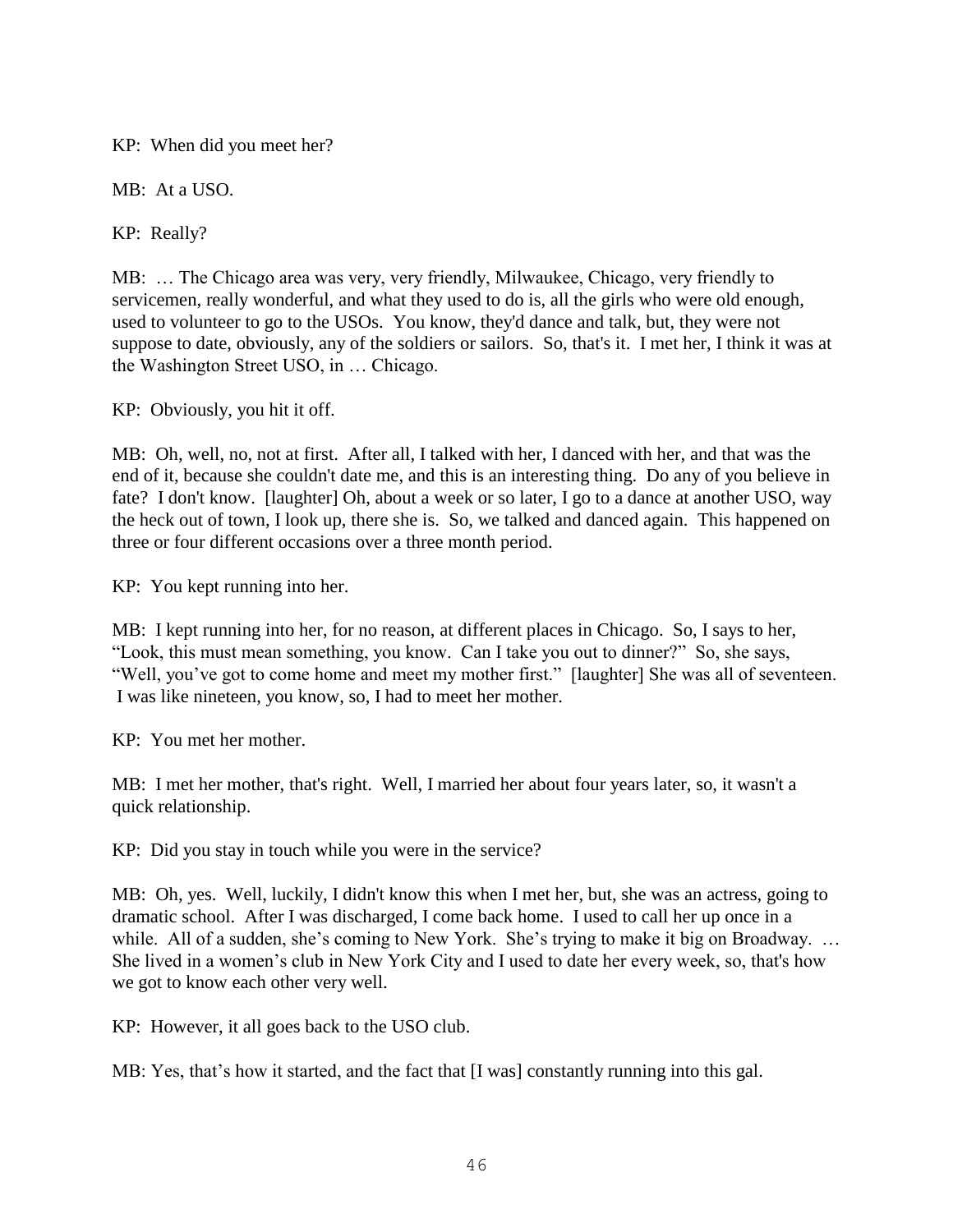KP: When did you meet her?

MB: At a USO.

KP: Really?

MB: … The Chicago area was very, very friendly, Milwaukee, Chicago, very friendly to servicemen, really wonderful, and what they used to do is, all the girls who were old enough, used to volunteer to go to the USOs. You know, they'd dance and talk, but, they were not suppose to date, obviously, any of the soldiers or sailors. So, that's it. I met her, I think it was at the Washington Street USO, in … Chicago.

KP: Obviously, you hit it off.

MB: Oh, well, no, not at first. After all, I talked with her, I danced with her, and that was the end of it, because she couldn't date me, and this is an interesting thing. Do any of you believe in fate? I don't know. [laughter] Oh, about a week or so later, I go to a dance at another USO, way the heck out of town, I look up, there she is. So, we talked and danced again. This happened on three or four different occasions over a three month period.

KP: You kept running into her.

MB: I kept running into her, for no reason, at different places in Chicago. So, I says to her, "Look, this must mean something, you know. Can I take you out to dinner?" So, she says, "Well, you've got to come home and meet my mother first." [laughter] She was all of seventeen. I was like nineteen, you know, so, I had to meet her mother.

KP: You met her mother.

MB: I met her mother, that's right. Well, I married her about four years later, so, it wasn't a quick relationship.

KP: Did you stay in touch while you were in the service?

MB: Oh, yes. Well, luckily, I didn't know this when I met her, but, she was an actress, going to dramatic school. After I was discharged, I come back home. I used to call her up once in a while. All of a sudden, she's coming to New York. She's trying to make it big on Broadway. … She lived in a women's club in New York City and I used to date her every week, so, that's how we got to know each other very well.

KP: However, it all goes back to the USO club.

MB: Yes, that's how it started, and the fact that [I was] constantly running into this gal.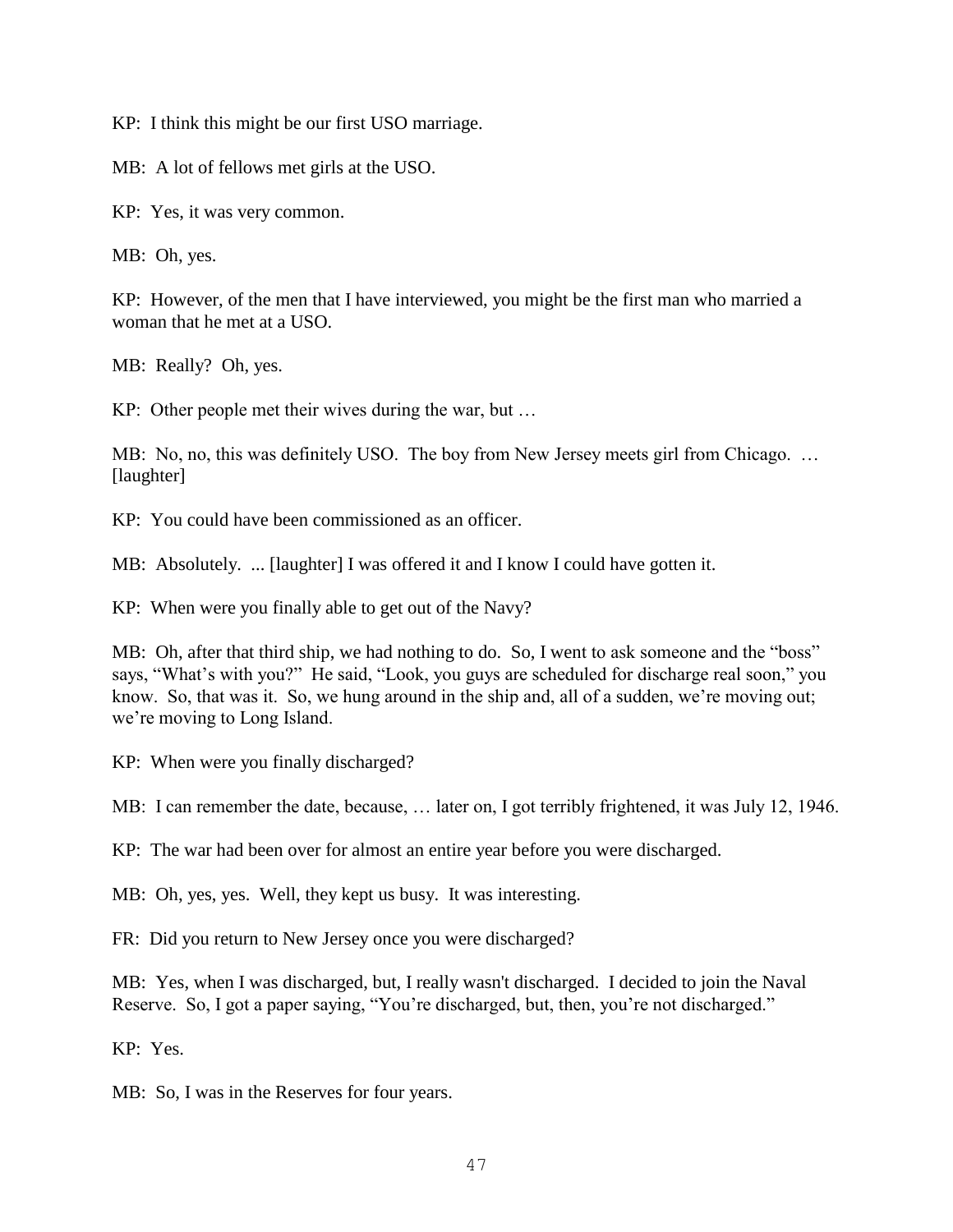KP: I think this might be our first USO marriage.

MB: A lot of fellows met girls at the USO.

KP: Yes, it was very common.

MB: Oh, yes.

KP: However, of the men that I have interviewed, you might be the first man who married a woman that he met at a USO.

MB: Really? Oh, yes.

KP: Other people met their wives during the war, but …

MB: No, no, this was definitely USO. The boy from New Jersey meets girl from Chicago. … [laughter]

KP: You could have been commissioned as an officer.

MB: Absolutely. ... [laughter] I was offered it and I know I could have gotten it.

KP: When were you finally able to get out of the Navy?

MB: Oh, after that third ship, we had nothing to do. So, I went to ask someone and the "boss" says, "What's with you?" He said, "Look, you guys are scheduled for discharge real soon," you know. So, that was it. So, we hung around in the ship and, all of a sudden, we're moving out; we're moving to Long Island.

KP: When were you finally discharged?

MB: I can remember the date, because, … later on, I got terribly frightened, it was July 12, 1946.

KP: The war had been over for almost an entire year before you were discharged.

MB: Oh, yes, yes. Well, they kept us busy. It was interesting.

FR: Did you return to New Jersey once you were discharged?

MB: Yes, when I was discharged, but, I really wasn't discharged. I decided to join the Naval Reserve. So, I got a paper saying, "You're discharged, but, then, you're not discharged."

KP: Yes.

MB: So, I was in the Reserves for four years.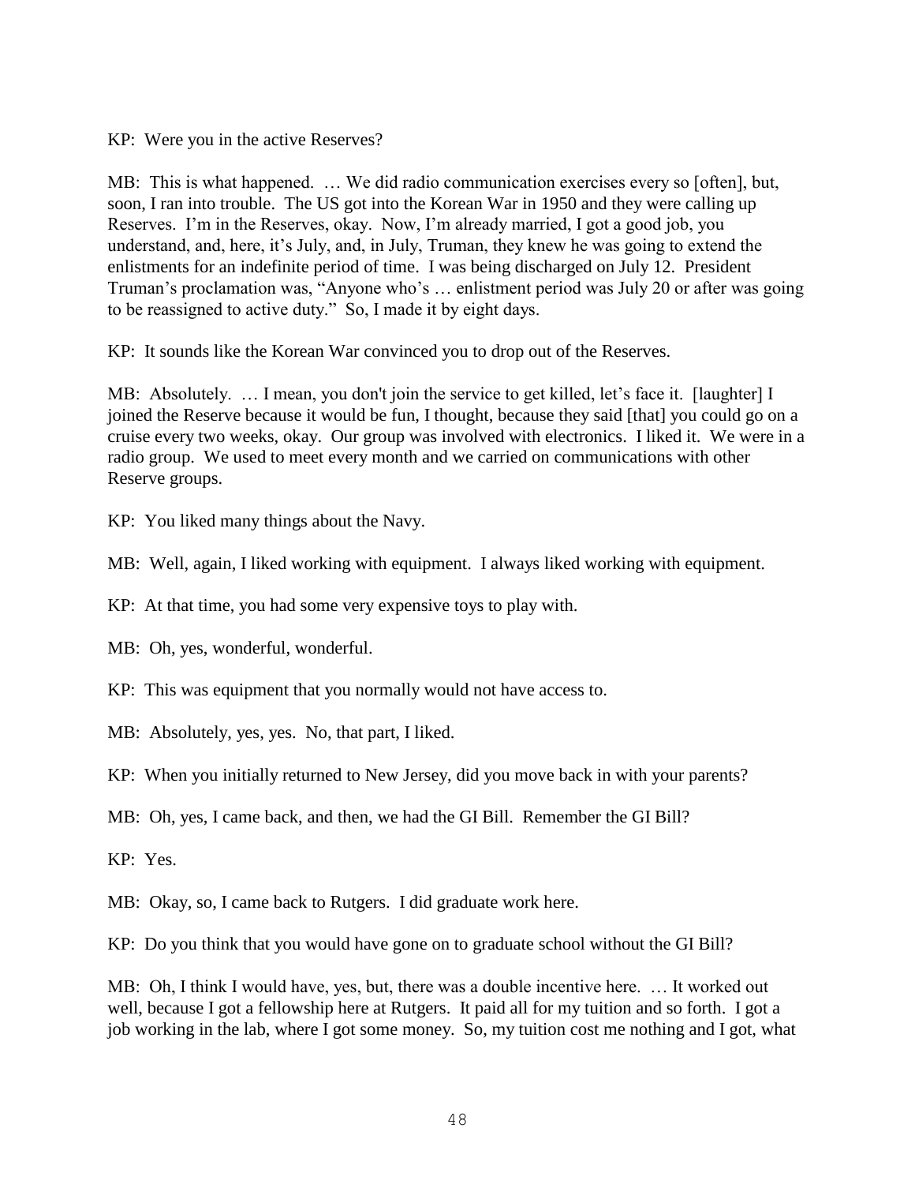KP: Were you in the active Reserves?

MB: This is what happened. … We did radio communication exercises every so [often], but, soon, I ran into trouble. The US got into the Korean War in 1950 and they were calling up Reserves. I'm in the Reserves, okay. Now, I'm already married, I got a good job, you understand, and, here, it's July, and, in July, Truman, they knew he was going to extend the enlistments for an indefinite period of time. I was being discharged on July 12. President Truman's proclamation was, "Anyone who's … enlistment period was July 20 or after was going to be reassigned to active duty." So, I made it by eight days.

KP: It sounds like the Korean War convinced you to drop out of the Reserves.

MB: Absolutely. … I mean, you don't join the service to get killed, let's face it. [laughter] I joined the Reserve because it would be fun, I thought, because they said [that] you could go on a cruise every two weeks, okay. Our group was involved with electronics. I liked it. We were in a radio group. We used to meet every month and we carried on communications with other Reserve groups.

KP: You liked many things about the Navy.

MB: Well, again, I liked working with equipment. I always liked working with equipment.

KP: At that time, you had some very expensive toys to play with.

MB: Oh, yes, wonderful, wonderful.

KP: This was equipment that you normally would not have access to.

MB: Absolutely, yes, yes. No, that part, I liked.

KP: When you initially returned to New Jersey, did you move back in with your parents?

MB: Oh, yes, I came back, and then, we had the GI Bill. Remember the GI Bill?

KP: Yes.

MB: Okay, so, I came back to Rutgers. I did graduate work here.

KP: Do you think that you would have gone on to graduate school without the GI Bill?

MB: Oh, I think I would have, yes, but, there was a double incentive here. … It worked out well, because I got a fellowship here at Rutgers. It paid all for my tuition and so forth. I got a job working in the lab, where I got some money. So, my tuition cost me nothing and I got, what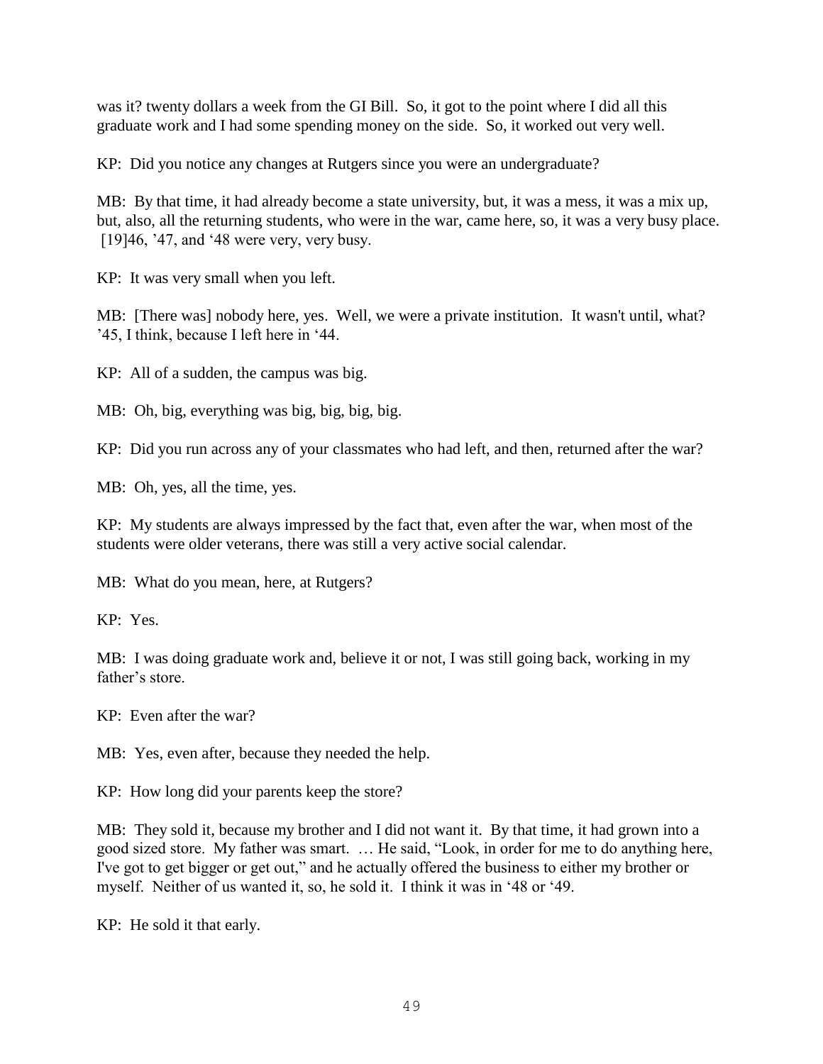was it? twenty dollars a week from the GI Bill. So, it got to the point where I did all this graduate work and I had some spending money on the side. So, it worked out very well.

KP: Did you notice any changes at Rutgers since you were an undergraduate?

MB: By that time, it had already become a state university, but, it was a mess, it was a mix up, but, also, all the returning students, who were in the war, came here, so, it was a very busy place. [19]46, '47, and '48 were very, very busy.

KP: It was very small when you left.

MB: [There was] nobody here, yes. Well, we were a private institution. It wasn't until, what? '45, I think, because I left here in '44.

KP: All of a sudden, the campus was big.

MB: Oh, big, everything was big, big, big, big.

KP: Did you run across any of your classmates who had left, and then, returned after the war?

MB: Oh, yes, all the time, yes.

KP: My students are always impressed by the fact that, even after the war, when most of the students were older veterans, there was still a very active social calendar.

MB: What do you mean, here, at Rutgers?

KP: Yes.

MB: I was doing graduate work and, believe it or not, I was still going back, working in my father's store.

KP: Even after the war?

MB: Yes, even after, because they needed the help.

KP: How long did your parents keep the store?

MB: They sold it, because my brother and I did not want it. By that time, it had grown into a good sized store. My father was smart. … He said, "Look, in order for me to do anything here, I've got to get bigger or get out," and he actually offered the business to either my brother or myself. Neither of us wanted it, so, he sold it. I think it was in '48 or '49.

KP: He sold it that early.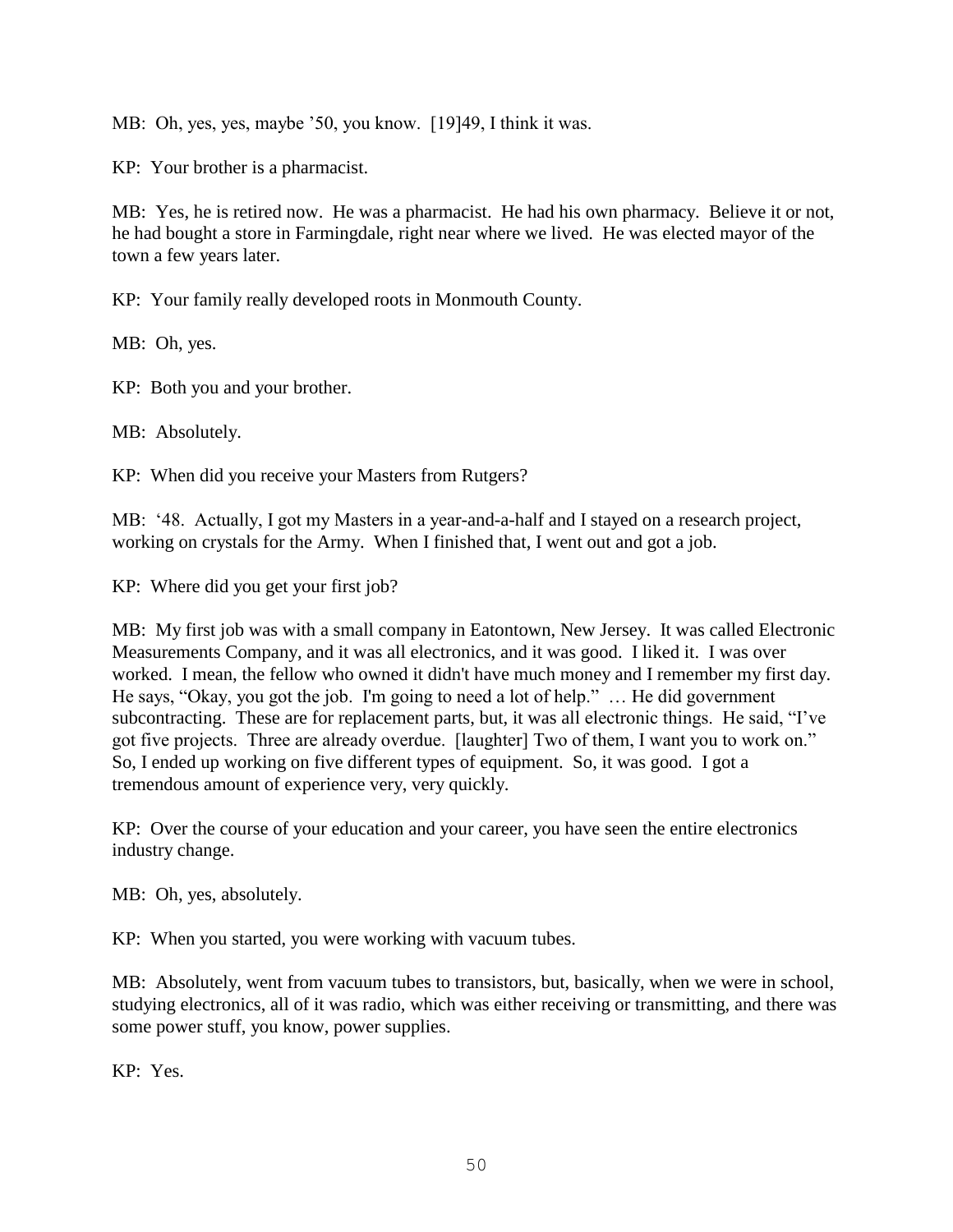MB: Oh, yes, yes, maybe ’50, you know. [19]49, I think it was.

KP: Your brother is a pharmacist.

MB: Yes, he is retired now. He was a pharmacist. He had his own pharmacy. Believe it or not, he had bought a store in Farmingdale, right near where we lived. He was elected mayor of the town a few years later.

KP: Your family really developed roots in Monmouth County.

MB: Oh, yes.

KP: Both you and your brother.

MB: Absolutely.

KP: When did you receive your Masters from Rutgers?

MB: ‘48. Actually, I got my Masters in a year-and-a-half and I stayed on a research project, working on crystals for the Army. When I finished that, I went out and got a job.

KP: Where did you get your first job?

MB: My first job was with a small company in Eatontown, New Jersey. It was called Electronic Measurements Company, and it was all electronics, and it was good. I liked it. I was over worked. I mean, the fellow who owned it didn't have much money and I remember my first day. He says, “Okay, you got the job. I'm going to need a lot of help.” … He did government subcontracting. These are for replacement parts, but, it was all electronic things. He said, “I’ve got five projects. Three are already overdue. [laughter] Two of them, I want you to work on.” So, I ended up working on five different types of equipment. So, it was good. I got a tremendous amount of experience very, very quickly.

KP: Over the course of your education and your career, you have seen the entire electronics industry change.

MB: Oh, yes, absolutely.

KP: When you started, you were working with vacuum tubes.

MB: Absolutely, went from vacuum tubes to transistors, but, basically, when we were in school, studying electronics, all of it was radio, which was either receiving or transmitting, and there was some power stuff, you know, power supplies.

KP: Yes.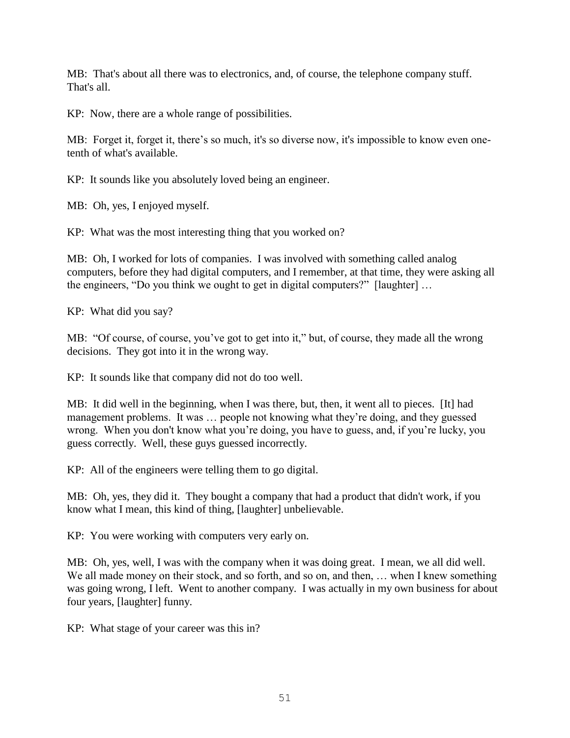MB: That's about all there was to electronics, and, of course, the telephone company stuff. That's all.

KP: Now, there are a whole range of possibilities.

MB: Forget it, forget it, there's so much, it's so diverse now, it's impossible to know even one-tenth of what's available.

KP: It sounds like you absolutely loved being an engineer.

MB: Oh, yes, I enjoyed myself.

KP: What was the most interesting thing that you worked on?

MB: Oh, I worked for lots of companies. I was involved with something called analog computers, before they had digital computers, and I remember, at that time, they were asking all the engineers, "Do you think we ought to get in digital computers?" [laughter] …

KP: What did you say?

MB: "Of course, of course, you've got to get into it," but, of course, they made all the wrong decisions. They got into it in the wrong way.

KP: It sounds like that company did not do too well.

MB: It did well in the beginning, when I was there, but, then, it went all to pieces. [It] had management problems. It was … people not knowing what they're doing, and they guessed wrong. When you don't know what you're doing, you have to guess, and, if you're lucky, you guess correctly. Well, these guys guessed incorrectly.

KP: All of the engineers were telling them to go digital.

MB: Oh, yes, they did it. They bought a company that had a product that didn't work, if you know what I mean, this kind of thing, [laughter] unbelievable.

KP: You were working with computers very early on.

MB: Oh, yes, well, I was with the company when it was doing great. I mean, we all did well. We all made money on their stock, and so forth, and so on, and then, … when I knew something was going wrong, I left. Went to another company. I was actually in my own business for about four years, [laughter] funny.

KP: What stage of your career was this in?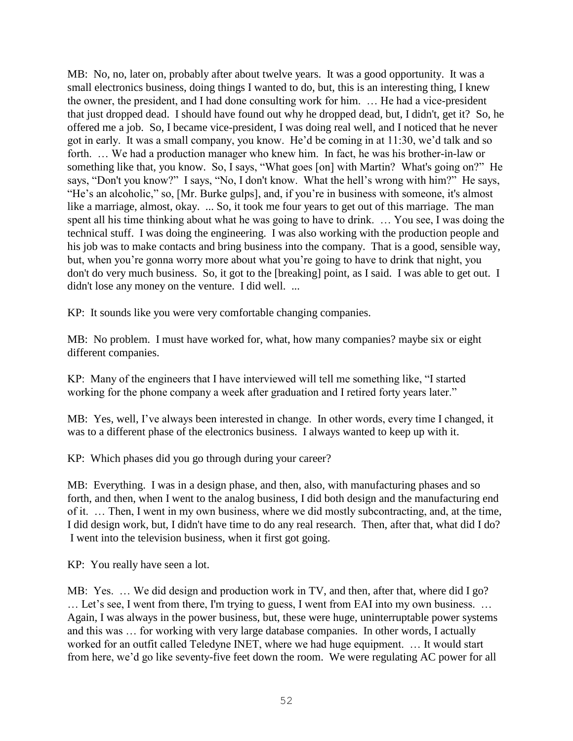MB: No, no, later on, probably after about twelve years. It was a good opportunity. It was a small electronics business, doing things I wanted to do, but, this is an interesting thing, I knew the owner, the president, and I had done consulting work for him. … He had a vice-president that just dropped dead. I should have found out why he dropped dead, but, I didn't, get it? So, he offered me a job. So, I became vice-president, I was doing real well, and I noticed that he never got in early. It was a small company, you know. He'd be coming in at 11:30, we'd talk and so forth. … We had a production manager who knew him. In fact, he was his brother-in-law or something like that, you know. So, I says, "What goes [on] with Martin? What's going on?" He says, "Don't you know?" I says, "No, I don't know. What the hell's wrong with him?" He says, "He's an alcoholic," so, [Mr. Burke gulps], and, if you're in business with someone, it's almost like a marriage, almost, okay. ... So, it took me four years to get out of this marriage. The man spent all his time thinking about what he was going to have to drink. … You see, I was doing the technical stuff. I was doing the engineering. I was also working with the production people and his job was to make contacts and bring business into the company. That is a good, sensible way, but, when you're gonna worry more about what you're going to have to drink that night, you don't do very much business. So, it got to the [breaking] point, as I said. I was able to get out. I didn't lose any money on the venture. I did well. ...

KP: It sounds like you were very comfortable changing companies.

MB: No problem. I must have worked for, what, how many companies? maybe six or eight different companies.

KP: Many of the engineers that I have interviewed will tell me something like, "I started working for the phone company a week after graduation and I retired forty years later."

MB: Yes, well, I've always been interested in change. In other words, every time I changed, it was to a different phase of the electronics business. I always wanted to keep up with it.

KP: Which phases did you go through during your career?

MB: Everything. I was in a design phase, and then, also, with manufacturing phases and so forth, and then, when I went to the analog business, I did both design and the manufacturing end of it. … Then, I went in my own business, where we did mostly subcontracting, and, at the time, I did design work, but, I didn't have time to do any real research. Then, after that, what did I do? I went into the television business, when it first got going.

KP: You really have seen a lot.

MB: Yes. … We did design and production work in TV, and then, after that, where did I go? … Let's see, I went from there, I'm trying to guess, I went from EAI into my own business. … Again, I was always in the power business, but, these were huge, uninterruptable power systems and this was … for working with very large database companies. In other words, I actually worked for an outfit called Teledyne INET, where we had huge equipment. … It would start from here, we'd go like seventy-five feet down the room. We were regulating AC power for all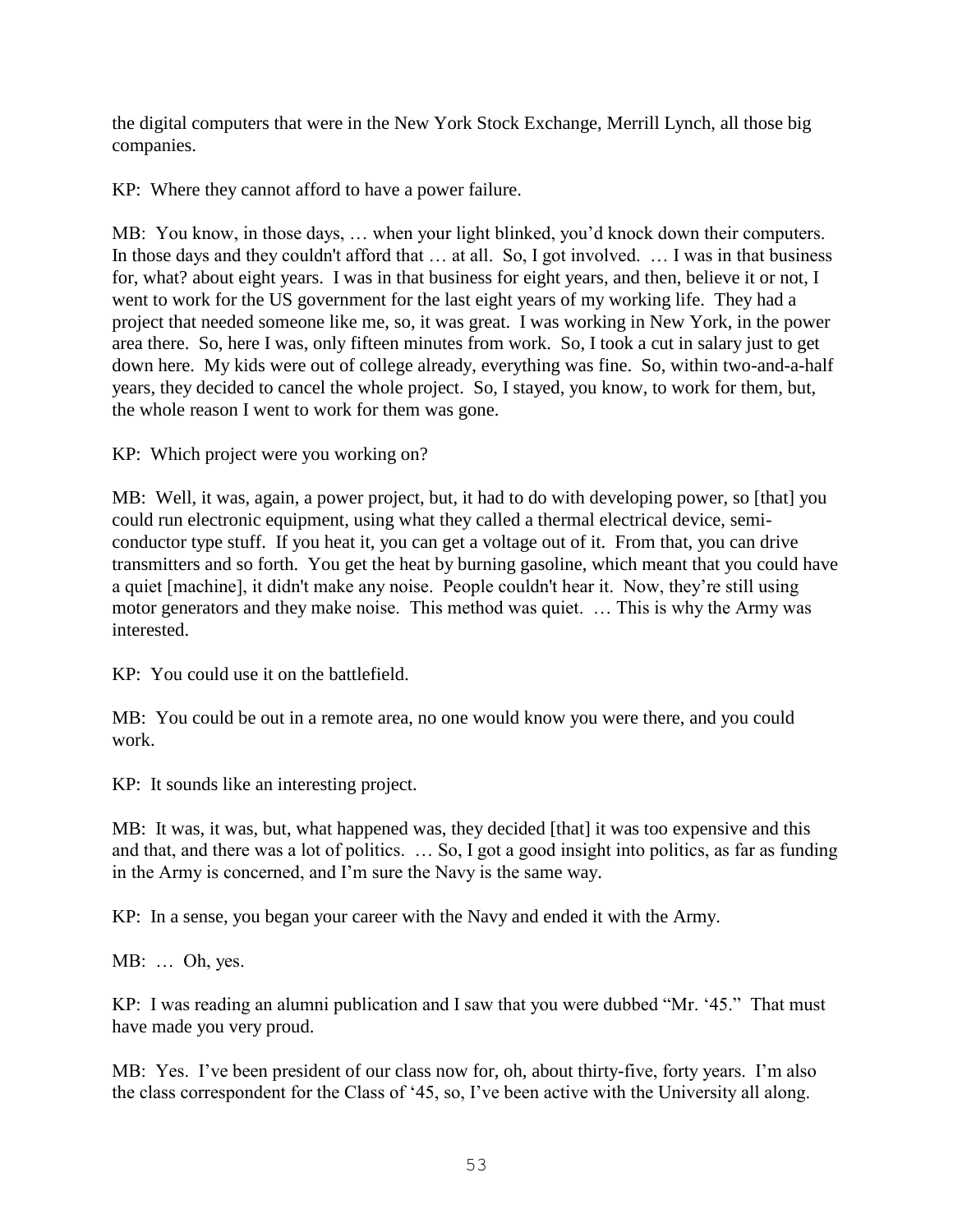the digital computers that were in the New York Stock Exchange, Merrill Lynch, all those big companies.

KP: Where they cannot afford to have a power failure.

MB: You know, in those days, … when your light blinked, you'd knock down their computers. In those days and they couldn't afford that … at all. So, I got involved. … I was in that business for, what? about eight years. I was in that business for eight years, and then, believe it or not, I went to work for the US government for the last eight years of my working life. They had a project that needed someone like me, so, it was great. I was working in New York, in the power area there. So, here I was, only fifteen minutes from work. So, I took a cut in salary just to get down here. My kids were out of college already, everything was fine. So, within two-and-a-half years, they decided to cancel the whole project. So, I stayed, you know, to work for them, but, the whole reason I went to work for them was gone.

KP: Which project were you working on?

MB: Well, it was, again, a power project, but, it had to do with developing power, so [that] you could run electronic equipment, using what they called a thermal electrical device, semi-conductor type stuff. If you heat it, you can get a voltage out of it. From that, you can drive transmitters and so forth. You get the heat by burning gasoline, which meant that you could have a quiet [machine], it didn't make any noise. People couldn't hear it. Now, they're still using motor generators and they make noise. This method was quiet. … This is why the Army was interested.

KP: You could use it on the battlefield.

MB: You could be out in a remote area, no one would know you were there, and you could work.

KP: It sounds like an interesting project.

MB: It was, it was, but, what happened was, they decided [that] it was too expensive and this and that, and there was a lot of politics. … So, I got a good insight into politics, as far as funding in the Army is concerned, and I'm sure the Navy is the same way.

KP: In a sense, you began your career with the Navy and ended it with the Army.

MB: … Oh, yes.

KP: I was reading an alumni publication and I saw that you were dubbed "Mr. '45." That must have made you very proud.

MB: Yes. I've been president of our class now for, oh, about thirty-five, forty years. I'm also the class correspondent for the Class of '45, so, I've been active with the University all along.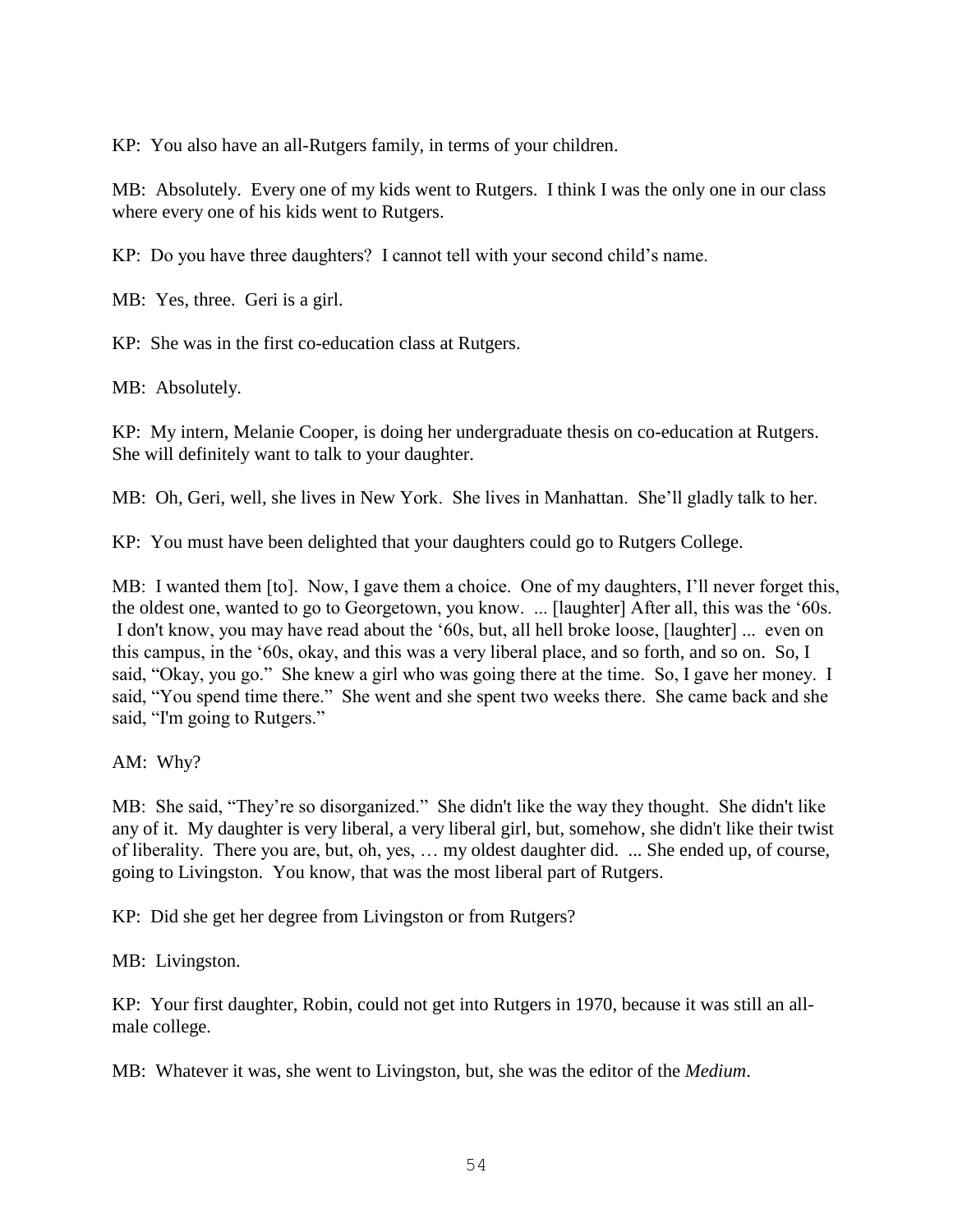KP: You also have an all-Rutgers family, in terms of your children.

MB: Absolutely. Every one of my kids went to Rutgers. I think I was the only one in our class where every one of his kids went to Rutgers.

KP: Do you have three daughters? I cannot tell with your second child's name.

MB: Yes, three. Geri is a girl.

KP: She was in the first co-education class at Rutgers.

MB: Absolutely.

KP: My intern, Melanie Cooper, is doing her undergraduate thesis on co-education at Rutgers. She will definitely want to talk to your daughter.

MB: Oh, Geri, well, she lives in New York. She lives in Manhattan. She'll gladly talk to her.

KP: You must have been delighted that your daughters could go to Rutgers College.

MB: I wanted them [to]. Now, I gave them a choice. One of my daughters, I'll never forget this, the oldest one, wanted to go to Georgetown, you know. ... [laughter] After all, this was the '60s. I don't know, you may have read about the '60s, but, all hell broke loose, [laughter] ... even on this campus, in the '60s, okay, and this was a very liberal place, and so forth, and so on. So, I said, "Okay, you go." She knew a girl who was going there at the time. So, I gave her money. I said, "You spend time there." She went and she spent two weeks there. She came back and she said, "I'm going to Rutgers."

AM: Why?

MB: She said, "They're so disorganized." She didn't like the way they thought. She didn't like any of it. My daughter is very liberal, a very liberal girl, but, somehow, she didn't like their twist of liberality. There you are, but, oh, yes, … my oldest daughter did. ... She ended up, of course, going to Livingston. You know, that was the most liberal part of Rutgers.

KP: Did she get her degree from Livingston or from Rutgers?

MB: Livingston.

KP: Your first daughter, Robin, could not get into Rutgers in 1970, because it was still an all-male college.

MB: Whatever it was, she went to Livingston, but, she was the editor of the *Medium*.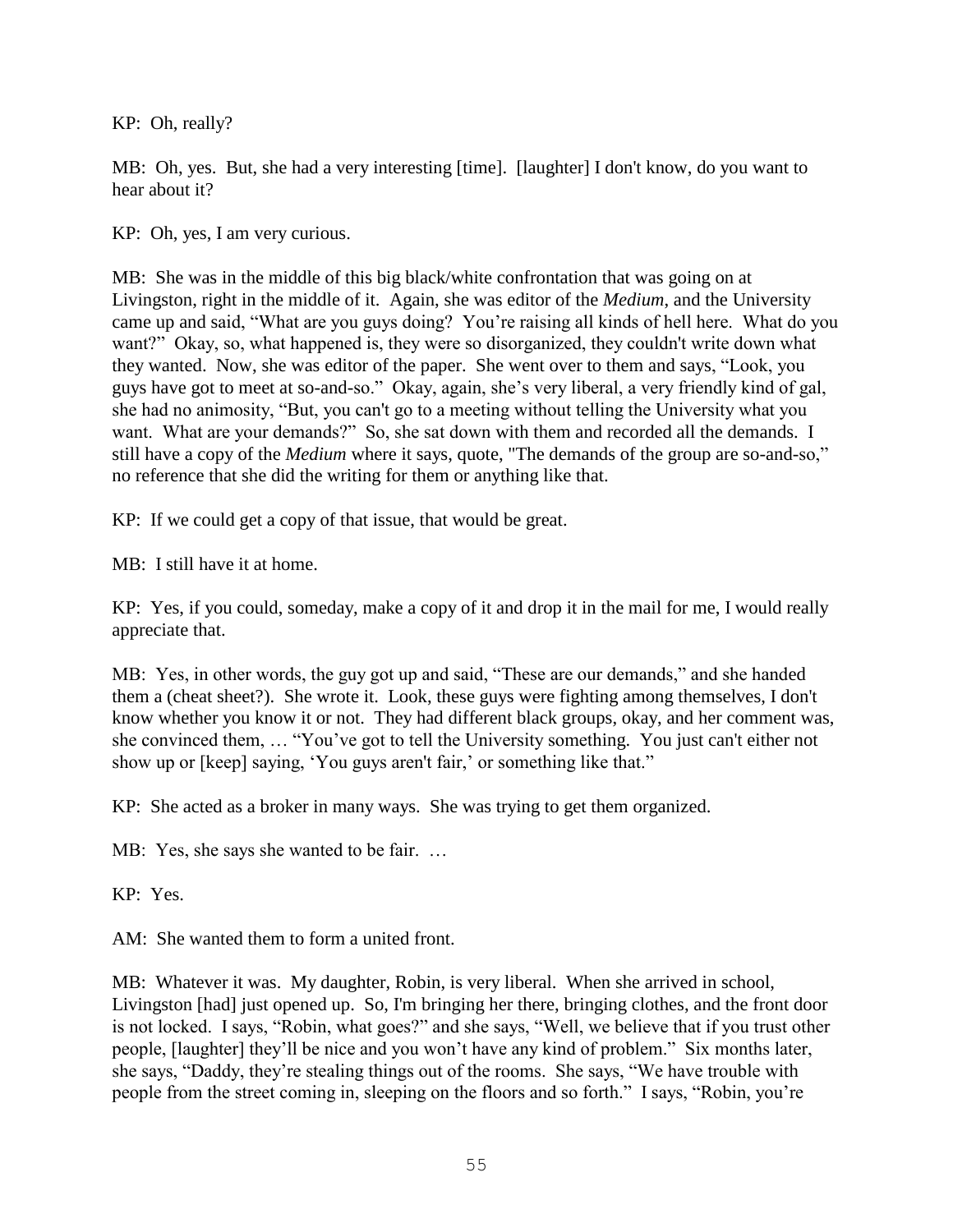KP: Oh, really?

MB: Oh, yes. But, she had a very interesting [time]. [laughter] I don't know, do you want to hear about it?

KP: Oh, yes, I am very curious.

MB: She was in the middle of this big black/white confrontation that was going on at Livingston, right in the middle of it. Again, she was editor of the *Medium*, and the University came up and said, "What are you guys doing? You're raising all kinds of hell here. What do you want?" Okay, so, what happened is, they were so disorganized, they couldn't write down what they wanted. Now, she was editor of the paper. She went over to them and says, "Look, you guys have got to meet at so-and-so." Okay, again, she's very liberal, a very friendly kind of gal, she had no animosity, "But, you can't go to a meeting without telling the University what you want. What are your demands?" So, she sat down with them and recorded all the demands. I still have a copy of the *Medium* where it says, quote, "The demands of the group are so-and-so," no reference that she did the writing for them or anything like that.

KP: If we could get a copy of that issue, that would be great.

MB: I still have it at home.

KP: Yes, if you could, someday, make a copy of it and drop it in the mail for me, I would really appreciate that.

MB: Yes, in other words, the guy got up and said, "These are our demands," and she handed them a (cheat sheet?). She wrote it. Look, these guys were fighting among themselves, I don't know whether you know it or not. They had different black groups, okay, and her comment was, she convinced them, … "You've got to tell the University something. You just can't either not show up or [keep] saying, 'You guys aren't fair,' or something like that."

KP: She acted as a broker in many ways. She was trying to get them organized.

MB: Yes, she says she wanted to be fair. …

KP: Yes.

AM: She wanted them to form a united front.

MB: Whatever it was. My daughter, Robin, is very liberal. When she arrived in school, Livingston [had] just opened up. So, I'm bringing her there, bringing clothes, and the front door is not locked. I says, "Robin, what goes?" and she says, "Well, we believe that if you trust other people, [laughter] they'll be nice and you won't have any kind of problem." Six months later, she says, "Daddy, they're stealing things out of the rooms. She says, "We have trouble with people from the street coming in, sleeping on the floors and so forth." I says, "Robin, you're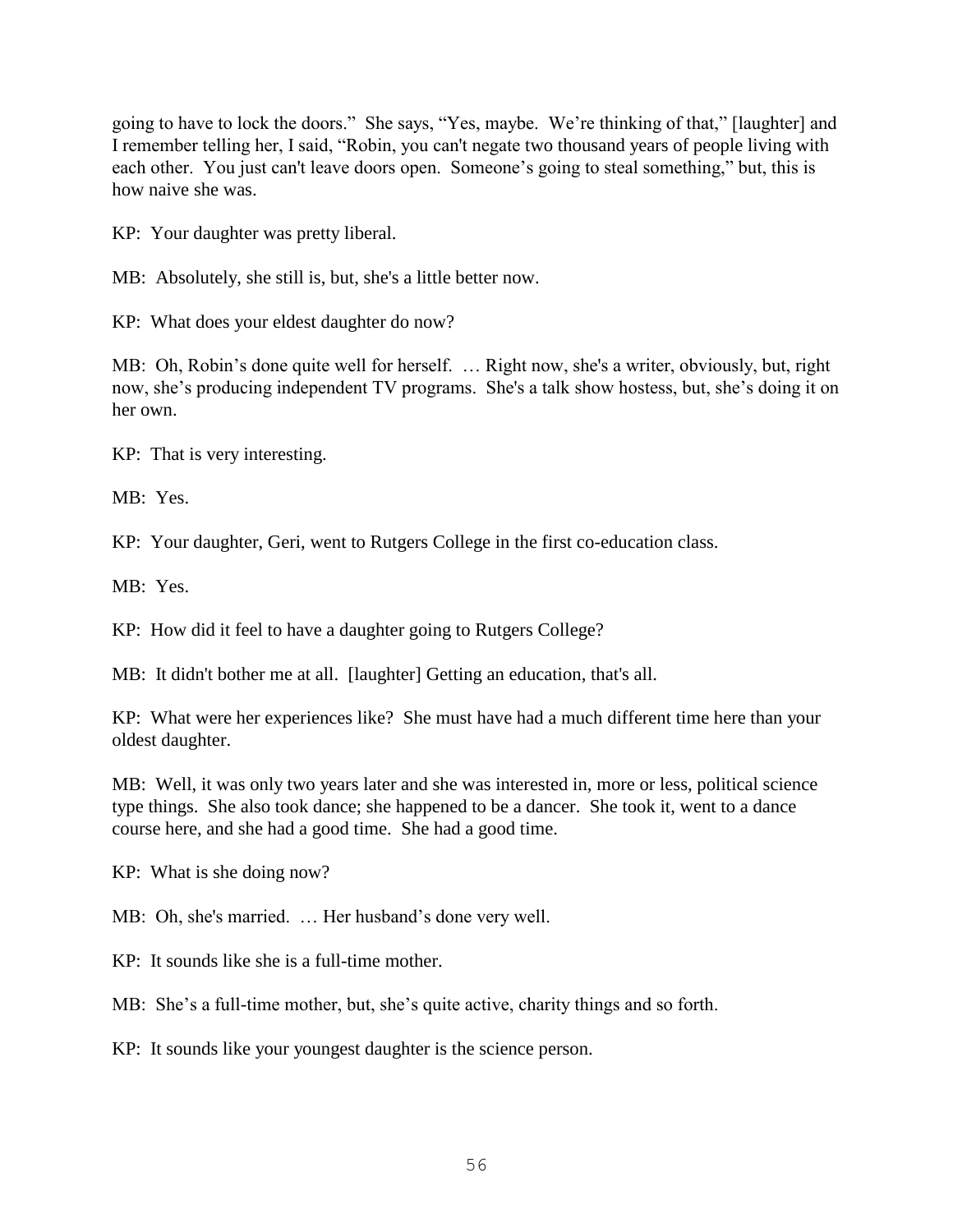going to have to lock the doors." She says, "Yes, maybe. We're thinking of that," [laughter] and I remember telling her, I said, "Robin, you can't negate two thousand years of people living with each other. You just can't leave doors open. Someone's going to steal something," but, this is how naive she was.

KP: Your daughter was pretty liberal.

MB: Absolutely, she still is, but, she's a little better now.

KP: What does your eldest daughter do now?

MB: Oh, Robin's done quite well for herself. … Right now, she's a writer, obviously, but, right now, she's producing independent TV programs. She's a talk show hostess, but, she's doing it on her own.

KP: That is very interesting.

MB: Yes.

KP: Your daughter, Geri, went to Rutgers College in the first co-education class.

MB: Yes.

KP: How did it feel to have a daughter going to Rutgers College?

MB: It didn't bother me at all. [laughter] Getting an education, that's all.

KP: What were her experiences like? She must have had a much different time here than your oldest daughter.

MB: Well, it was only two years later and she was interested in, more or less, political science type things. She also took dance; she happened to be a dancer. She took it, went to a dance course here, and she had a good time. She had a good time.

KP: What is she doing now?

MB: Oh, she's married. … Her husband's done very well.

KP: It sounds like she is a full-time mother.

MB: She's a full-time mother, but, she's quite active, charity things and so forth.

KP: It sounds like your youngest daughter is the science person.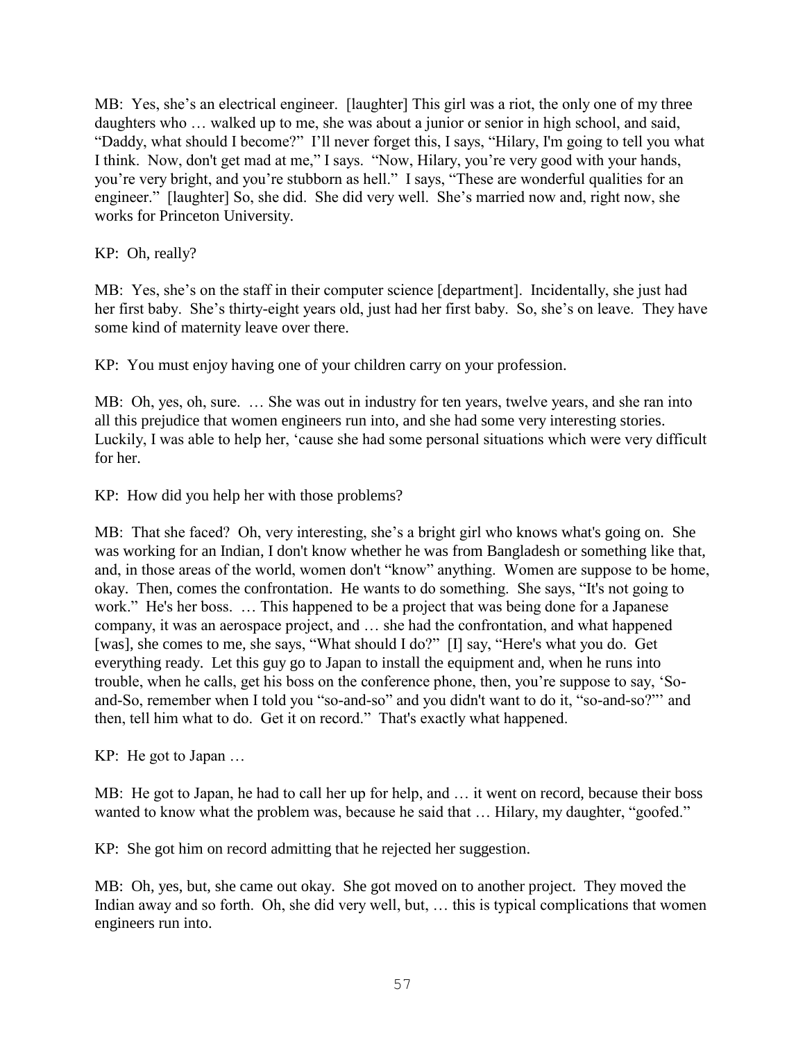MB: Yes, she's an electrical engineer. [laughter] This girl was a riot, the only one of my three daughters who … walked up to me, she was about a junior or senior in high school, and said, "Daddy, what should I become?" I'll never forget this, I says, "Hilary, I'm going to tell you what I think. Now, don't get mad at me," I says. "Now, Hilary, you're very good with your hands, you're very bright, and you're stubborn as hell." I says, "These are wonderful qualities for an engineer." [laughter] So, she did. She did very well. She's married now and, right now, she works for Princeton University.

KP: Oh, really?

MB: Yes, she's on the staff in their computer science [department]. Incidentally, she just had her first baby. She's thirty-eight years old, just had her first baby. So, she's on leave. They have some kind of maternity leave over there.

KP: You must enjoy having one of your children carry on your profession.

MB: Oh, yes, oh, sure. … She was out in industry for ten years, twelve years, and she ran into all this prejudice that women engineers run into, and she had some very interesting stories. Luckily, I was able to help her, 'cause she had some personal situations which were very difficult for her.

KP: How did you help her with those problems?

MB: That she faced? Oh, very interesting, she's a bright girl who knows what's going on. She was working for an Indian, I don't know whether he was from Bangladesh or something like that, and, in those areas of the world, women don't "know" anything. Women are suppose to be home, okay. Then, comes the confrontation. He wants to do something. She says, "It's not going to work." He's her boss. … This happened to be a project that was being done for a Japanese company, it was an aerospace project, and … she had the confrontation, and what happened [was], she comes to me, she says, "What should I do?" [I] say, "Here's what you do. Get everything ready. Let this guy go to Japan to install the equipment and, when he runs into trouble, when he calls, get his boss on the conference phone, then, you're suppose to say, 'So-and-So, remember when I told you "so-and-so" and you didn't want to do it, "so-and-so?"' and then, tell him what to do. Get it on record." That's exactly what happened.

KP: He got to Japan …

MB: He got to Japan, he had to call her up for help, and … it went on record, because their boss wanted to know what the problem was, because he said that … Hilary, my daughter, "goofed."

KP: She got him on record admitting that he rejected her suggestion.

MB: Oh, yes, but, she came out okay. She got moved on to another project. They moved the Indian away and so forth. Oh, she did very well, but, … this is typical complications that women engineers run into.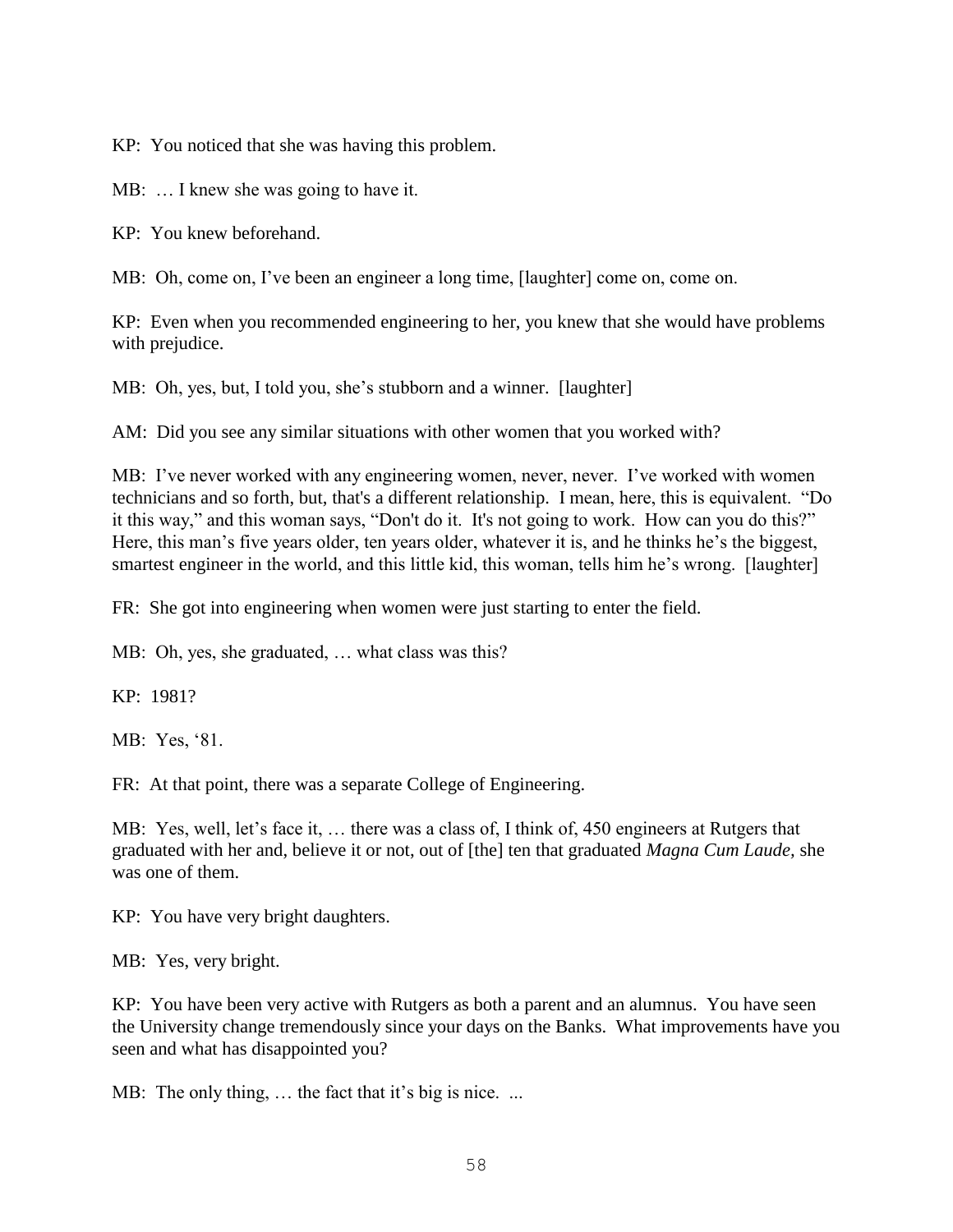KP: You noticed that she was having this problem.

MB: … I knew she was going to have it.

KP: You knew beforehand.

MB: Oh, come on, I've been an engineer a long time, [laughter] come on, come on.

KP: Even when you recommended engineering to her, you knew that she would have problems with prejudice.

MB: Oh, yes, but, I told you, she's stubborn and a winner. [laughter]

AM: Did you see any similar situations with other women that you worked with?

MB: I've never worked with any engineering women, never, never. I've worked with women technicians and so forth, but, that's a different relationship. I mean, here, this is equivalent. "Do it this way," and this woman says, "Don't do it. It's not going to work. How can you do this?" Here, this man's five years older, ten years older, whatever it is, and he thinks he's the biggest, smartest engineer in the world, and this little kid, this woman, tells him he's wrong. [laughter]

FR: She got into engineering when women were just starting to enter the field.

MB: Oh, yes, she graduated, … what class was this?

KP: 1981?

MB: Yes, '81.

FR: At that point, there was a separate College of Engineering.

MB: Yes, well, let's face it, … there was a class of, I think of, 450 engineers at Rutgers that graduated with her and, believe it or not, out of [the] ten that graduated *Magna Cum Laude*, she was one of them.

KP: You have very bright daughters.

MB: Yes, very bright.

KP: You have been very active with Rutgers as both a parent and an alumnus. You have seen the University change tremendously since your days on the Banks. What improvements have you seen and what has disappointed you?

MB: The only thing, … the fact that it's big is nice. ...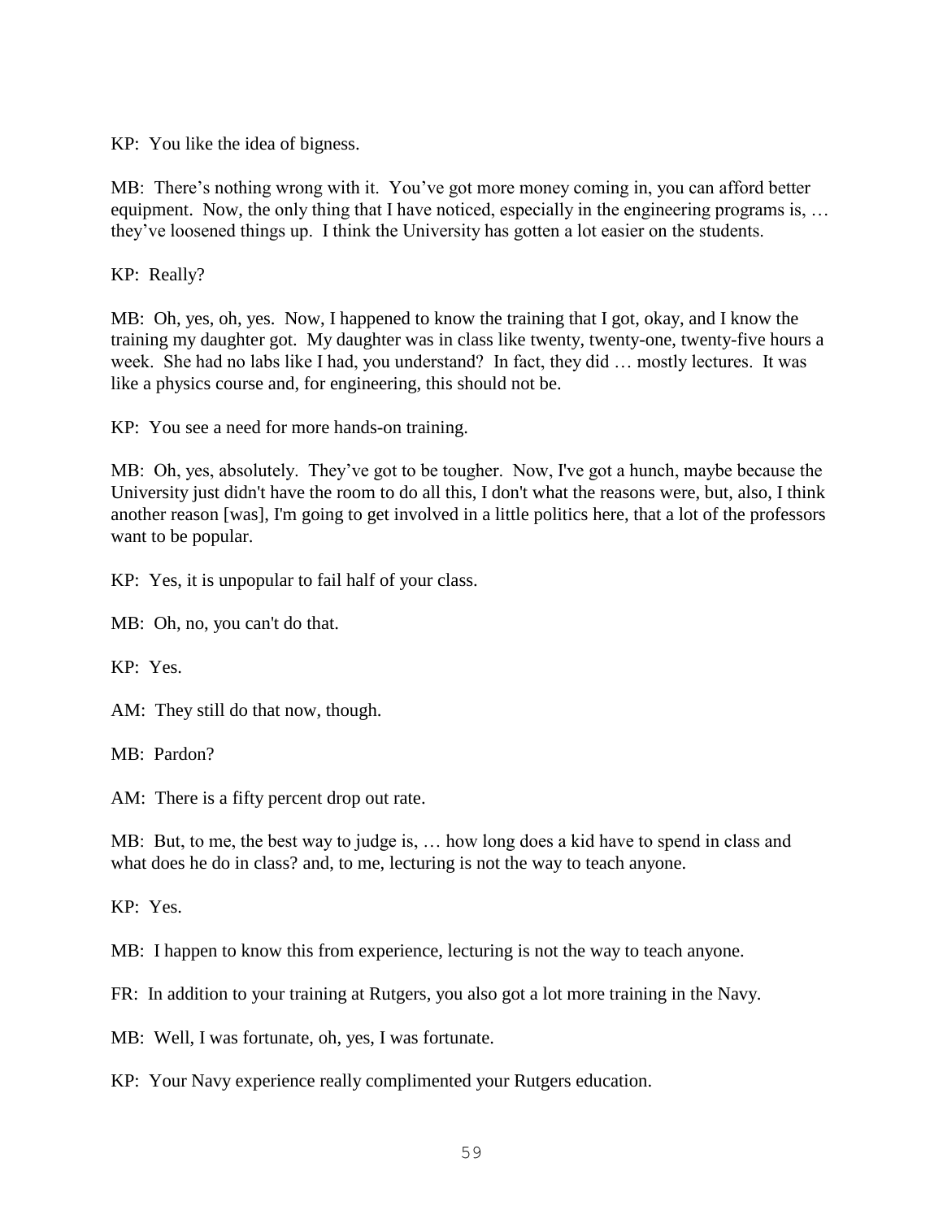KP: You like the idea of bigness.

MB: There's nothing wrong with it. You've got more money coming in, you can afford better equipment. Now, the only thing that I have noticed, especially in the engineering programs is, … they've loosened things up. I think the University has gotten a lot easier on the students.

KP: Really?

MB: Oh, yes, oh, yes. Now, I happened to know the training that I got, okay, and I know the training my daughter got. My daughter was in class like twenty, twenty-one, twenty-five hours a week. She had no labs like I had, you understand? In fact, they did … mostly lectures. It was like a physics course and, for engineering, this should not be.

KP: You see a need for more hands-on training.

MB: Oh, yes, absolutely. They've got to be tougher. Now, I've got a hunch, maybe because the University just didn't have the room to do all this, I don't what the reasons were, but, also, I think another reason [was], I'm going to get involved in a little politics here, that a lot of the professors want to be popular.

KP: Yes, it is unpopular to fail half of your class.

MB: Oh, no, you can't do that.

KP: Yes.

AM: They still do that now, though.

MB: Pardon?

AM: There is a fifty percent drop out rate.

MB: But, to me, the best way to judge is, … how long does a kid have to spend in class and what does he do in class? and, to me, lecturing is not the way to teach anyone.

KP: Yes.

MB: I happen to know this from experience, lecturing is not the way to teach anyone.

FR: In addition to your training at Rutgers, you also got a lot more training in the Navy.

MB: Well, I was fortunate, oh, yes, I was fortunate.

KP: Your Navy experience really complimented your Rutgers education.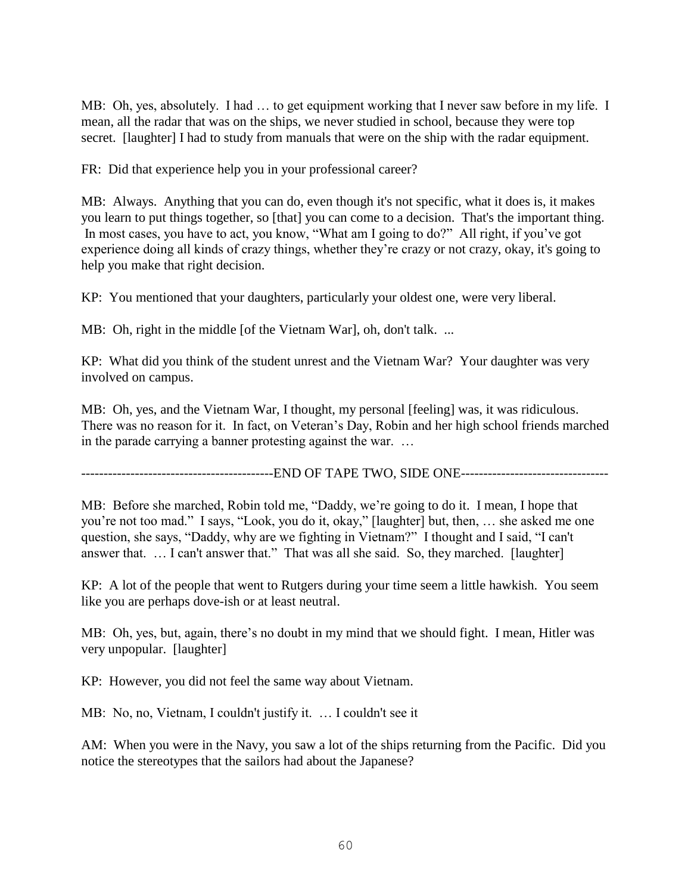MB: Oh, yes, absolutely. I had … to get equipment working that I never saw before in my life. I mean, all the radar that was on the ships, we never studied in school, because they were top secret. [laughter] I had to study from manuals that were on the ship with the radar equipment.

FR: Did that experience help you in your professional career?

MB: Always. Anything that you can do, even though it's not specific, what it does is, it makes you learn to put things together, so [that] you can come to a decision. That's the important thing. In most cases, you have to act, you know, "What am I going to do?" All right, if you've got experience doing all kinds of crazy things, whether they're crazy or not crazy, okay, it's going to help you make that right decision.

KP: You mentioned that your daughters, particularly your oldest one, were very liberal.

MB: Oh, right in the middle [of the Vietnam War], oh, don't talk. ...

KP: What did you think of the student unrest and the Vietnam War? Your daughter was very involved on campus.

MB: Oh, yes, and the Vietnam War, I thought, my personal [feeling] was, it was ridiculous. There was no reason for it. In fact, on Veteran's Day, Robin and her high school friends marched in the parade carrying a banner protesting against the war. …

-------------------------------------------END OF TAPE TWO, SIDE ONE---------------------------------

MB: Before she marched, Robin told me, "Daddy, we're going to do it. I mean, I hope that you're not too mad." I says, "Look, you do it, okay," [laughter] but, then, … she asked me one question, she says, "Daddy, why are we fighting in Vietnam?" I thought and I said, "I can't answer that. … I can't answer that." That was all she said. So, they marched. [laughter]

KP: A lot of the people that went to Rutgers during your time seem a little hawkish. You seem like you are perhaps dove-ish or at least neutral.

MB: Oh, yes, but, again, there's no doubt in my mind that we should fight. I mean, Hitler was very unpopular. [laughter]

KP: However, you did not feel the same way about Vietnam.

MB: No, no, Vietnam, I couldn't justify it. … I couldn't see it

AM: When you were in the Navy, you saw a lot of the ships returning from the Pacific. Did you notice the stereotypes that the sailors had about the Japanese?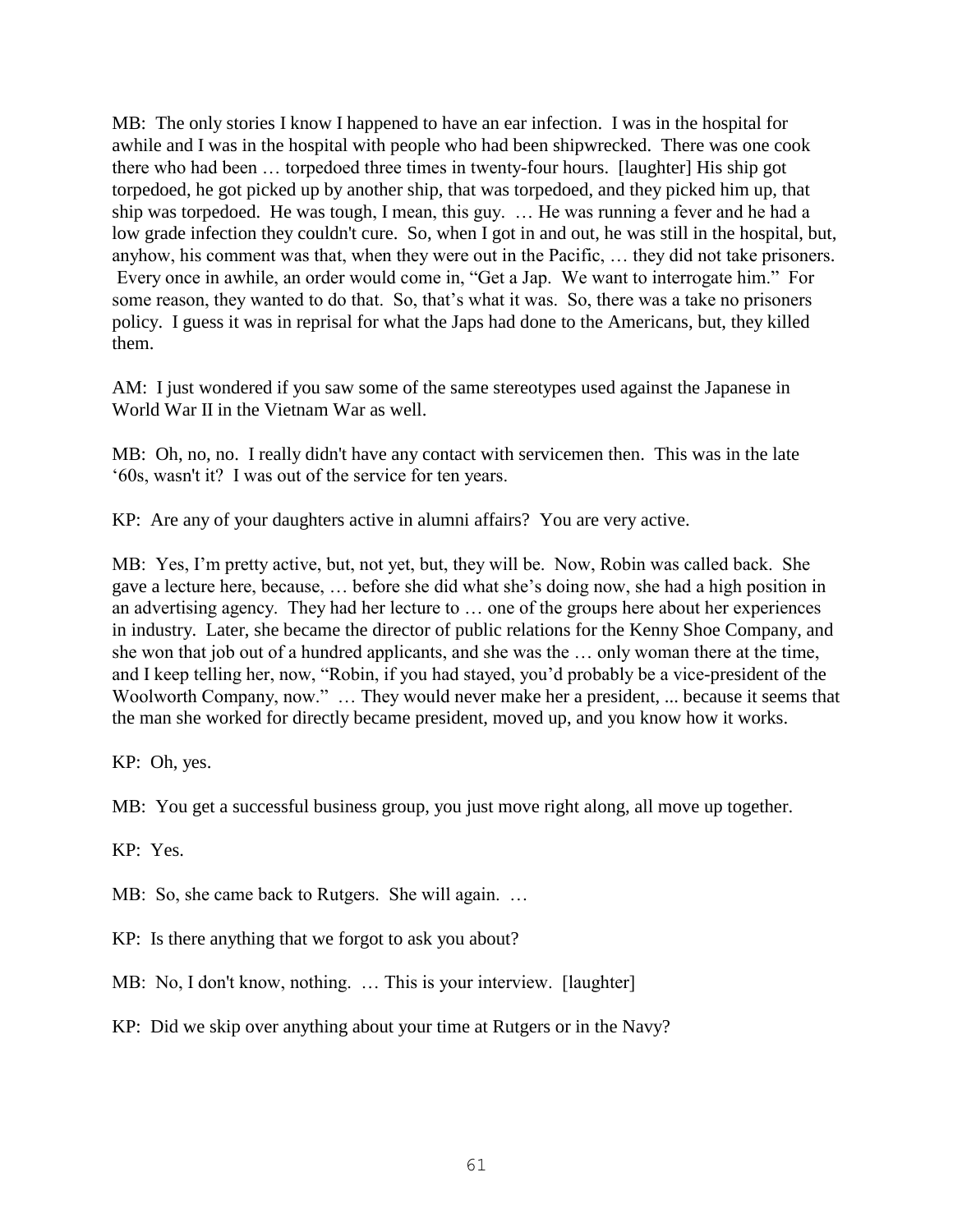MB: The only stories I know I happened to have an ear infection. I was in the hospital for awhile and I was in the hospital with people who had been shipwrecked. There was one cook there who had been … torpedoed three times in twenty-four hours. [laughter] His ship got torpedoed, he got picked up by another ship, that was torpedoed, and they picked him up, that ship was torpedoed. He was tough, I mean, this guy. … He was running a fever and he had a low grade infection they couldn't cure. So, when I got in and out, he was still in the hospital, but, anyhow, his comment was that, when they were out in the Pacific, … they did not take prisoners. Every once in awhile, an order would come in, "Get a Jap. We want to interrogate him." For some reason, they wanted to do that. So, that's what it was. So, there was a take no prisoners policy. I guess it was in reprisal for what the Japs had done to the Americans, but, they killed them.

AM: I just wondered if you saw some of the same stereotypes used against the Japanese in World War II in the Vietnam War as well.

MB: Oh, no, no. I really didn't have any contact with servicemen then. This was in the late '60s, wasn't it? I was out of the service for ten years.

KP: Are any of your daughters active in alumni affairs? You are very active.

MB: Yes, I'm pretty active, but, not yet, but, they will be. Now, Robin was called back. She gave a lecture here, because, … before she did what she's doing now, she had a high position in an advertising agency. They had her lecture to … one of the groups here about her experiences in industry. Later, she became the director of public relations for the Kenny Shoe Company, and she won that job out of a hundred applicants, and she was the … only woman there at the time, and I keep telling her, now, "Robin, if you had stayed, you'd probably be a vice-president of the Woolworth Company, now." … They would never make her a president, ... because it seems that the man she worked for directly became president, moved up, and you know how it works.

KP: Oh, yes.

MB: You get a successful business group, you just move right along, all move up together.

KP: Yes.

MB: So, she came back to Rutgers. She will again. …

KP: Is there anything that we forgot to ask you about?

MB: No, I don't know, nothing. … This is your interview. [laughter]

KP: Did we skip over anything about your time at Rutgers or in the Navy?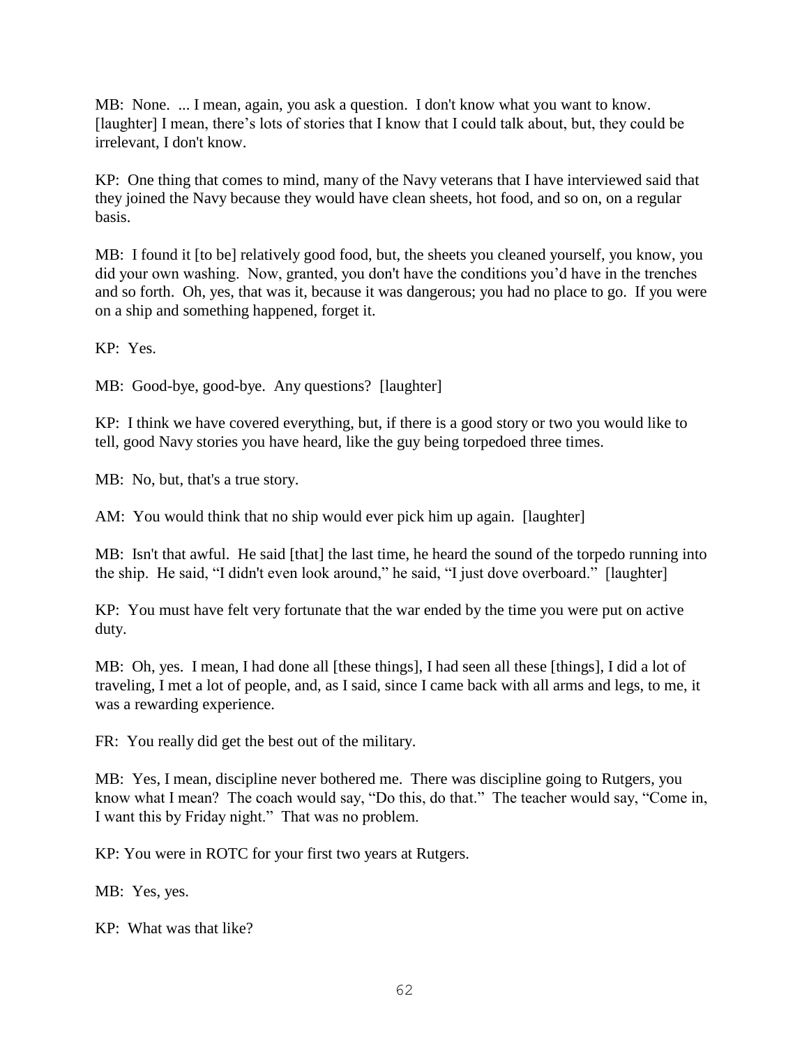MB: None. ... I mean, again, you ask a question. I don't know what you want to know. [laughter] I mean, there's lots of stories that I know that I could talk about, but, they could be irrelevant, I don't know.

KP: One thing that comes to mind, many of the Navy veterans that I have interviewed said that they joined the Navy because they would have clean sheets, hot food, and so on, on a regular basis.

MB: I found it [to be] relatively good food, but, the sheets you cleaned yourself, you know, you did your own washing. Now, granted, you don't have the conditions you'd have in the trenches and so forth. Oh, yes, that was it, because it was dangerous; you had no place to go. If you were on a ship and something happened, forget it.

KP: Yes.

MB: Good-bye, good-bye. Any questions? [laughter]

KP: I think we have covered everything, but, if there is a good story or two you would like to tell, good Navy stories you have heard, like the guy being torpedoed three times.

MB: No, but, that's a true story.

AM: You would think that no ship would ever pick him up again. [laughter]

MB: Isn't that awful. He said [that] the last time, he heard the sound of the torpedo running into the ship. He said, "I didn't even look around," he said, "I just dove overboard." [laughter]

KP: You must have felt very fortunate that the war ended by the time you were put on active duty.

MB: Oh, yes. I mean, I had done all [these things], I had seen all these [things], I did a lot of traveling, I met a lot of people, and, as I said, since I came back with all arms and legs, to me, it was a rewarding experience.

FR: You really did get the best out of the military.

MB: Yes, I mean, discipline never bothered me. There was discipline going to Rutgers, you know what I mean? The coach would say, "Do this, do that." The teacher would say, "Come in, I want this by Friday night." That was no problem.

KP: You were in ROTC for your first two years at Rutgers.

MB: Yes, yes.

KP: What was that like?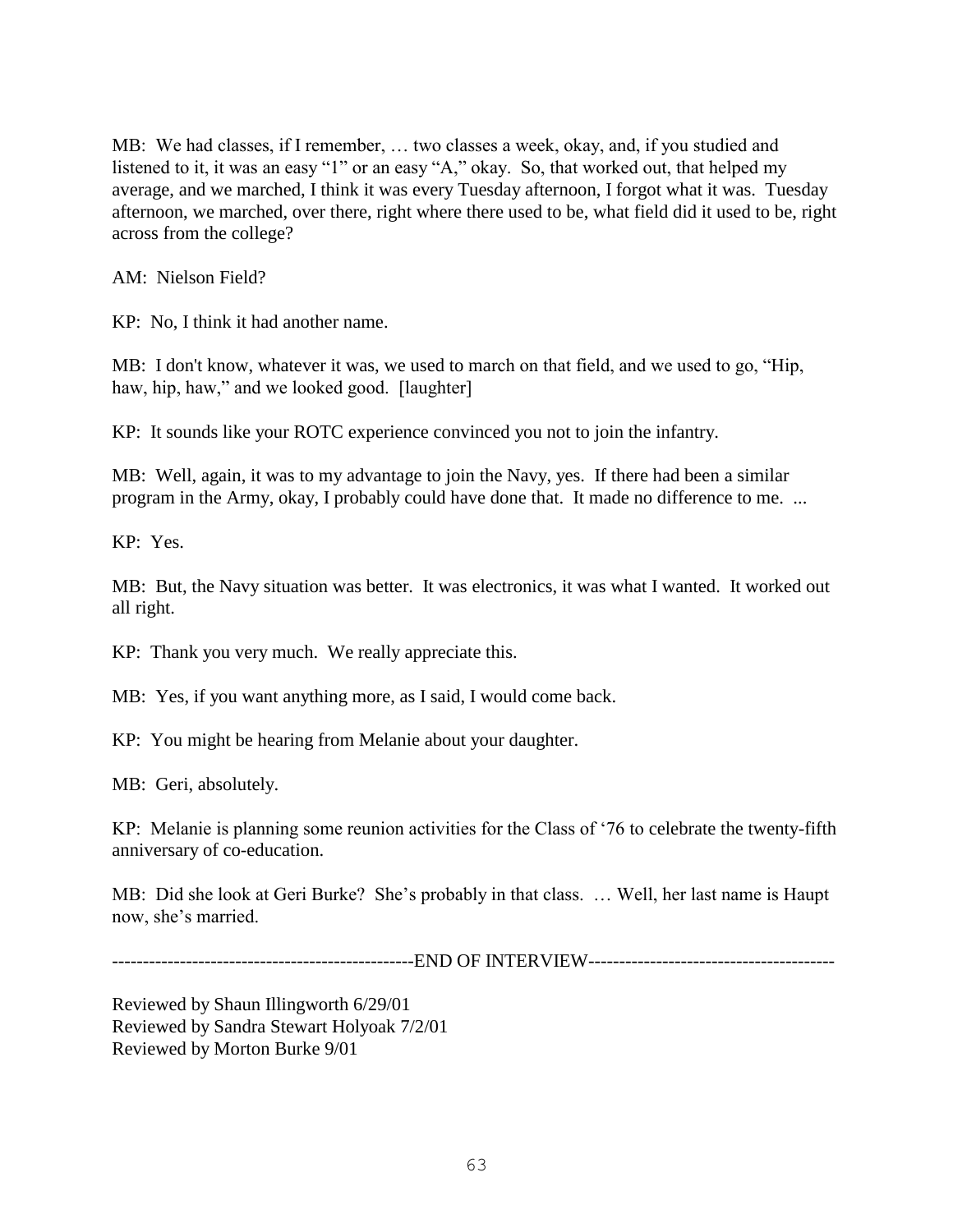MB: We had classes, if I remember, … two classes a week, okay, and, if you studied and listened to it, it was an easy "1" or an easy "A," okay. So, that worked out, that helped my average, and we marched, I think it was every Tuesday afternoon, I forgot what it was. Tuesday afternoon, we marched, over there, right where there used to be, what field did it used to be, right across from the college?

AM: Nielson Field?

KP: No, I think it had another name.

MB: I don't know, whatever it was, we used to march on that field, and we used to go, "Hip, haw, hip, haw," and we looked good. [laughter]

KP: It sounds like your ROTC experience convinced you not to join the infantry.

MB: Well, again, it was to my advantage to join the Navy, yes. If there had been a similar program in the Army, okay, I probably could have done that. It made no difference to me. ...

KP: Yes.

MB: But, the Navy situation was better. It was electronics, it was what I wanted. It worked out all right.

KP: Thank you very much. We really appreciate this.

MB: Yes, if you want anything more, as I said, I would come back.

KP: You might be hearing from Melanie about your daughter.

MB: Geri, absolutely.

KP: Melanie is planning some reunion activities for the Class of '76 to celebrate the twenty-fifth anniversary of co-education.

MB: Did she look at Geri Burke? She's probably in that class. … Well, her last name is Haupt now, she's married.

------------------------------------------------END OF INTERVIEW---------------------------------------

Reviewed by Shaun Illingworth 6/29/01
Reviewed by Sandra Stewart Holyoak 7/2/01
Reviewed by Morton Burke 9/01